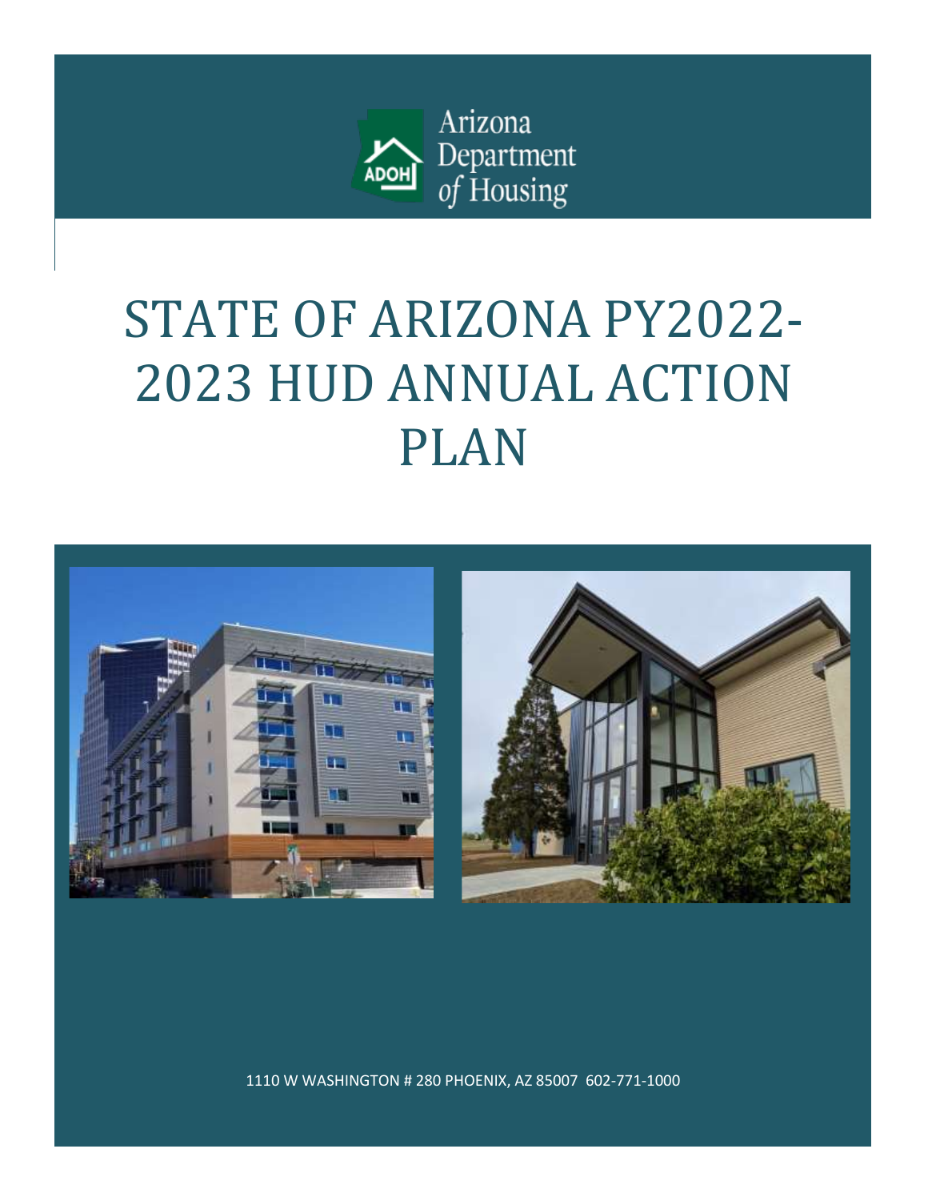Arizona Department of Housing

# STATE OF ARIZONA PY2022-2023 HUD ANNUAL ACTION PLAN

1110 W WASHINGTON # 280 PHOENIX, AZ 85007 602-771-1000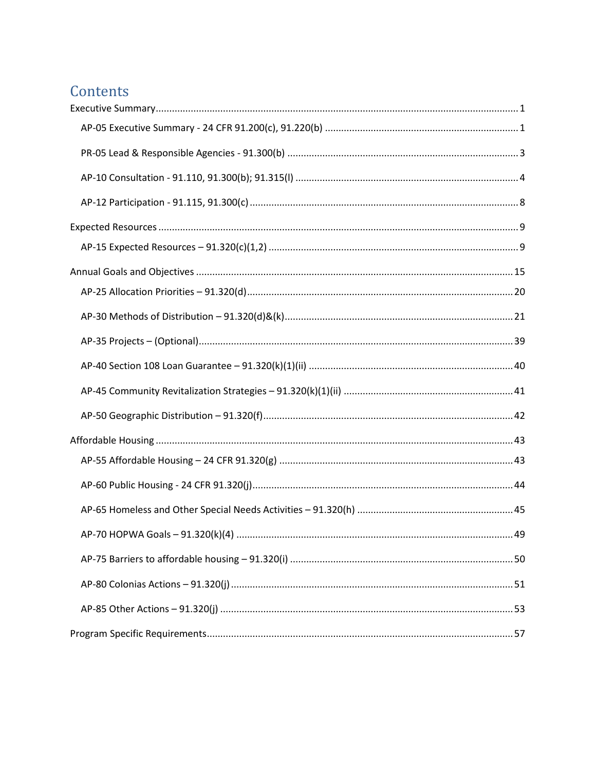# Contents

Executive Summary ..................................................................................................................... 1

- AP-05 Executive Summary - 24 CFR 91.200(c), 91.220(b) ........................................................ 1
- PR-05 Lead & Responsible Agencies - 91.300(b) ....................................................................... 3
- AP-10 Consultation - 91.110, 91.300(b); 91.315(l) ..................................................................... 4
- AP-12 Participation - 91.115, 91.300(c) ..................................................................................... 8

Expected Resources .................................................................................................................... 9

- AP-15 Expected Resources – 91.320(c)(1,2) .............................................................................. 9

Annual Goals and Objectives ..................................................................................................... 15

- AP-25 Allocation Priorities – 91.320(d) .................................................................................... 20
- AP-30 Methods of Distribution – 91.320(d)&(k) ....................................................................... 21
- AP-35 Projects – (Optional) ...................................................................................................... 39
- AP-40 Section 108 Loan Guarantee – 91.320(k)(1)(ii) .............................................................. 40
- AP-45 Community Revitalization Strategies – 91.320(k)(1)(ii) ................................................. 41
- AP-50 Geographic Distribution – 91.320(f) ............................................................................... 42

Affordable Housing ................................................................................................................... 43

- AP-55 Affordable Housing – 24 CFR 91.320(g) ......................................................................... 43
- AP-60 Public Housing - 24 CFR 91.320(j) .................................................................................. 44
- AP-65 Homeless and Other Special Needs Activities – 91.320(h) ............................................ 45
- AP-70 HOPWA Goals – 91.320(k)(4) ........................................................................................ 49
- AP-75 Barriers to affordable housing – 91.320(i) ..................................................................... 50
- AP-80 Colonias Actions – 91.320(j) .......................................................................................... 51
- AP-85 Other Actions – 91.320(j) ............................................................................................... 53

Program Specific Requirements ................................................................................................. 57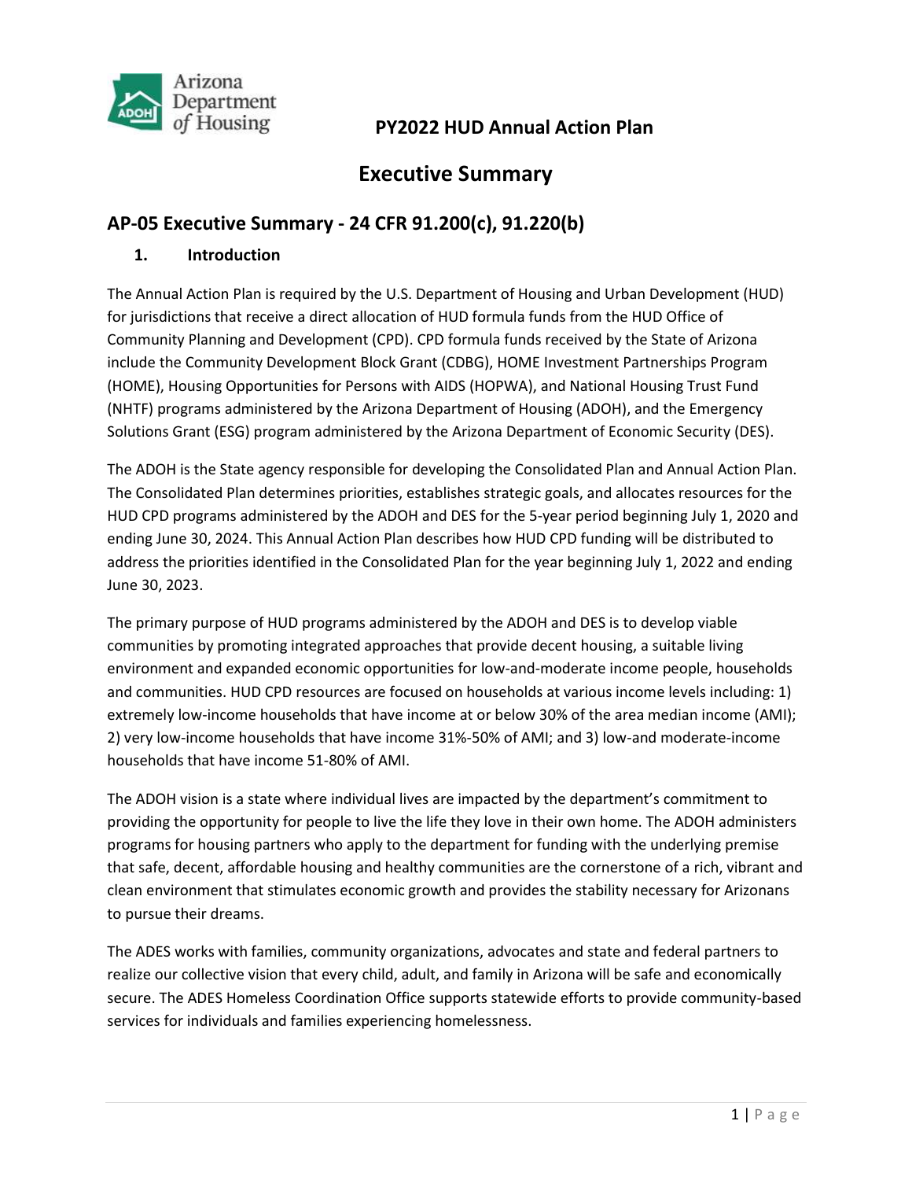# PY2022 HUD Annual Action Plan

# Executive Summary

## AP-05 Executive Summary - 24 CFR 91.200(c), 91.220(b)

### 1. Introduction

The Annual Action Plan is required by the U.S. Department of Housing and Urban Development (HUD) for jurisdictions that receive a direct allocation of HUD formula funds from the HUD Office of Community Planning and Development (CPD). CPD formula funds received by the State of Arizona include the Community Development Block Grant (CDBG), HOME Investment Partnerships Program (HOME), Housing Opportunities for Persons with AIDS (HOPWA), and National Housing Trust Fund (NHTF) programs administered by the Arizona Department of Housing (ADOH), and the Emergency Solutions Grant (ESG) program administered by the Arizona Department of Economic Security (DES).

The ADOH is the State agency responsible for developing the Consolidated Plan and Annual Action Plan. The Consolidated Plan determines priorities, establishes strategic goals, and allocates resources for the HUD CPD programs administered by the ADOH and DES for the 5-year period beginning July 1, 2020 and ending June 30, 2024. This Annual Action Plan describes how HUD CPD funding will be distributed to address the priorities identified in the Consolidated Plan for the year beginning July 1, 2022 and ending June 30, 2023.

The primary purpose of HUD programs administered by the ADOH and DES is to develop viable communities by promoting integrated approaches that provide decent housing, a suitable living environment and expanded economic opportunities for low-and-moderate income people, households and communities. HUD CPD resources are focused on households at various income levels including: 1) extremely low-income households that have income at or below 30% of the area median income (AMI); 2) very low-income households that have income 31%-50% of AMI; and 3) low-and moderate-income households that have income 51-80% of AMI.

The ADOH vision is a state where individual lives are impacted by the department's commitment to providing the opportunity for people to live the life they love in their own home. The ADOH administers programs for housing partners who apply to the department for funding with the underlying premise that safe, decent, affordable housing and healthy communities are the cornerstone of a rich, vibrant and clean environment that stimulates economic growth and provides the stability necessary for Arizonans to pursue their dreams.

The ADES works with families, community organizations, advocates and state and federal partners to realize our collective vision that every child, adult, and family in Arizona will be safe and economically secure. The ADES Homeless Coordination Office supports statewide efforts to provide community-based services for individuals and families experiencing homelessness.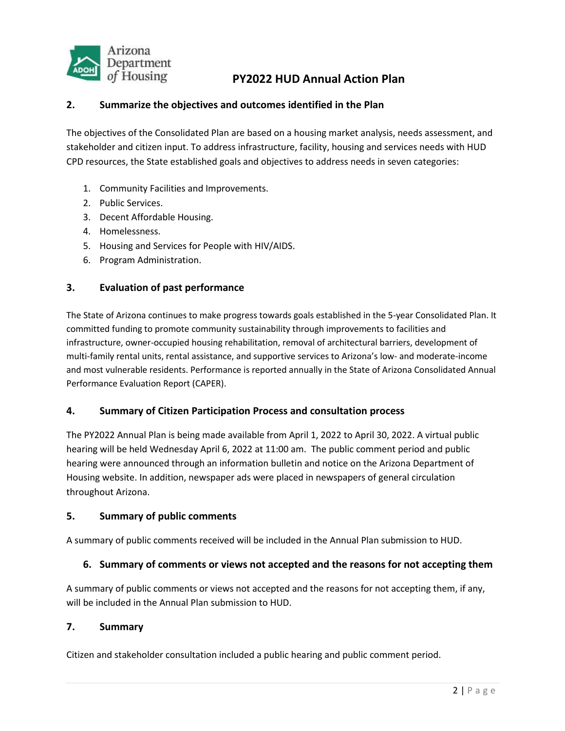## 2. Summarize the objectives and outcomes identified in the Plan

The objectives of the Consolidated Plan are based on a housing market analysis, needs assessment, and stakeholder and citizen input. To address infrastructure, facility, housing and services needs with HUD CPD resources, the State established goals and objectives to address needs in seven categories:

1. Community Facilities and Improvements.
2. Public Services.
3. Decent Affordable Housing.
4. Homelessness.
5. Housing and Services for People with HIV/AIDS.
6. Program Administration.

## 3. Evaluation of past performance

The State of Arizona continues to make progress towards goals established in the 5-year Consolidated Plan. It committed funding to promote community sustainability through improvements to facilities and infrastructure, owner-occupied housing rehabilitation, removal of architectural barriers, development of multi-family rental units, rental assistance, and supportive services to Arizona's low- and moderate-income and most vulnerable residents. Performance is reported annually in the State of Arizona Consolidated Annual Performance Evaluation Report (CAPER).

## 4. Summary of Citizen Participation Process and consultation process

The PY2022 Annual Plan is being made available from April 1, 2022 to April 30, 2022. A virtual public hearing will be held Wednesday April 6, 2022 at 11:00 am. The public comment period and public hearing were announced through an information bulletin and notice on the Arizona Department of Housing website. In addition, newspaper ads were placed in newspapers of general circulation throughout Arizona.

## 5. Summary of public comments

A summary of public comments received will be included in the Annual Plan submission to HUD.

## 6. Summary of comments or views not accepted and the reasons for not accepting them

A summary of public comments or views not accepted and the reasons for not accepting them, if any, will be included in the Annual Plan submission to HUD.

## 7. Summary

Citizen and stakeholder consultation included a public hearing and public comment period.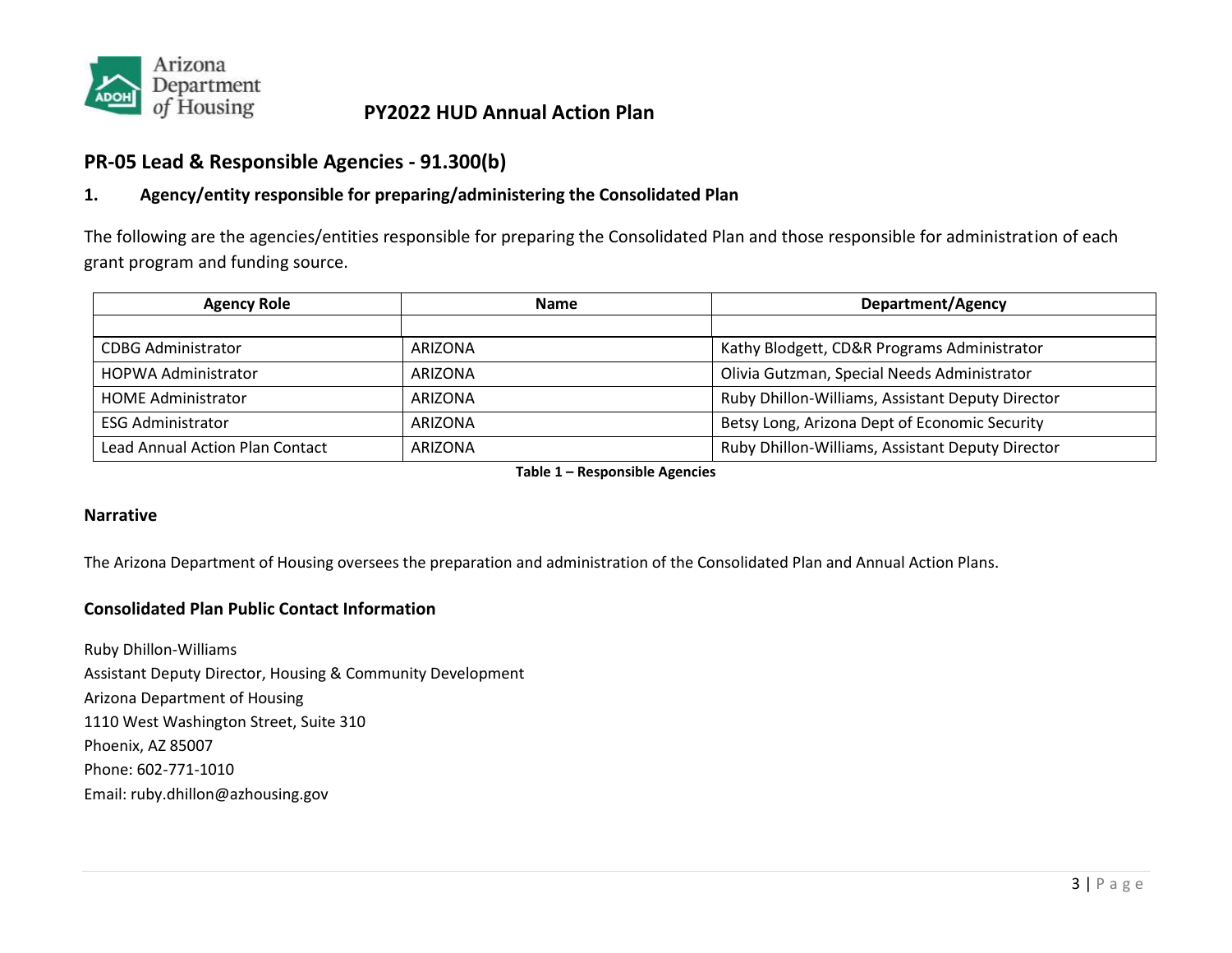# PY2022 HUD Annual Action Plan

## PR-05 Lead & Responsible Agencies - 91.300(b)

### 1. Agency/entity responsible for preparing/administering the Consolidated Plan

The following are the agencies/entities responsible for preparing the Consolidated Plan and those responsible for administration of each grant program and funding source.

| Agency Role | Name | Department/Agency |
|---|---|---|
| | | |
| CDBG Administrator | ARIZONA | Kathy Blodgett, CD&R Programs Administrator |
| HOPWA Administrator | ARIZONA | Olivia Gutzman, Special Needs Administrator |
| HOME Administrator | ARIZONA | Ruby Dhillon-Williams, Assistant Deputy Director |
| ESG Administrator | ARIZONA | Betsy Long, Arizona Dept of Economic Security |
| Lead Annual Action Plan Contact | ARIZONA | Ruby Dhillon-Williams, Assistant Deputy Director |

**Table 1 – Responsible Agencies**

### Narrative

The Arizona Department of Housing oversees the preparation and administration of the Consolidated Plan and Annual Action Plans.

### Consolidated Plan Public Contact Information

Ruby Dhillon-Williams
Assistant Deputy Director, Housing & Community Development
Arizona Department of Housing
1110 West Washington Street, Suite 310
Phoenix, AZ 85007
Phone: 602-771-1010
Email: ruby.dhillon@azhousing.gov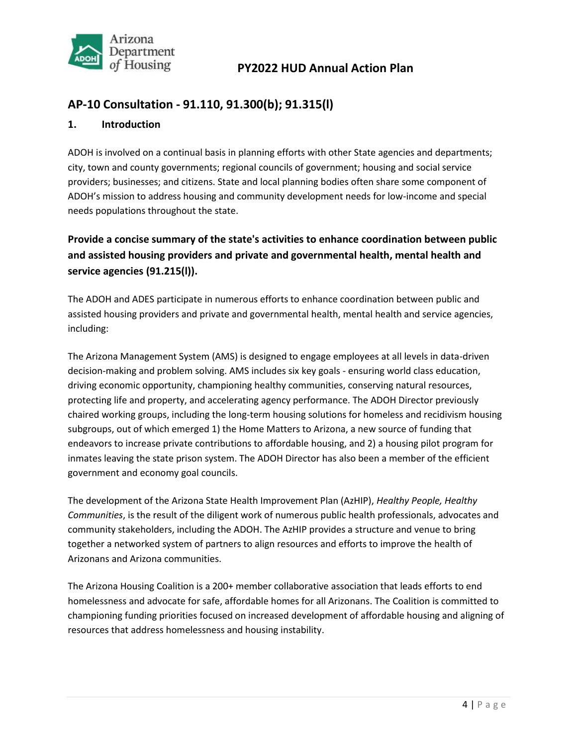## AP-10 Consultation - 91.110, 91.300(b); 91.315(l)

### 1. Introduction

ADOH is involved on a continual basis in planning efforts with other State agencies and departments; city, town and county governments; regional councils of government; housing and social service providers; businesses; and citizens. State and local planning bodies often share some component of ADOH's mission to address housing and community development needs for low-income and special needs populations throughout the state.

### Provide a concise summary of the state's activities to enhance coordination between public and assisted housing providers and private and governmental health, mental health and service agencies (91.215(l)).

The ADOH and ADES participate in numerous efforts to enhance coordination between public and assisted housing providers and private and governmental health, mental health and service agencies, including:

The Arizona Management System (AMS) is designed to engage employees at all levels in data-driven decision-making and problem solving. AMS includes six key goals - ensuring world class education, driving economic opportunity, championing healthy communities, conserving natural resources, protecting life and property, and accelerating agency performance. The ADOH Director previously chaired working groups, including the long-term housing solutions for homeless and recidivism housing subgroups, out of which emerged 1) the Home Matters to Arizona, a new source of funding that endeavors to increase private contributions to affordable housing, and 2) a housing pilot program for inmates leaving the state prison system. The ADOH Director has also been a member of the efficient government and economy goal councils.

The development of the Arizona State Health Improvement Plan (AzHIP), *Healthy People, Healthy Communities*, is the result of the diligent work of numerous public health professionals, advocates and community stakeholders, including the ADOH. The AzHIP provides a structure and venue to bring together a networked system of partners to align resources and efforts to improve the health of Arizonans and Arizona communities.

The Arizona Housing Coalition is a 200+ member collaborative association that leads efforts to end homelessness and advocate for safe, affordable homes for all Arizonans. The Coalition is committed to championing funding priorities focused on increased development of affordable housing and aligning of resources that address homelessness and housing instability.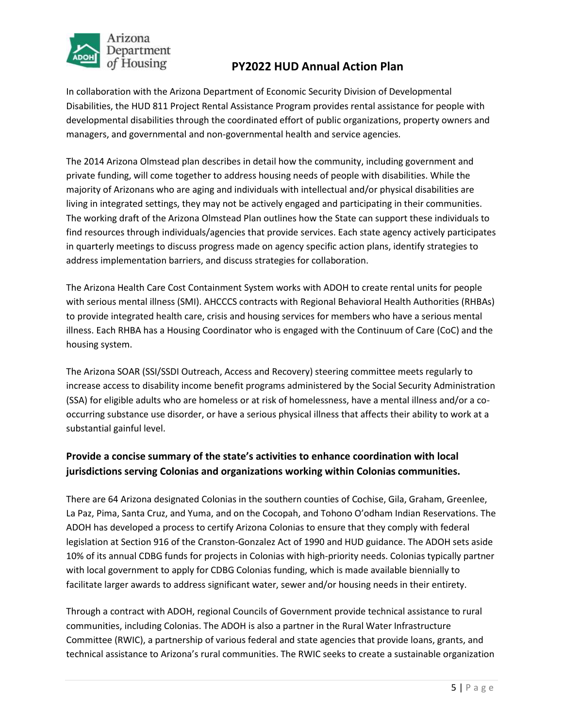In collaboration with the Arizona Department of Economic Security Division of Developmental Disabilities, the HUD 811 Project Rental Assistance Program provides rental assistance for people with developmental disabilities through the coordinated effort of public organizations, property owners and managers, and governmental and non-governmental health and service agencies.

The 2014 Arizona Olmstead plan describes in detail how the community, including government and private funding, will come together to address housing needs of people with disabilities. While the majority of Arizonans who are aging and individuals with intellectual and/or physical disabilities are living in integrated settings, they may not be actively engaged and participating in their communities. The working draft of the Arizona Olmstead Plan outlines how the State can support these individuals to find resources through individuals/agencies that provide services. Each state agency actively participates in quarterly meetings to discuss progress made on agency specific action plans, identify strategies to address implementation barriers, and discuss strategies for collaboration.

The Arizona Health Care Cost Containment System works with ADOH to create rental units for people with serious mental illness (SMI). AHCCCS contracts with Regional Behavioral Health Authorities (RHBAs) to provide integrated health care, crisis and housing services for members who have a serious mental illness. Each RHBA has a Housing Coordinator who is engaged with the Continuum of Care (CoC) and the housing system.

The Arizona SOAR (SSI/SSDI Outreach, Access and Recovery) steering committee meets regularly to increase access to disability income benefit programs administered by the Social Security Administration (SSA) for eligible adults who are homeless or at risk of homelessness, have a mental illness and/or a co-occurring substance use disorder, or have a serious physical illness that affects their ability to work at a substantial gainful level.

### Provide a concise summary of the state's activities to enhance coordination with local jurisdictions serving Colonias and organizations working within Colonias communities.

There are 64 Arizona designated Colonias in the southern counties of Cochise, Gila, Graham, Greenlee, La Paz, Pima, Santa Cruz, and Yuma, and on the Cocopah, and Tohono O'odham Indian Reservations. The ADOH has developed a process to certify Arizona Colonias to ensure that they comply with federal legislation at Section 916 of the Cranston-Gonzalez Act of 1990 and HUD guidance. The ADOH sets aside 10% of its annual CDBG funds for projects in Colonias with high-priority needs. Colonias typically partner with local government to apply for CDBG Colonias funding, which is made available biennially to facilitate larger awards to address significant water, sewer and/or housing needs in their entirety.

Through a contract with ADOH, regional Councils of Government provide technical assistance to rural communities, including Colonias. The ADOH is also a partner in the Rural Water Infrastructure Committee (RWIC), a partnership of various federal and state agencies that provide loans, grants, and technical assistance to Arizona's rural communities. The RWIC seeks to create a sustainable organization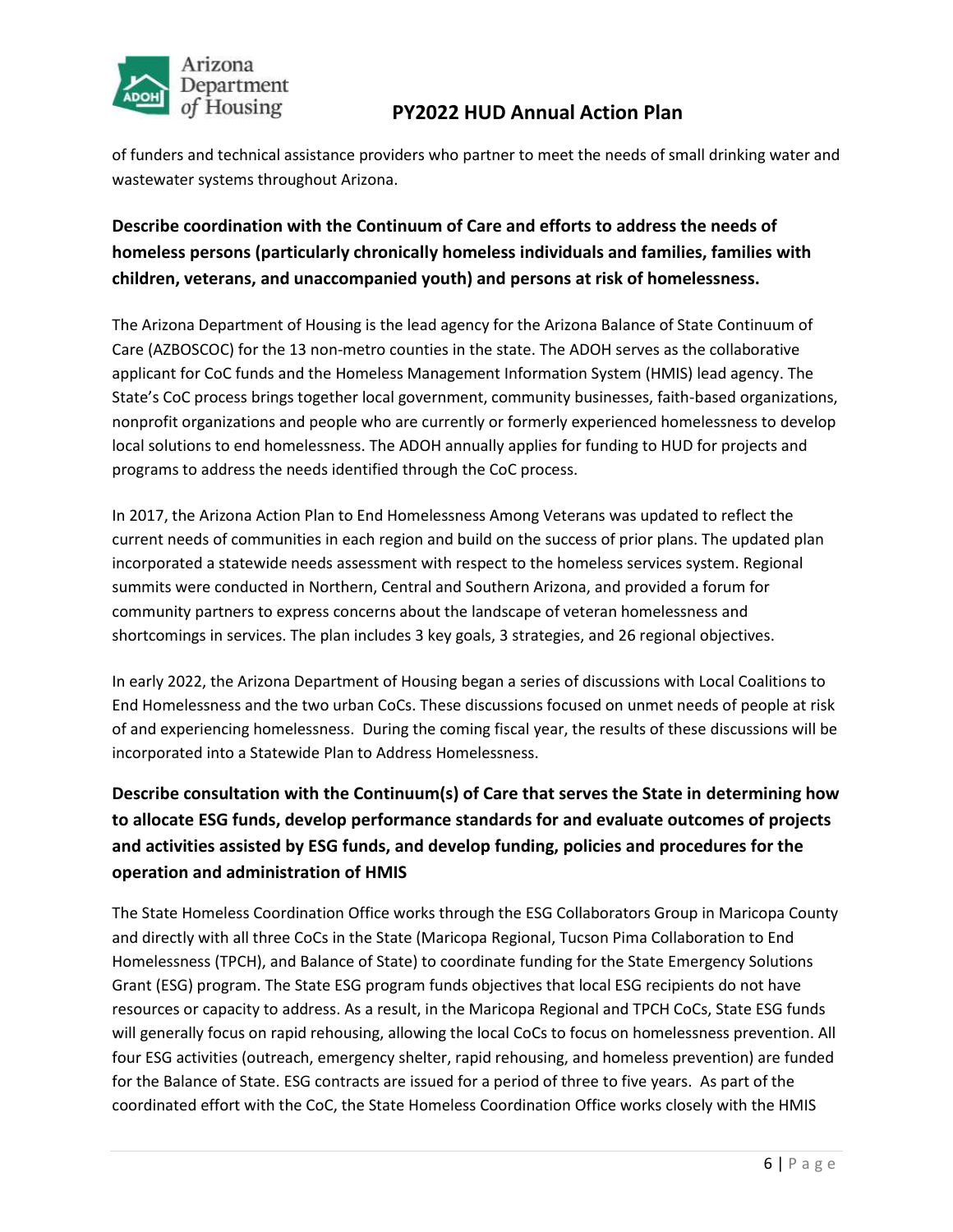of funders and technical assistance providers who partner to meet the needs of small drinking water and wastewater systems throughout Arizona.

**Describe coordination with the Continuum of Care and efforts to address the needs of homeless persons (particularly chronically homeless individuals and families, families with children, veterans, and unaccompanied youth) and persons at risk of homelessness.**

The Arizona Department of Housing is the lead agency for the Arizona Balance of State Continuum of Care (AZBOSCOC) for the 13 non-metro counties in the state. The ADOH serves as the collaborative applicant for CoC funds and the Homeless Management Information System (HMIS) lead agency. The State's CoC process brings together local government, community businesses, faith-based organizations, nonprofit organizations and people who are currently or formerly experienced homelessness to develop local solutions to end homelessness. The ADOH annually applies for funding to HUD for projects and programs to address the needs identified through the CoC process.

In 2017, the Arizona Action Plan to End Homelessness Among Veterans was updated to reflect the current needs of communities in each region and build on the success of prior plans. The updated plan incorporated a statewide needs assessment with respect to the homeless services system. Regional summits were conducted in Northern, Central and Southern Arizona, and provided a forum for community partners to express concerns about the landscape of veteran homelessness and shortcomings in services. The plan includes 3 key goals, 3 strategies, and 26 regional objectives.

In early 2022, the Arizona Department of Housing began a series of discussions with Local Coalitions to End Homelessness and the two urban CoCs. These discussions focused on unmet needs of people at risk of and experiencing homelessness. During the coming fiscal year, the results of these discussions will be incorporated into a Statewide Plan to Address Homelessness.

**Describe consultation with the Continuum(s) of Care that serves the State in determining how to allocate ESG funds, develop performance standards for and evaluate outcomes of projects and activities assisted by ESG funds, and develop funding, policies and procedures for the operation and administration of HMIS**

The State Homeless Coordination Office works through the ESG Collaborators Group in Maricopa County and directly with all three CoCs in the State (Maricopa Regional, Tucson Pima Collaboration to End Homelessness (TPCH), and Balance of State) to coordinate funding for the State Emergency Solutions Grant (ESG) program. The State ESG program funds objectives that local ESG recipients do not have resources or capacity to address. As a result, in the Maricopa Regional and TPCH CoCs, State ESG funds will generally focus on rapid rehousing, allowing the local CoCs to focus on homelessness prevention. All four ESG activities (outreach, emergency shelter, rapid rehousing, and homeless prevention) are funded for the Balance of State. ESG contracts are issued for a period of three to five years. As part of the coordinated effort with the CoC, the State Homeless Coordination Office works closely with the HMIS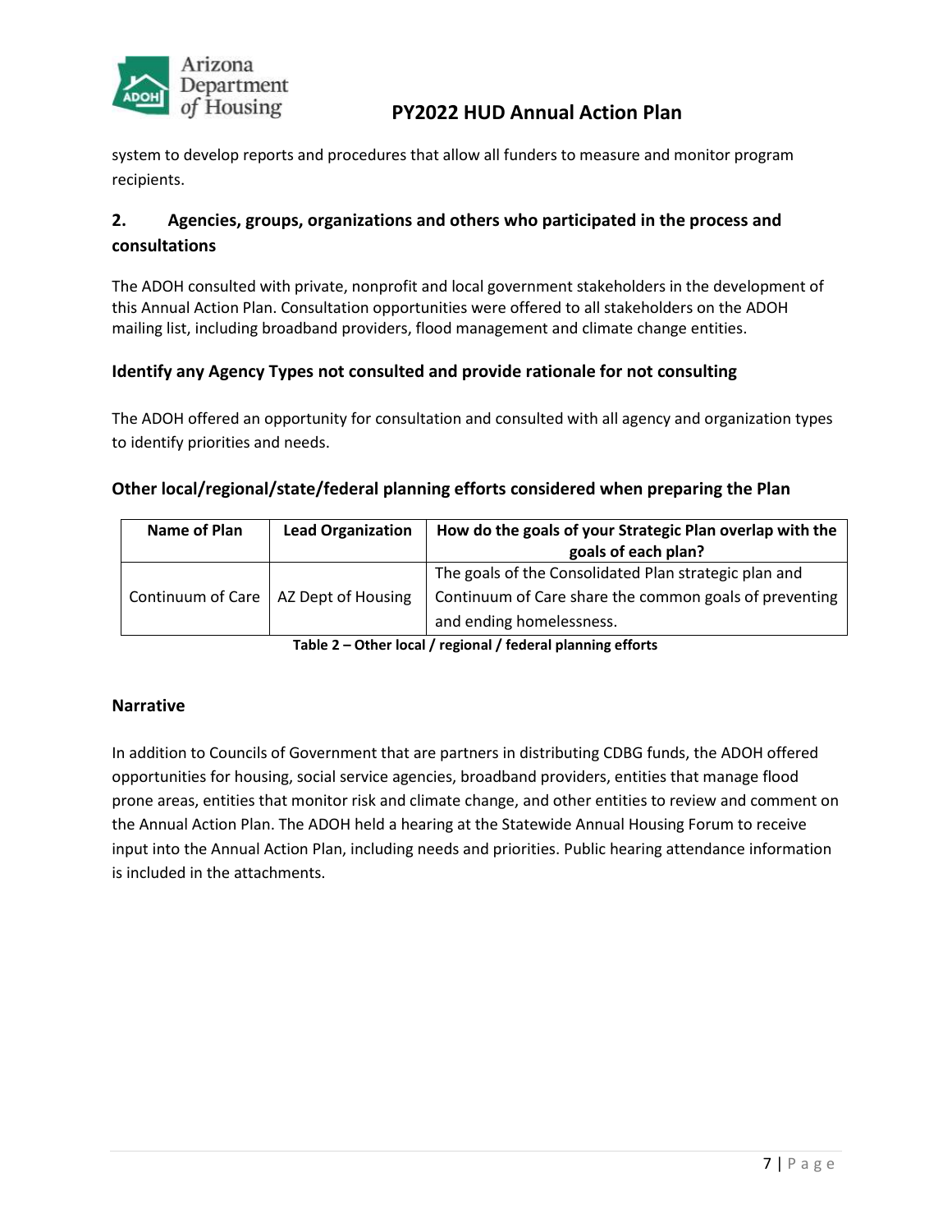system to develop reports and procedures that allow all funders to measure and monitor program recipients.

## 2. Agencies, groups, organizations and others who participated in the process and consultations

The ADOH consulted with private, nonprofit and local government stakeholders in the development of this Annual Action Plan. Consultation opportunities were offered to all stakeholders on the ADOH mailing list, including broadband providers, flood management and climate change entities.

### Identify any Agency Types not consulted and provide rationale for not consulting

The ADOH offered an opportunity for consultation and consulted with all agency and organization types to identify priorities and needs.

### Other local/regional/state/federal planning efforts considered when preparing the Plan

| Name of Plan | Lead Organization | How do the goals of your Strategic Plan overlap with the goals of each plan? |
| --- | --- | --- |
| Continuum of Care | AZ Dept of Housing | The goals of the Consolidated Plan strategic plan and Continuum of Care share the common goals of preventing and ending homelessness. |

**Table 2 – Other local / regional / federal planning efforts**

### Narrative

In addition to Councils of Government that are partners in distributing CDBG funds, the ADOH offered opportunities for housing, social service agencies, broadband providers, entities that manage flood prone areas, entities that monitor risk and climate change, and other entities to review and comment on the Annual Action Plan. The ADOH held a hearing at the Statewide Annual Housing Forum to receive input into the Annual Action Plan, including needs and priorities. Public hearing attendance information is included in the attachments.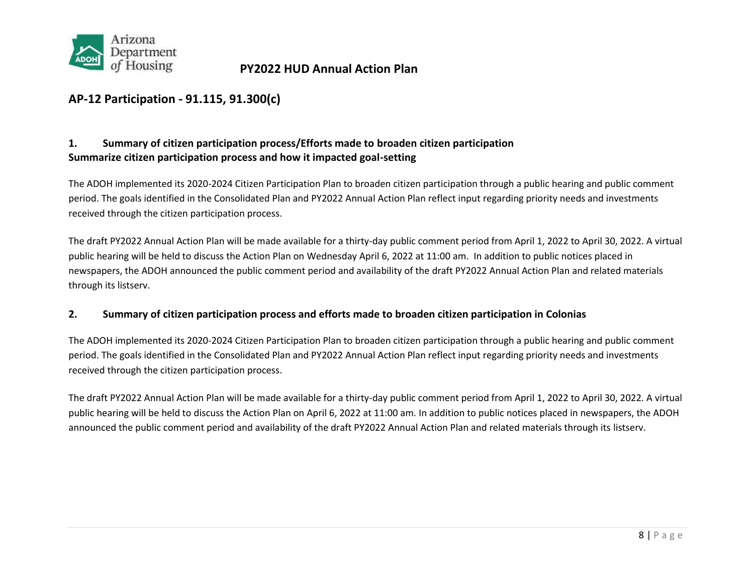## AP-12 Participation - 91.115, 91.300(c)

### 1. Summary of citizen participation process/Efforts made to broaden citizen participation
**Summarize citizen participation process and how it impacted goal-setting**

The ADOH implemented its 2020-2024 Citizen Participation Plan to broaden citizen participation through a public hearing and public comment period. The goals identified in the Consolidated Plan and PY2022 Annual Action Plan reflect input regarding priority needs and investments received through the citizen participation process.

The draft PY2022 Annual Action Plan will be made available for a thirty-day public comment period from April 1, 2022 to April 30, 2022. A virtual public hearing will be held to discuss the Action Plan on Wednesday April 6, 2022 at 11:00 am. In addition to public notices placed in newspapers, the ADOH announced the public comment period and availability of the draft PY2022 Annual Action Plan and related materials through its listserv.

### 2. Summary of citizen participation process and efforts made to broaden citizen participation in Colonias

The ADOH implemented its 2020-2024 Citizen Participation Plan to broaden citizen participation through a public hearing and public comment period. The goals identified in the Consolidated Plan and PY2022 Annual Action Plan reflect input regarding priority needs and investments received through the citizen participation process.

The draft PY2022 Annual Action Plan will be made available for a thirty-day public comment period from April 1, 2022 to April 30, 2022. A virtual public hearing will be held to discuss the Action Plan on April 6, 2022 at 11:00 am. In addition to public notices placed in newspapers, the ADOH announced the public comment period and availability of the draft PY2022 Annual Action Plan and related materials through its listserv.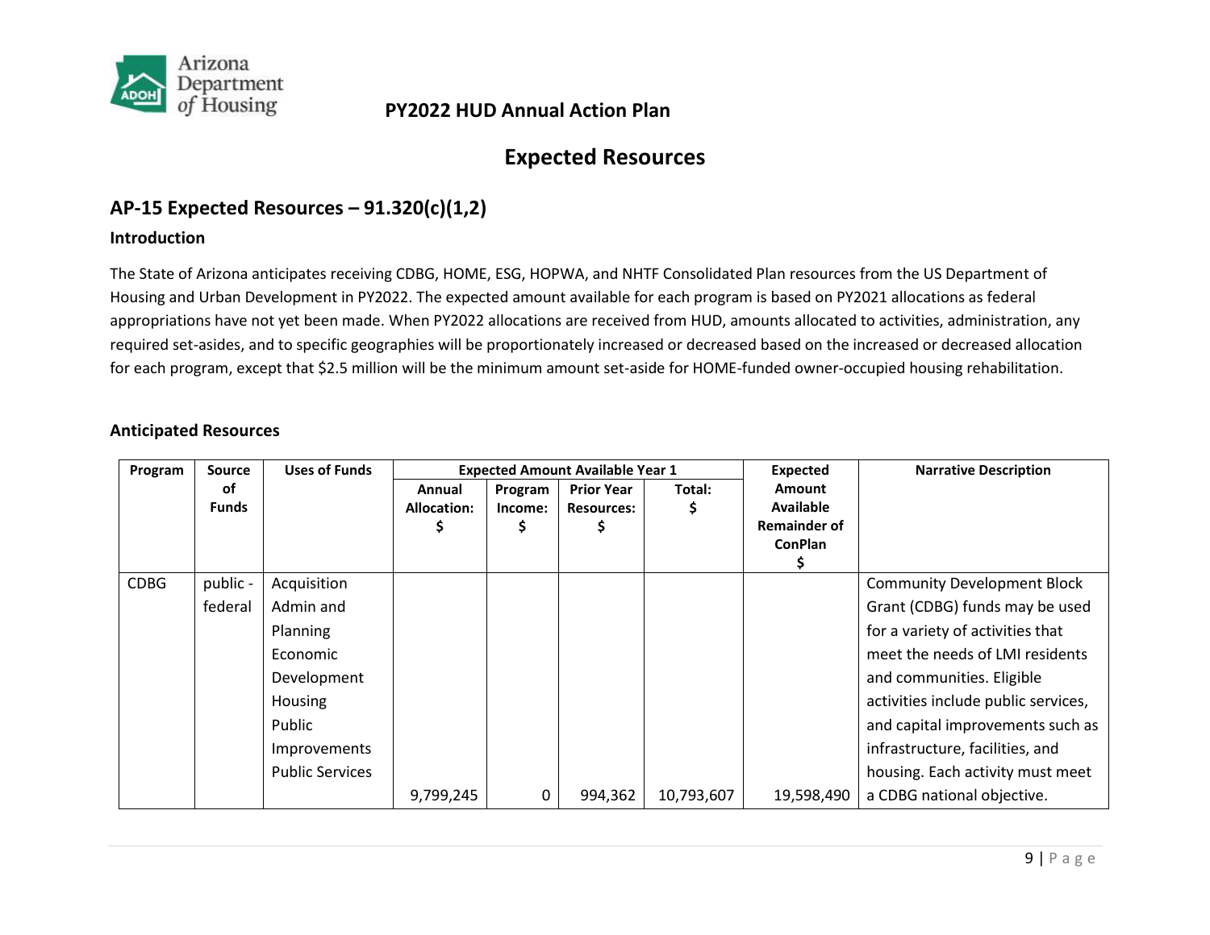# Expected Resources

## AP-15 Expected Resources – 91.320(c)(1,2)

### Introduction

The State of Arizona anticipates receiving CDBG, HOME, ESG, HOPWA, and NHTF Consolidated Plan resources from the US Department of Housing and Urban Development in PY2022. The expected amount available for each program is based on PY2021 allocations as federal appropriations have not yet been made. When PY2022 allocations are received from HUD, amounts allocated to activities, administration, any required set-asides, and to specific geographies will be proportionately increased or decreased based on the increased or decreased allocation for each program, except that $2.5 million will be the minimum amount set-aside for HOME-funded owner-occupied housing rehabilitation.

### Anticipated Resources

| Program | Source of Funds | Uses of Funds | Expected Amount Available Year 1 | | | | Expected Amount Available Remainder of ConPlan $ | Narrative Description |
|---|---|---|---|---|---|---|---|---|
| | | | Annual Allocation: $ | Program Income: $ | Prior Year Resources: $ | Total: $ | | |
| CDBG | public - federal | Acquisition<br>Admin and Planning<br>Economic Development<br>Housing<br>Public Improvements<br>Public Services | 9,799,245 | 0 | 994,362 | 10,793,607 | 19,598,490 | Community Development Block Grant (CDBG) funds may be used for a variety of activities that meet the needs of LMI residents and communities. Eligible activities include public services, and capital improvements such as infrastructure, facilities, and housing. Each activity must meet a CDBG national objective. |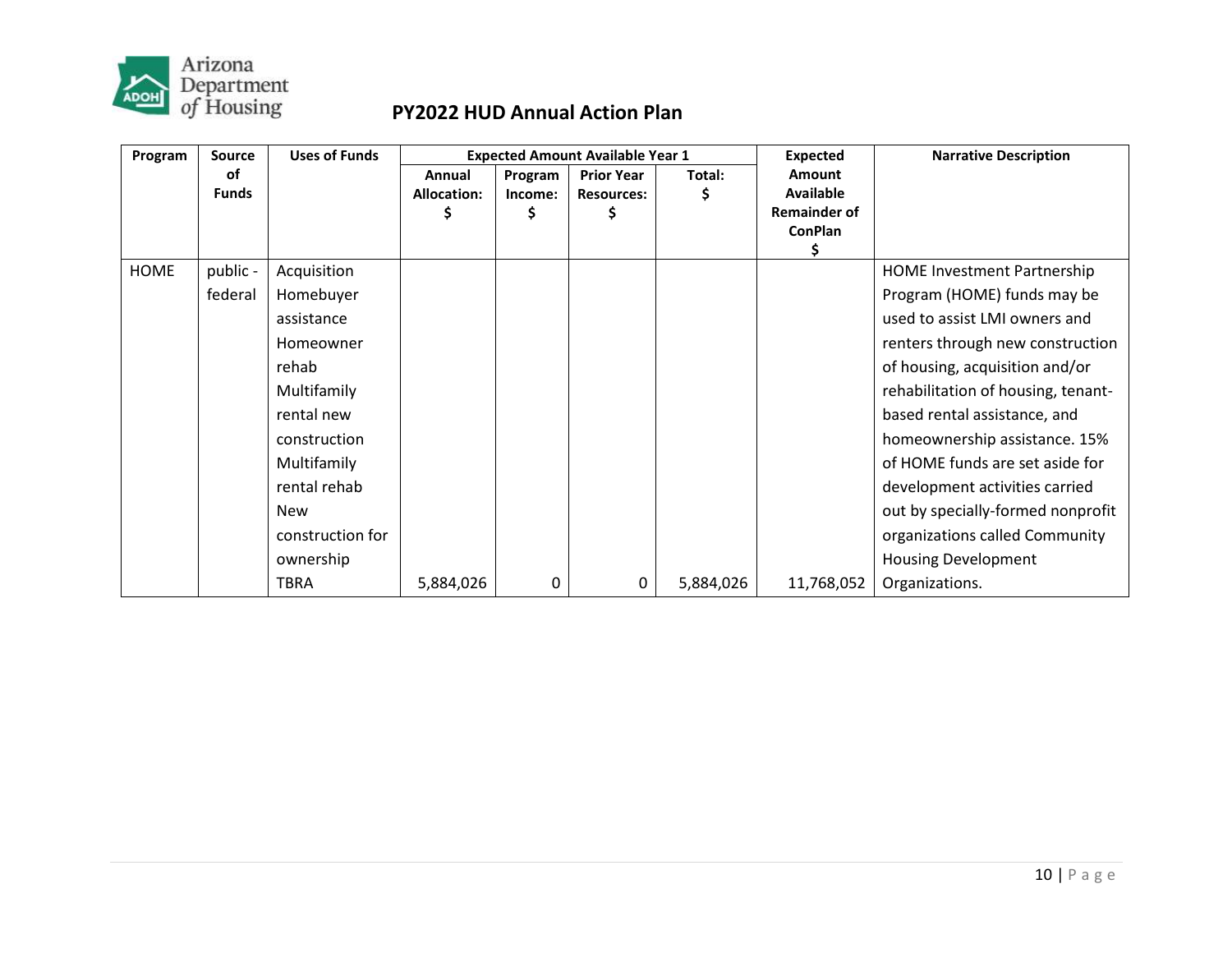## PY2022 HUD Annual Action Plan

| Program | Source of Funds | Uses of Funds | Expected Amount Available Year 1 | | | | Expected Amount Available Remainder of ConPlan $ | Narrative Description |
|---|---|---|---|---|---|---|---|---|
| | | | Annual Allocation: $ | Program Income: $ | Prior Year Resources: $ | Total: $ | | |
| HOME | public - federal | Acquisition Homebuyer assistance Homeowner rehab Multifamily rental new construction Multifamily rental rehab New construction for ownership TBRA | 5,884,026 | 0 | 0 | 5,884,026 | 11,768,052 | HOME Investment Partnership Program (HOME) funds may be used to assist LMI owners and renters through new construction of housing, acquisition and/or rehabilitation of housing, tenant-based rental assistance, and homeownership assistance. 15% of HOME funds are set aside for development activities carried out by specially-formed nonprofit organizations called Community Housing Development Organizations. |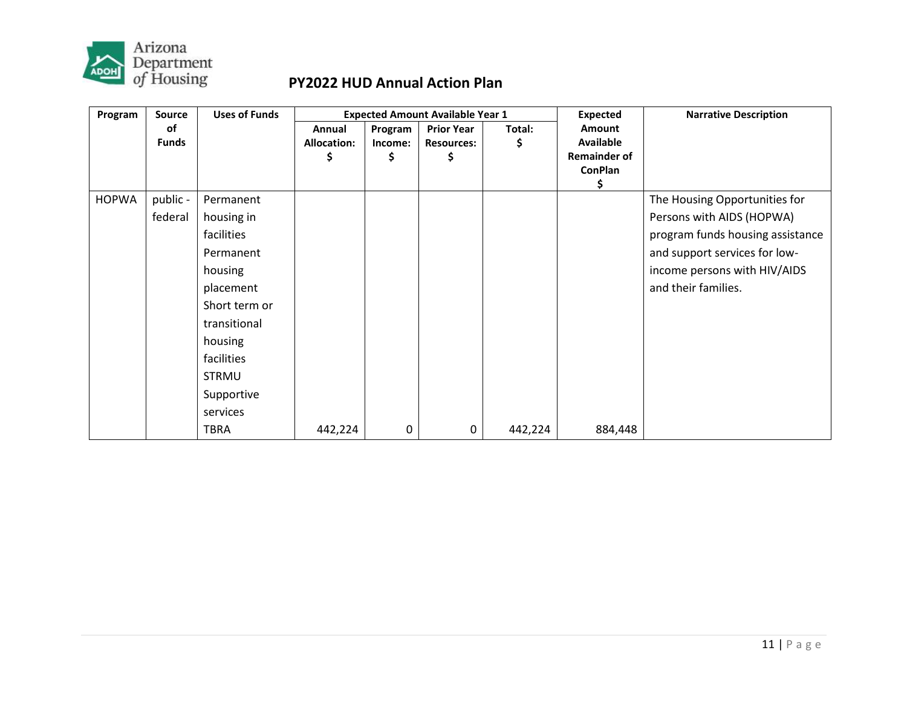# PY2022 HUD Annual Action Plan

| Program | Source of Funds | Uses of Funds | Expected Amount Available Year 1 | | | | Expected Amount Available Remainder of ConPlan $ | Narrative Description |
|---|---|---|---|---|---|---|---|---|
| | | | Annual Allocation: $ | Program Income: $ | Prior Year Resources: $ | Total: $ | | |
| HOPWA | public - federal | Permanent housing in facilities<br>Permanent housing placement<br>Short term or transitional housing facilities<br>STRMU<br>Supportive services<br>TBRA | 442,224 | 0 | 0 | 442,224 | 884,448 | The Housing Opportunities for Persons with AIDS (HOPWA) program funds housing assistance and support services for low-income persons with HIV/AIDS and their families. |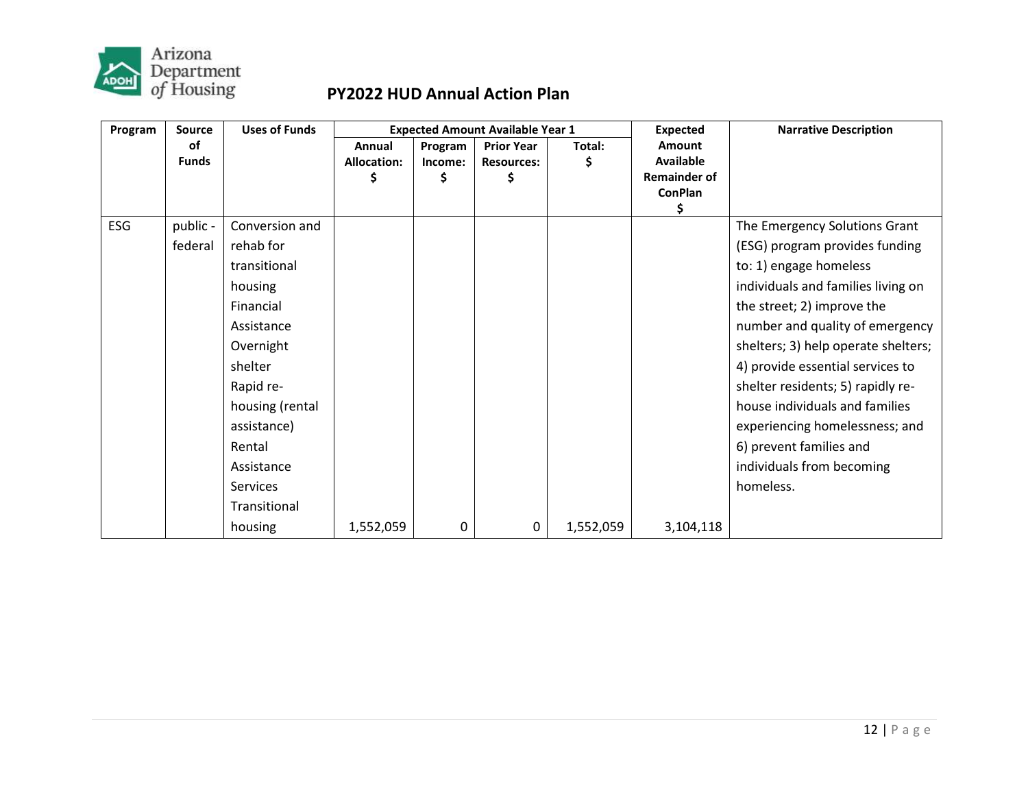## PY2022 HUD Annual Action Plan

| Program | Source of Funds | Uses of Funds | Expected Amount Available Year 1 | | | | Expected Amount Available Remainder of ConPlan $ | Narrative Description |
|---|---|---|---|---|---|---|---|---|
| | | | Annual Allocation: $ | Program Income: $ | Prior Year Resources: $ | Total: $ | | |
| ESG | public - federal | Conversion and rehab for transitional housing Financial Assistance Overnight shelter Rapid re-housing (rental assistance) Rental Assistance Services Transitional housing | 1,552,059 | 0 | 0 | 1,552,059 | 3,104,118 | The Emergency Solutions Grant (ESG) program provides funding to: 1) engage homeless individuals and families living on the street; 2) improve the number and quality of emergency shelters; 3) help operate shelters; 4) provide essential services to shelter residents; 5) rapidly re-house individuals and families experiencing homelessness; and 6) prevent families and individuals from becoming homeless. |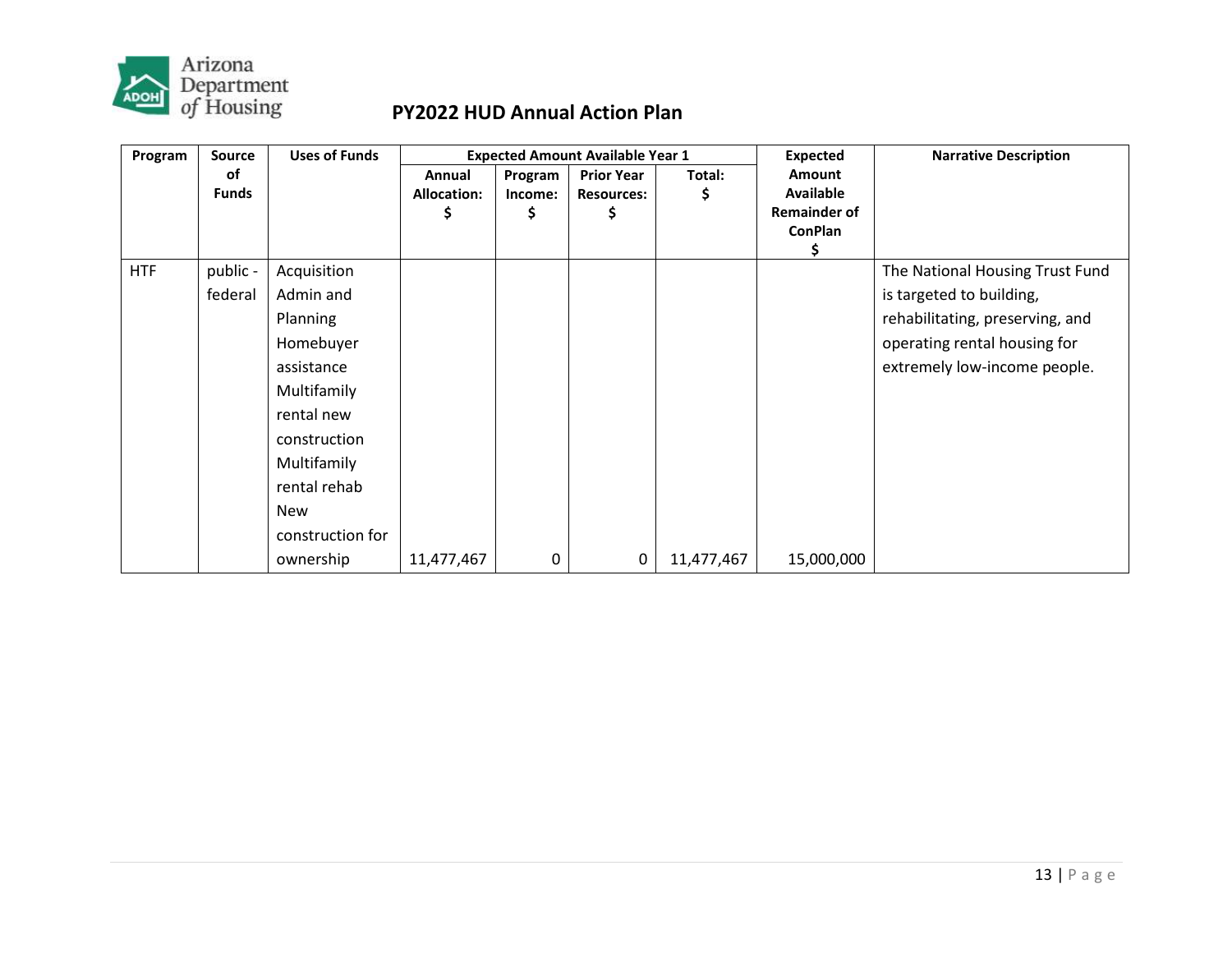| Program | Source of Funds | Uses of Funds | Expected Amount Available Year 1 | | | | Expected Amount Available Remainder of ConPlan $ | Narrative Description |
|---|---|---|---|---|---|---|---|---|
| | | | Annual Allocation: $ | Program Income: $ | Prior Year Resources: $ | Total: $ | | |
| HTF | public - federal | Acquisition Admin and Planning Homebuyer assistance Multifamily rental new construction Multifamily rental rehab New construction for ownership | 11,477,467 | 0 | 0 | 11,477,467 | 15,000,000 | The National Housing Trust Fund is targeted to building, rehabilitating, preserving, and operating rental housing for extremely low-income people. |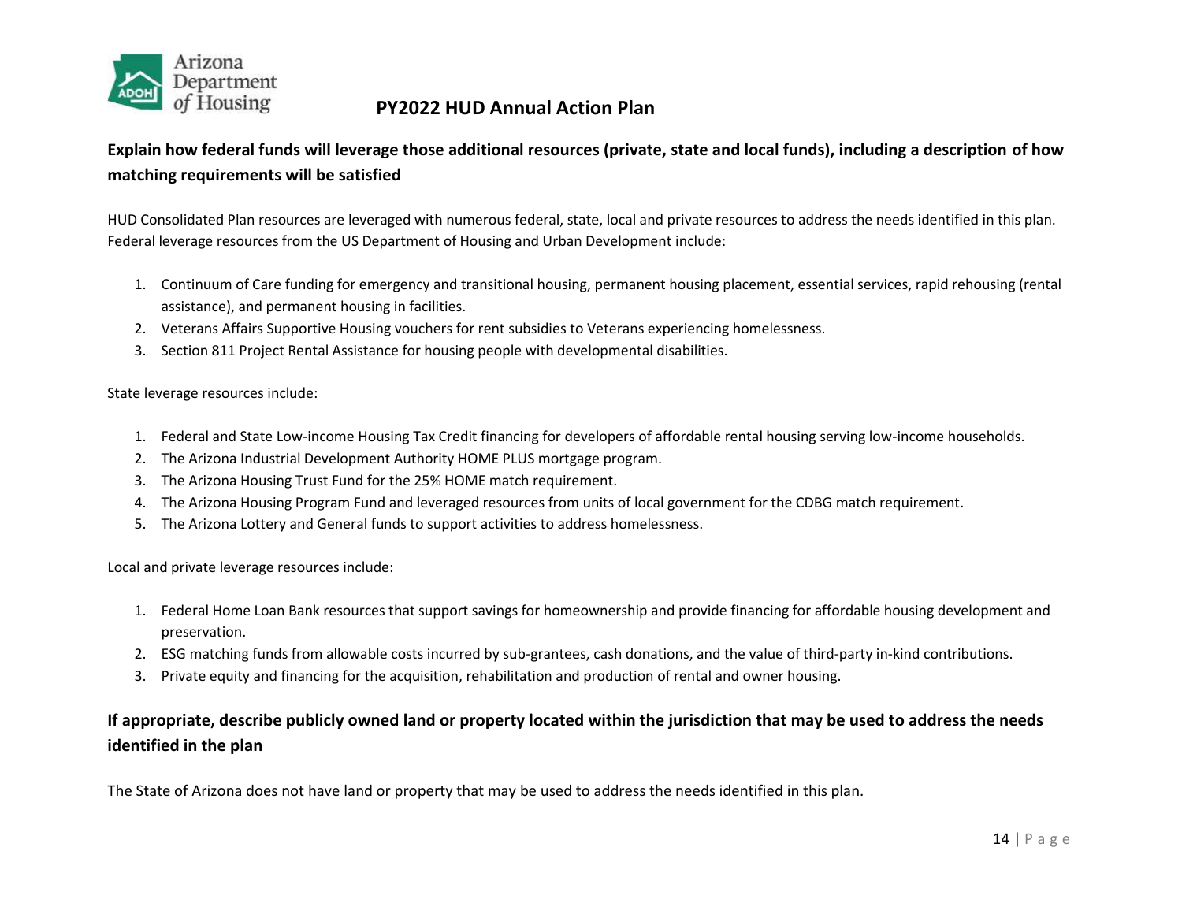## Explain how federal funds will leverage those additional resources (private, state and local funds), including a description of how matching requirements will be satisfied

HUD Consolidated Plan resources are leveraged with numerous federal, state, local and private resources to address the needs identified in this plan. Federal leverage resources from the US Department of Housing and Urban Development include:

1. Continuum of Care funding for emergency and transitional housing, permanent housing placement, essential services, rapid rehousing (rental assistance), and permanent housing in facilities.
2. Veterans Affairs Supportive Housing vouchers for rent subsidies to Veterans experiencing homelessness.
3. Section 811 Project Rental Assistance for housing people with developmental disabilities.

State leverage resources include:

1. Federal and State Low-income Housing Tax Credit financing for developers of affordable rental housing serving low-income households.
2. The Arizona Industrial Development Authority HOME PLUS mortgage program.
3. The Arizona Housing Trust Fund for the 25% HOME match requirement.
4. The Arizona Housing Program Fund and leveraged resources from units of local government for the CDBG match requirement.
5. The Arizona Lottery and General funds to support activities to address homelessness.

Local and private leverage resources include:

1. Federal Home Loan Bank resources that support savings for homeownership and provide financing for affordable housing development and preservation.
2. ESG matching funds from allowable costs incurred by sub-grantees, cash donations, and the value of third-party in-kind contributions.
3. Private equity and financing for the acquisition, rehabilitation and production of rental and owner housing.

## If appropriate, describe publicly owned land or property located within the jurisdiction that may be used to address the needs identified in the plan

The State of Arizona does not have land or property that may be used to address the needs identified in this plan.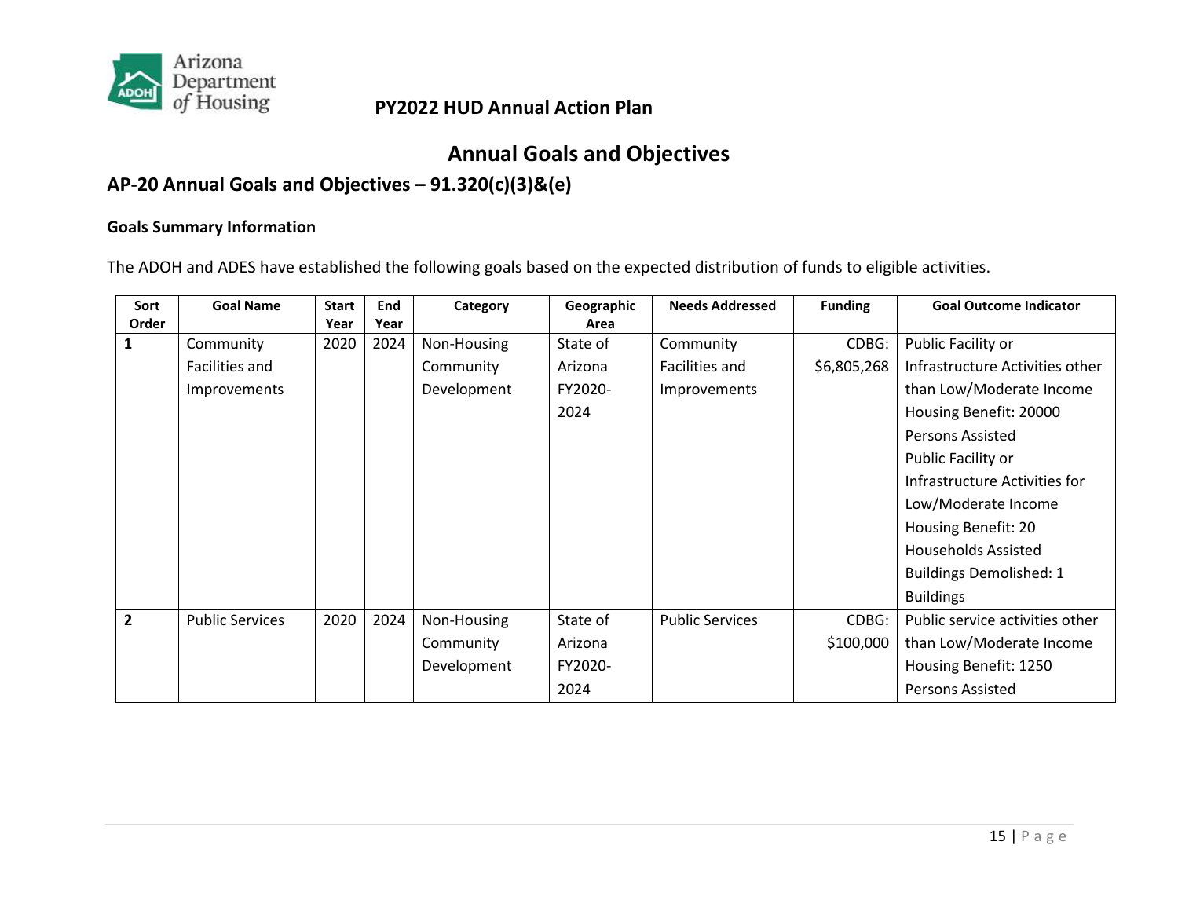# Annual Goals and Objectives

## AP-20 Annual Goals and Objectives – 91.320(c)(3)&(e)

### Goals Summary Information

The ADOH and ADES have established the following goals based on the expected distribution of funds to eligible activities.

| Sort Order | Goal Name | Start Year | End Year | Category | Geographic Area | Needs Addressed | Funding | Goal Outcome Indicator |
|---|---|---|---|---|---|---|---|---|
| **1** | Community Facilities and Improvements | 2020 | 2024 | Non-Housing Community Development | State of Arizona FY2020-2024 | Community Facilities and Improvements | CDBG: $6,805,268 | Public Facility or Infrastructure Activities other than Low/Moderate Income Housing Benefit: 20000 Persons Assisted<br>Public Facility or Infrastructure Activities for Low/Moderate Income Housing Benefit: 20 Households Assisted<br>Buildings Demolished: 1 Buildings |
| **2** | Public Services | 2020 | 2024 | Non-Housing Community Development | State of Arizona FY2020-2024 | Public Services | CDBG: $100,000 | Public service activities other than Low/Moderate Income Housing Benefit: 1250 Persons Assisted |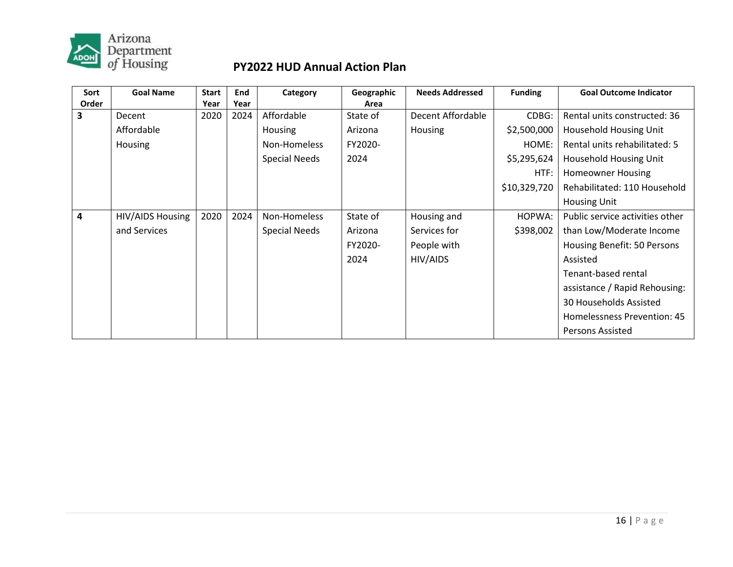| Sort Order | Goal Name | Start Year | End Year | Category | Geographic Area | Needs Addressed | Funding | Goal Outcome Indicator |
|---|---|---|---|---|---|---|---|---|
| **3** | Decent Affordable Housing | 2020 | 2024 | Affordable Housing Non-Homeless Special Needs | State of Arizona FY2020-2024 | Decent Affordable Housing | CDBG: $2,500,000 HOME: $5,295,624 HTF: $10,329,720 | Rental units constructed: 36 Household Housing Unit Rental units rehabilitated: 5 Household Housing Unit Homeowner Housing Rehabilitated: 110 Household Housing Unit |
| **4** | HIV/AIDS Housing and Services | 2020 | 2024 | Non-Homeless Special Needs | State of Arizona FY2020-2024 | Housing and Services for People with HIV/AIDS | HOPWA: $398,002 | Public service activities other than Low/Moderate Income Housing Benefit: 50 Persons Assisted Tenant-based rental assistance / Rapid Rehousing: 30 Households Assisted Homelessness Prevention: 45 Persons Assisted |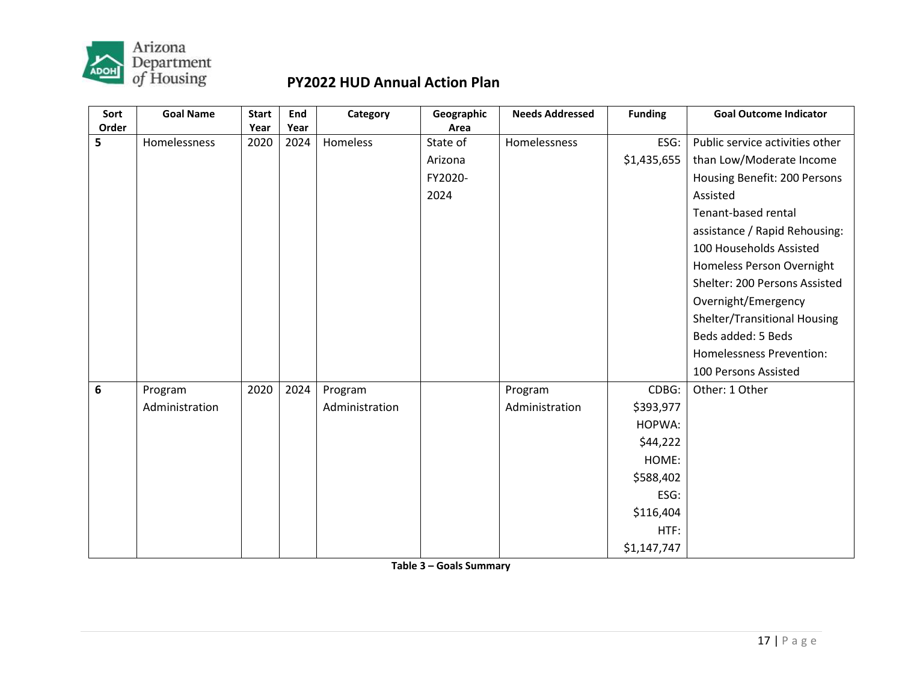| Sort Order | Goal Name | Start Year | End Year | Category | Geographic Area | Needs Addressed | Funding | Goal Outcome Indicator |
|---|---|---|---|---|---|---|---|---|
| 5 | Homelessness | 2020 | 2024 | Homeless | State of Arizona FY2020-2024 | Homelessness | ESG: $1,435,655 | Public service activities other than Low/Moderate Income Housing Benefit: 200 Persons Assisted<br>Tenant-based rental assistance / Rapid Rehousing: 100 Households Assisted<br>Homeless Person Overnight Shelter: 200 Persons Assisted<br>Overnight/Emergency Shelter/Transitional Housing Beds added: 5 Beds<br>Homelessness Prevention: 100 Persons Assisted |
| 6 | Program Administration | 2020 | 2024 | Program Administration | | Program Administration | CDBG: $393,977<br>HOPWA: $44,222<br>HOME: $588,402<br>ESG: $116,404<br>HTF: $1,147,747 | Other: 1 Other |

**Table 3 – Goals Summary**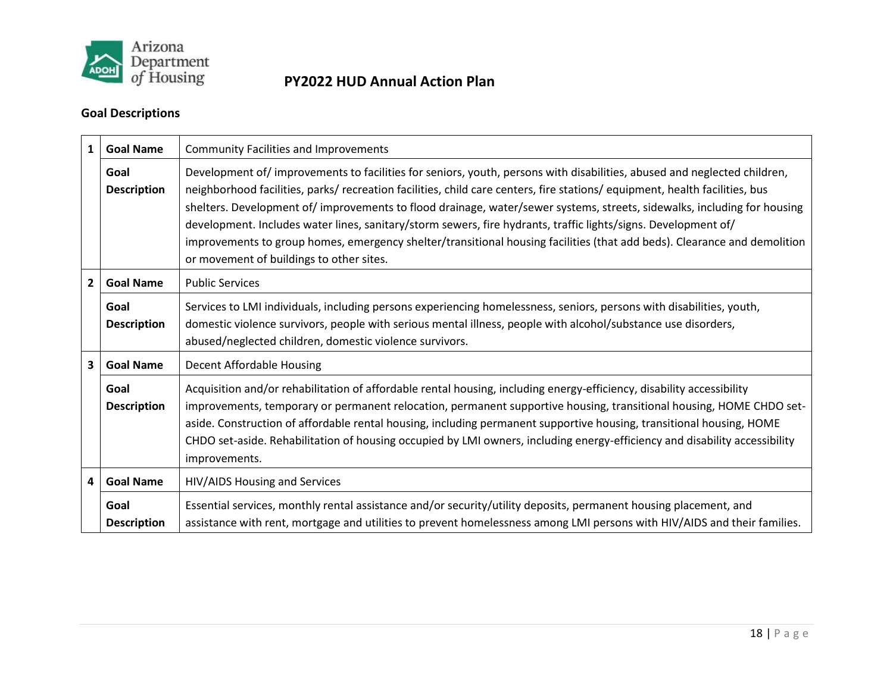## Goal Descriptions

| | | |
|---|---|---|
| 1 | **Goal Name** | Community Facilities and Improvements |
| | **Goal Description** | Development of/ improvements to facilities for seniors, youth, persons with disabilities, abused and neglected children, neighborhood facilities, parks/ recreation facilities, child care centers, fire stations/ equipment, health facilities, bus shelters. Development of/ improvements to flood drainage, water/sewer systems, streets, sidewalks, including for housing development. Includes water lines, sanitary/storm sewers, fire hydrants, traffic lights/signs. Development of/ improvements to group homes, emergency shelter/transitional housing facilities (that add beds). Clearance and demolition or movement of buildings to other sites. |
| 2 | **Goal Name** | Public Services |
| | **Goal Description** | Services to LMI individuals, including persons experiencing homelessness, seniors, persons with disabilities, youth, domestic violence survivors, people with serious mental illness, people with alcohol/substance use disorders, abused/neglected children, domestic violence survivors. |
| 3 | **Goal Name** | Decent Affordable Housing |
| | **Goal Description** | Acquisition and/or rehabilitation of affordable rental housing, including energy-efficiency, disability accessibility improvements, temporary or permanent relocation, permanent supportive housing, transitional housing, HOME CHDO set-aside. Construction of affordable rental housing, including permanent supportive housing, transitional housing, HOME CHDO set-aside. Rehabilitation of housing occupied by LMI owners, including energy-efficiency and disability accessibility improvements. |
| 4 | **Goal Name** | HIV/AIDS Housing and Services |
| | **Goal Description** | Essential services, monthly rental assistance and/or security/utility deposits, permanent housing placement, and assistance with rent, mortgage and utilities to prevent homelessness among LMI persons with HIV/AIDS and their families. |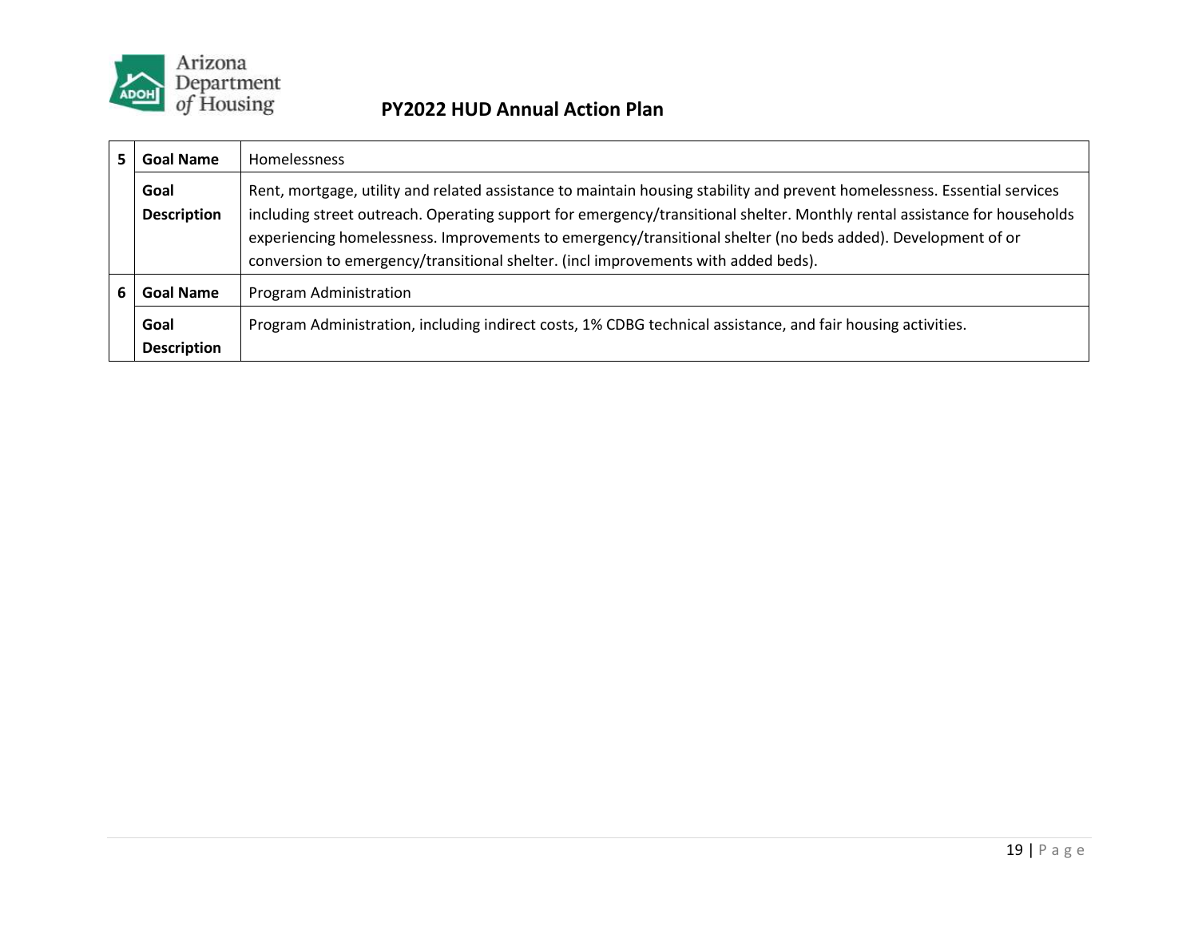| | | |
|---|---|---|
| 5 | **Goal Name** | Homelessness |
| | **Goal Description** | Rent, mortgage, utility and related assistance to maintain housing stability and prevent homelessness. Essential services including street outreach. Operating support for emergency/transitional shelter. Monthly rental assistance for households experiencing homelessness. Improvements to emergency/transitional shelter (no beds added). Development of or conversion to emergency/transitional shelter. (incl improvements with added beds). |
| 6 | **Goal Name** | Program Administration |
| | **Goal Description** | Program Administration, including indirect costs, 1% CDBG technical assistance, and fair housing activities. |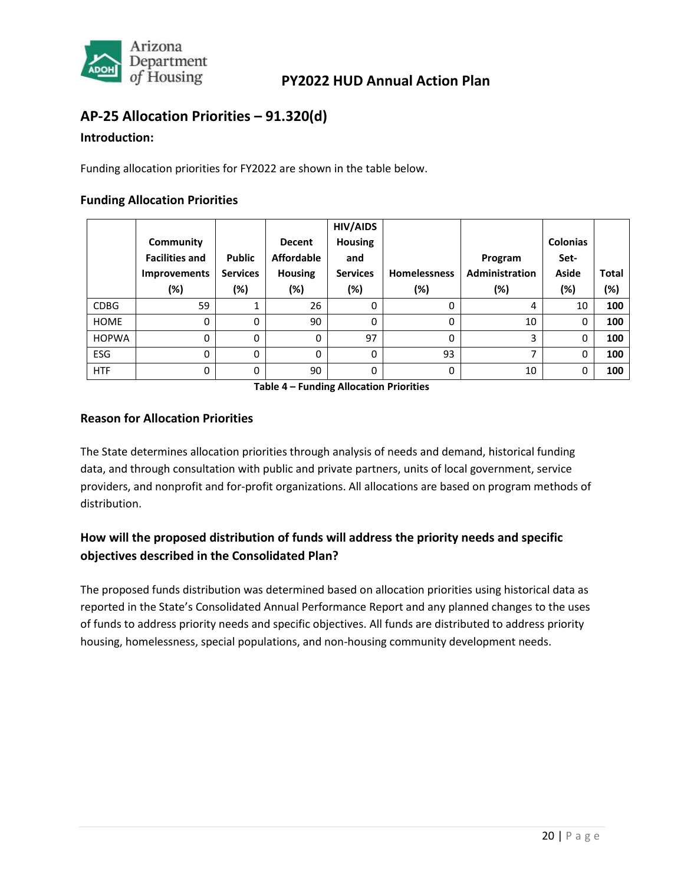## AP-25 Allocation Priorities – 91.320(d)

### Introduction:

Funding allocation priorities for FY2022 are shown in the table below.

### Funding Allocation Priorities

| | Community Facilities and Improvements (%) | Public Services (%) | Decent Affordable Housing (%) | HIV/AIDS Housing and Services (%) | Homelessness (%) | Program Administration (%) | Colonias Set-Aside (%) | Total (%) |
|---|---|---|---|---|---|---|---|---|
| CDBG | 59 | 1 | 26 | 0 | 0 | 4 | 10 | **100** |
| HOME | 0 | 0 | 90 | 0 | 0 | 10 | 0 | **100** |
| HOPWA | 0 | 0 | 0 | 97 | 0 | 3 | 0 | **100** |
| ESG | 0 | 0 | 0 | 0 | 93 | 7 | 0 | **100** |
| HTF | 0 | 0 | 90 | 0 | 0 | 10 | 0 | **100** |

**Table 4 – Funding Allocation Priorities**

### Reason for Allocation Priorities

The State determines allocation priorities through analysis of needs and demand, historical funding data, and through consultation with public and private partners, units of local government, service providers, and nonprofit and for-profit organizations. All allocations are based on program methods of distribution.

### How will the proposed distribution of funds will address the priority needs and specific objectives described in the Consolidated Plan?

The proposed funds distribution was determined based on allocation priorities using historical data as reported in the State's Consolidated Annual Performance Report and any planned changes to the uses of funds to address priority needs and specific objectives. All funds are distributed to address priority housing, homelessness, special populations, and non-housing community development needs.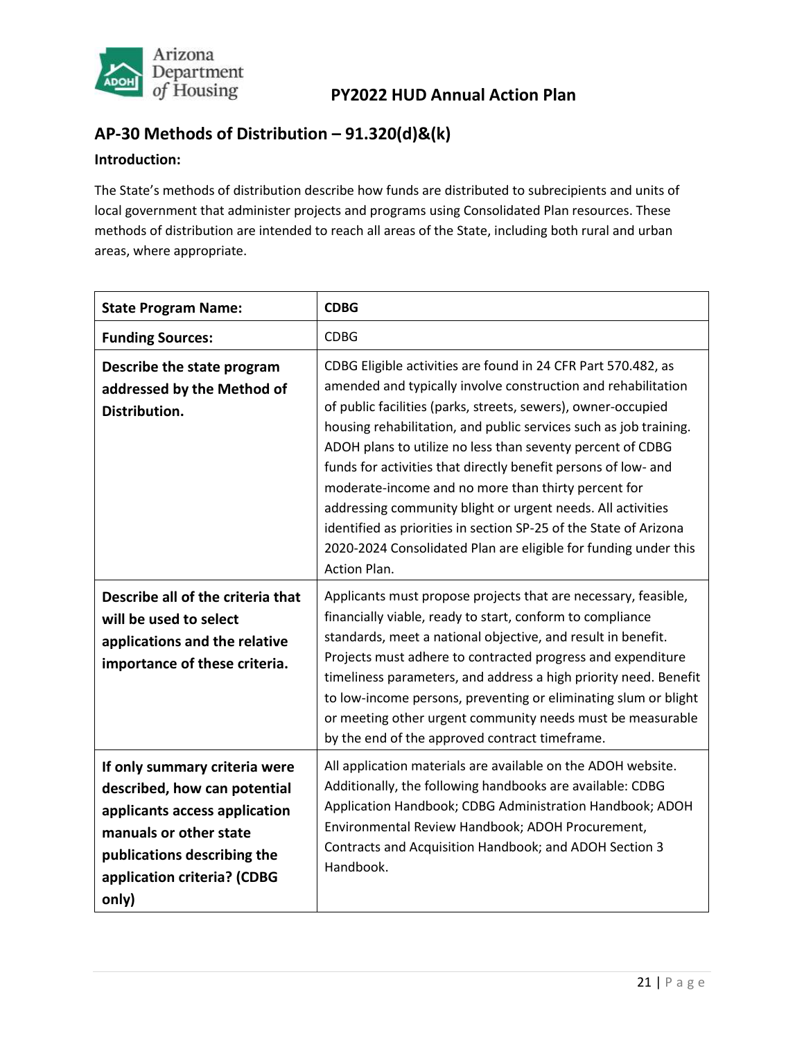## AP-30 Methods of Distribution – 91.320(d)&(k)

**Introduction:**

The State's methods of distribution describe how funds are distributed to subrecipients and units of local government that administer projects and programs using Consolidated Plan resources. These methods of distribution are intended to reach all areas of the State, including both rural and urban areas, where appropriate.

| **State Program Name:** | **CDBG** |
|---|---|
| **Funding Sources:** | CDBG |
| **Describe the state program addressed by the Method of Distribution.** | CDBG Eligible activities are found in 24 CFR Part 570.482, as amended and typically involve construction and rehabilitation of public facilities (parks, streets, sewers), owner-occupied housing rehabilitation, and public services such as job training. ADOH plans to utilize no less than seventy percent of CDBG funds for activities that directly benefit persons of low- and moderate-income and no more than thirty percent for addressing community blight or urgent needs. All activities identified as priorities in section SP-25 of the State of Arizona 2020-2024 Consolidated Plan are eligible for funding under this Action Plan. |
| **Describe all of the criteria that will be used to select applications and the relative importance of these criteria.** | Applicants must propose projects that are necessary, feasible, financially viable, ready to start, conform to compliance standards, meet a national objective, and result in benefit. Projects must adhere to contracted progress and expenditure timeliness parameters, and address a high priority need. Benefit to low-income persons, preventing or eliminating slum or blight or meeting other urgent community needs must be measurable by the end of the approved contract timeframe. |
| **If only summary criteria were described, how can potential applicants access application manuals or other state publications describing the application criteria? (CDBG only)** | All application materials are available on the ADOH website. Additionally, the following handbooks are available: CDBG Application Handbook; CDBG Administration Handbook; ADOH Environmental Review Handbook; ADOH Procurement, Contracts and Acquisition Handbook; and ADOH Section 3 Handbook. |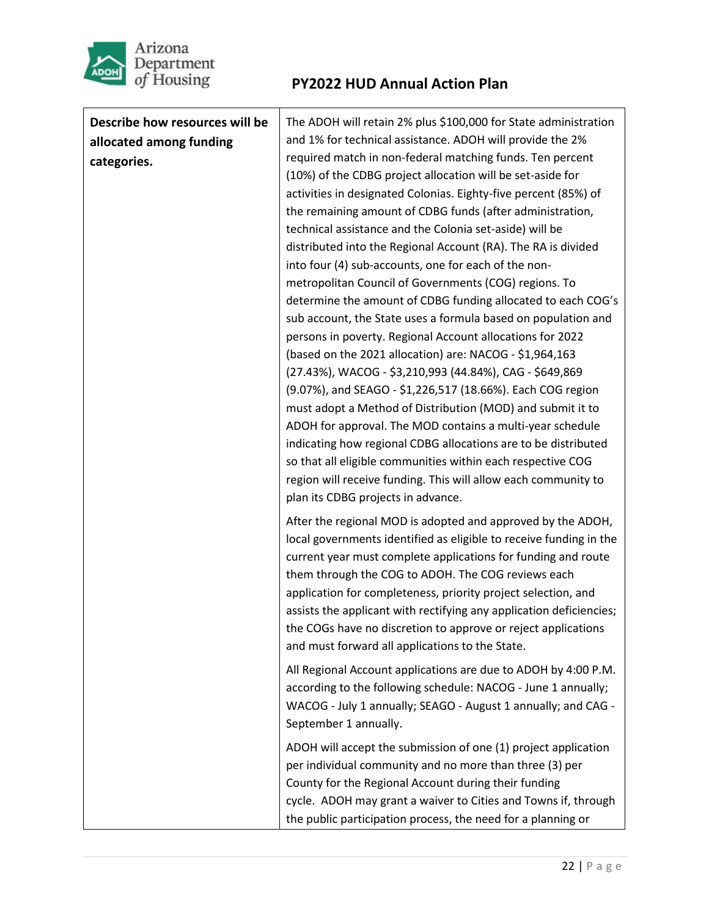| Describe how resources will be allocated among funding categories. | The ADOH will retain 2% plus $100,000 for State administration and 1% for technical assistance. ADOH will provide the 2% required match in non-federal matching funds. Ten percent (10%) of the CDBG project allocation will be set-aside for activities in designated Colonias. Eighty-five percent (85%) of the remaining amount of CDBG funds (after administration, technical assistance and the Colonia set-aside) will be distributed into the Regional Account (RA). The RA is divided into four (4) sub-accounts, one for each of the non-metropolitan Council of Governments (COG) regions. To determine the amount of CDBG funding allocated to each COG's sub account, the State uses a formula based on population and persons in poverty. Regional Account allocations for 2022 (based on the 2021 allocation) are: NACOG - $1,964,163 (27.43%), WACOG - $3,210,993 (44.84%), CAG - $649,869 (9.07%), and SEAGO - $1,226,517 (18.66%). Each COG region must adopt a Method of Distribution (MOD) and submit it to ADOH for approval. The MOD contains a multi-year schedule indicating how regional CDBG allocations are to be distributed so that all eligible communities within each respective COG region will receive funding. This will allow each community to plan its CDBG projects in advance.<br><br>After the regional MOD is adopted and approved by the ADOH, local governments identified as eligible to receive funding in the current year must complete applications for funding and route them through the COG to ADOH. The COG reviews each application for completeness, priority project selection, and assists the applicant with rectifying any application deficiencies; the COGs have no discretion to approve or reject applications and must forward all applications to the State.<br><br>All Regional Account applications are due to ADOH by 4:00 P.M. according to the following schedule: NACOG - June 1 annually; WACOG - July 1 annually; SEAGO - August 1 annually; and CAG - September 1 annually.<br><br>ADOH will accept the submission of one (1) project application per individual community and no more than three (3) per County for the Regional Account during their funding cycle. ADOH may grant a waiver to Cities and Towns if, through the public participation process, the need for a planning or |
|---|---|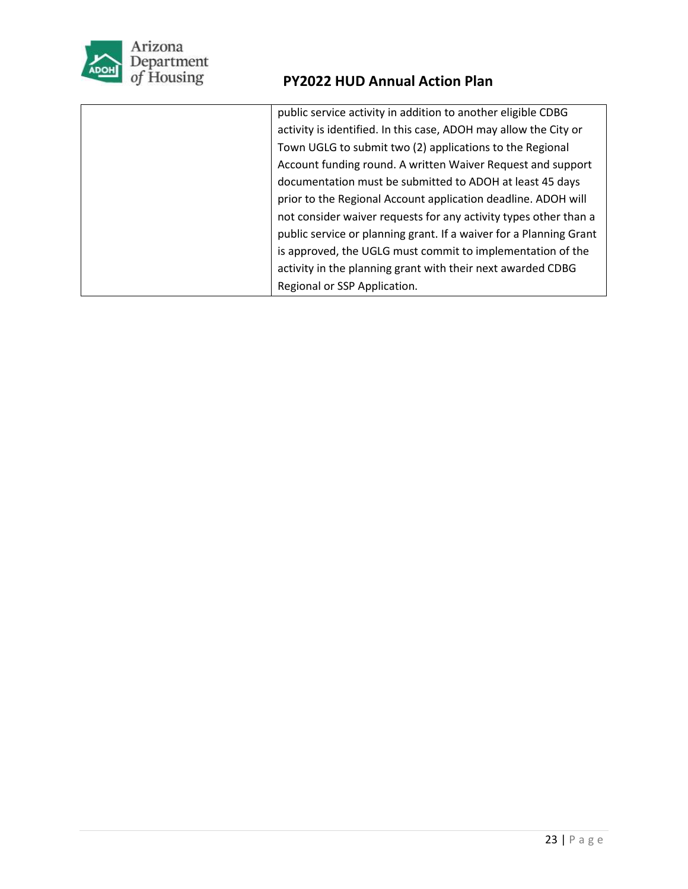| | |
|---|---|
| | public service activity in addition to another eligible CDBG activity is identified. In this case, ADOH may allow the City or Town UGLG to submit two (2) applications to the Regional Account funding round. A written Waiver Request and support documentation must be submitted to ADOH at least 45 days prior to the Regional Account application deadline. ADOH will not consider waiver requests for any activity types other than a public service or planning grant. If a waiver for a Planning Grant is approved, the UGLG must commit to implementation of the activity in the planning grant with their next awarded CDBG Regional or SSP Application. |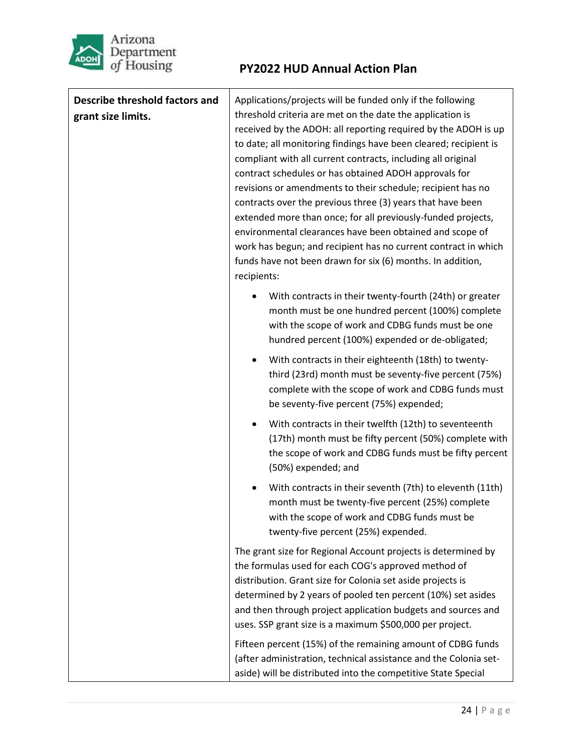| Describe threshold factors and grant size limits. | Applications/projects will be funded only if the following threshold criteria are met on the date the application is received by the ADOH: all reporting required by the ADOH is up to date; all monitoring findings have been cleared; recipient is compliant with all current contracts, including all original contract schedules or has obtained ADOH approvals for revisions or amendments to their schedule; recipient has no contracts over the previous three (3) years that have been extended more than once; for all previously-funded projects, environmental clearances have been obtained and scope of work has begun; and recipient has no current contract in which funds have not been drawn for six (6) months. In addition, recipients:<br><br>• With contracts in their twenty-fourth (24th) or greater month must be one hundred percent (100%) complete with the scope of work and CDBG funds must be one hundred percent (100%) expended or de-obligated;<br>• With contracts in their eighteenth (18th) to twenty-third (23rd) month must be seventy-five percent (75%) complete with the scope of work and CDBG funds must be seventy-five percent (75%) expended;<br>• With contracts in their twelfth (12th) to seventeenth (17th) month must be fifty percent (50%) complete with the scope of work and CDBG funds must be fifty percent (50%) expended; and<br>• With contracts in their seventh (7th) to eleventh (11th) month must be twenty-five percent (25%) complete with the scope of work and CDBG funds must be twenty-five percent (25%) expended.<br><br>The grant size for Regional Account projects is determined by the formulas used for each COG's approved method of distribution. Grant size for Colonia set aside projects is determined by 2 years of pooled ten percent (10%) set asides and then through project application budgets and sources and uses. SSP grant size is a maximum $500,000 per project.<br><br>Fifteen percent (15%) of the remaining amount of CDBG funds (after administration, technical assistance and the Colonia set-aside) will be distributed into the competitive State Special |
|---|---|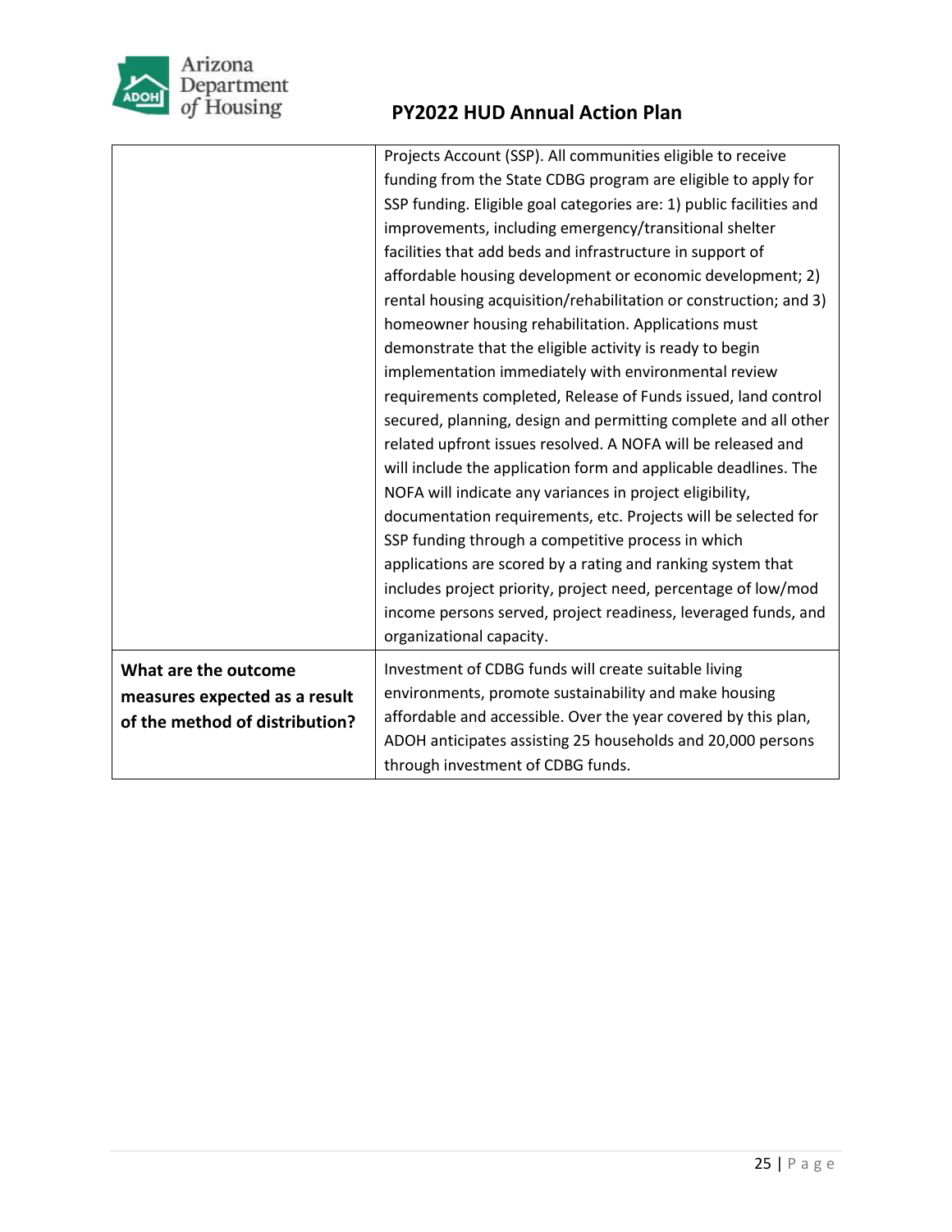| | |
|---|---|
| | Projects Account (SSP). All communities eligible to receive funding from the State CDBG program are eligible to apply for SSP funding. Eligible goal categories are: 1) public facilities and improvements, including emergency/transitional shelter facilities that add beds and infrastructure in support of affordable housing development or economic development; 2) rental housing acquisition/rehabilitation or construction; and 3) homeowner housing rehabilitation. Applications must demonstrate that the eligible activity is ready to begin implementation immediately with environmental review requirements completed, Release of Funds issued, land control secured, planning, design and permitting complete and all other related upfront issues resolved. A NOFA will be released and will include the application form and applicable deadlines. The NOFA will indicate any variances in project eligibility, documentation requirements, etc. Projects will be selected for SSP funding through a competitive process in which applications are scored by a rating and ranking system that includes project priority, project need, percentage of low/mod income persons served, project readiness, leveraged funds, and organizational capacity. |
| **What are the outcome measures expected as a result of the method of distribution?** | Investment of CDBG funds will create suitable living environments, promote sustainability and make housing affordable and accessible. Over the year covered by this plan, ADOH anticipates assisting 25 households and 20,000 persons through investment of CDBG funds. |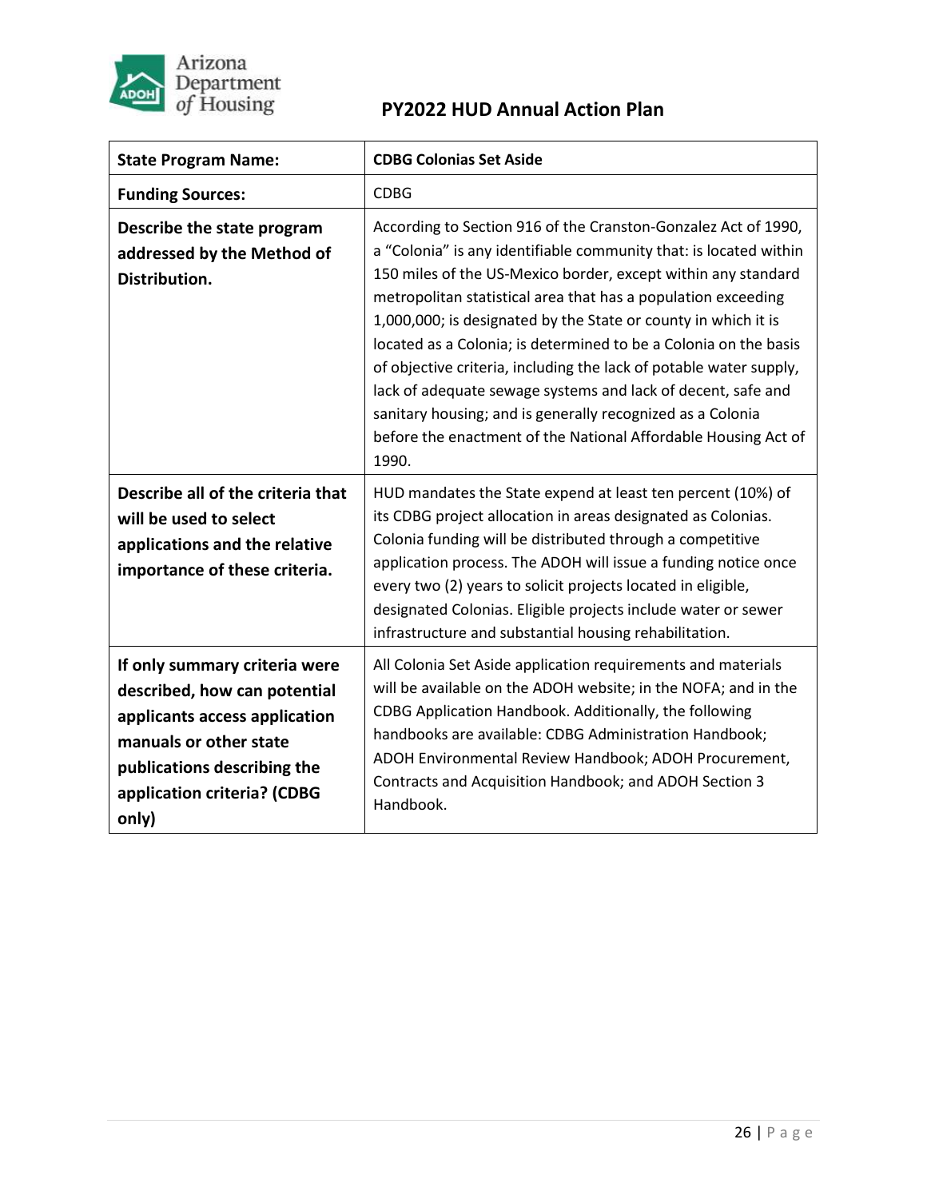| **State Program Name:** | **CDBG Colonias Set Aside** |
| --- | --- |
| **Funding Sources:** | CDBG |
| **Describe the state program addressed by the Method of Distribution.** | According to Section 916 of the Cranston-Gonzalez Act of 1990, a "Colonia" is any identifiable community that: is located within 150 miles of the US-Mexico border, except within any standard metropolitan statistical area that has a population exceeding 1,000,000; is designated by the State or county in which it is located as a Colonia; is determined to be a Colonia on the basis of objective criteria, including the lack of potable water supply, lack of adequate sewage systems and lack of decent, safe and sanitary housing; and is generally recognized as a Colonia before the enactment of the National Affordable Housing Act of 1990. |
| **Describe all of the criteria that will be used to select applications and the relative importance of these criteria.** | HUD mandates the State expend at least ten percent (10%) of its CDBG project allocation in areas designated as Colonias. Colonia funding will be distributed through a competitive application process. The ADOH will issue a funding notice once every two (2) years to solicit projects located in eligible, designated Colonias. Eligible projects include water or sewer infrastructure and substantial housing rehabilitation. |
| **If only summary criteria were described, how can potential applicants access application manuals or other state publications describing the application criteria? (CDBG only)** | All Colonia Set Aside application requirements and materials will be available on the ADOH website; in the NOFA; and in the CDBG Application Handbook. Additionally, the following handbooks are available: CDBG Administration Handbook; ADOH Environmental Review Handbook; ADOH Procurement, Contracts and Acquisition Handbook; and ADOH Section 3 Handbook. |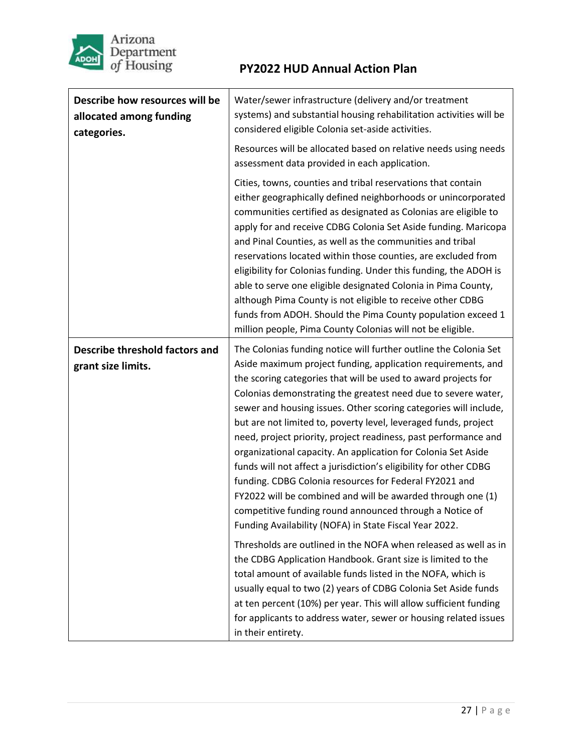| | |
|---|---|
| **Describe how resources will be allocated among funding categories.** | Water/sewer infrastructure (delivery and/or treatment systems) and substantial housing rehabilitation activities will be considered eligible Colonia set-aside activities.<br><br>Resources will be allocated based on relative needs using needs assessment data provided in each application.<br><br>Cities, towns, counties and tribal reservations that contain either geographically defined neighborhoods or unincorporated communities certified as designated as Colonias are eligible to apply for and receive CDBG Colonia Set Aside funding. Maricopa and Pinal Counties, as well as the communities and tribal reservations located within those counties, are excluded from eligibility for Colonias funding. Under this funding, the ADOH is able to serve one eligible designated Colonia in Pima County, although Pima County is not eligible to receive other CDBG funds from ADOH. Should the Pima County population exceed 1 million people, Pima County Colonias will not be eligible. |
| **Describe threshold factors and grant size limits.** | The Colonias funding notice will further outline the Colonia Set Aside maximum project funding, application requirements, and the scoring categories that will be used to award projects for Colonias demonstrating the greatest need due to severe water, sewer and housing issues. Other scoring categories will include, but are not limited to, poverty level, leveraged funds, project need, project priority, project readiness, past performance and organizational capacity. An application for Colonia Set Aside funds will not affect a jurisdiction's eligibility for other CDBG funding. CDBG Colonia resources for Federal FY2021 and FY2022 will be combined and will be awarded through one (1) competitive funding round announced through a Notice of Funding Availability (NOFA) in State Fiscal Year 2022.<br><br>Thresholds are outlined in the NOFA when released as well as in the CDBG Application Handbook. Grant size is limited to the total amount of available funds listed in the NOFA, which is usually equal to two (2) years of CDBG Colonia Set Aside funds at ten percent (10%) per year. This will allow sufficient funding for applicants to address water, sewer or housing related issues in their entirety. |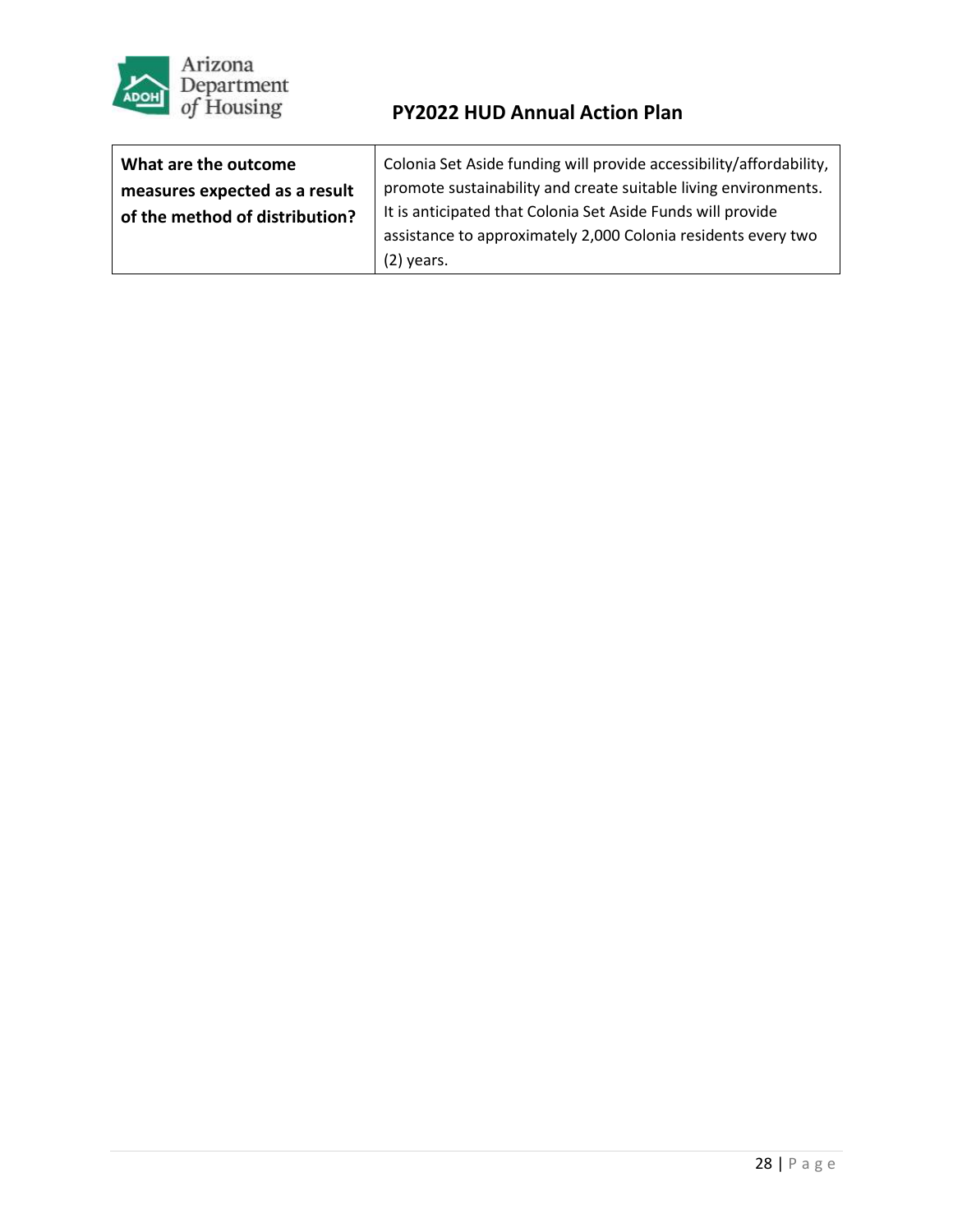| **What are the outcome measures expected as a result of the method of distribution?** | Colonia Set Aside funding will provide accessibility/affordability, promote sustainability and create suitable living environments. It is anticipated that Colonia Set Aside Funds will provide assistance to approximately 2,000 Colonia residents every two (2) years. |
|---|---|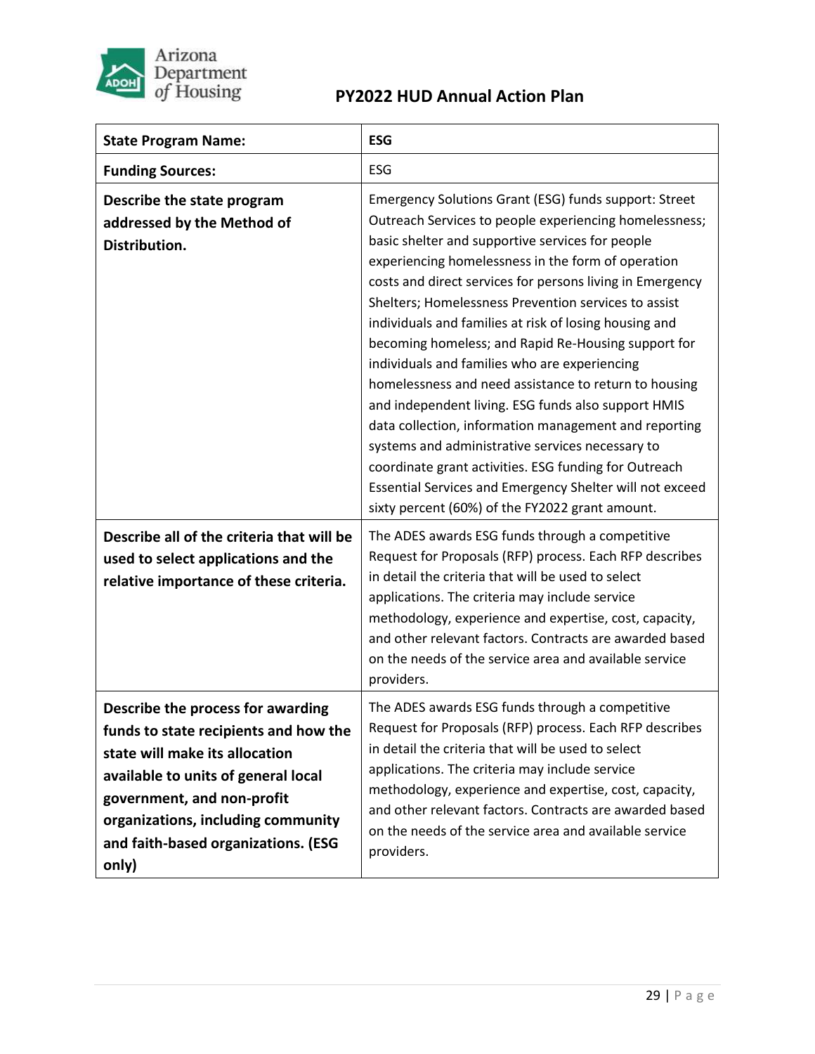| State Program Name: | ESG |
|---|---|
| **Funding Sources:** | ESG |
| **Describe the state program addressed by the Method of Distribution.** | Emergency Solutions Grant (ESG) funds support: Street Outreach Services to people experiencing homelessness; basic shelter and supportive services for people experiencing homelessness in the form of operation costs and direct services for persons living in Emergency Shelters; Homelessness Prevention services to assist individuals and families at risk of losing housing and becoming homeless; and Rapid Re-Housing support for individuals and families who are experiencing homelessness and need assistance to return to housing and independent living. ESG funds also support HMIS data collection, information management and reporting systems and administrative services necessary to coordinate grant activities. ESG funding for Outreach Essential Services and Emergency Shelter will not exceed sixty percent (60%) of the FY2022 grant amount. |
| **Describe all of the criteria that will be used to select applications and the relative importance of these criteria.** | The ADES awards ESG funds through a competitive Request for Proposals (RFP) process. Each RFP describes in detail the criteria that will be used to select applications. The criteria may include service methodology, experience and expertise, cost, capacity, and other relevant factors. Contracts are awarded based on the needs of the service area and available service providers. |
| **Describe the process for awarding funds to state recipients and how the state will make its allocation available to units of general local government, and non-profit organizations, including community and faith-based organizations. (ESG only)** | The ADES awards ESG funds through a competitive Request for Proposals (RFP) process. Each RFP describes in detail the criteria that will be used to select applications. The criteria may include service methodology, experience and expertise, cost, capacity, and other relevant factors. Contracts are awarded based on the needs of the service area and available service providers. |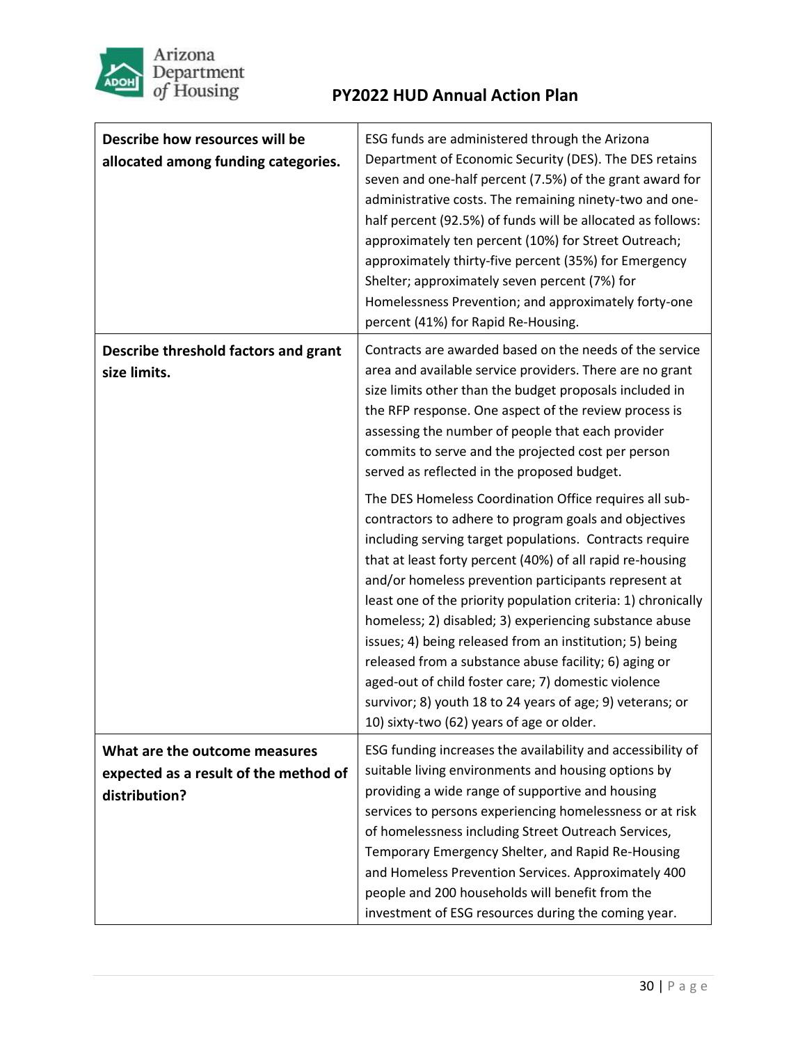| | |
|---|---|
| **Describe how resources will be allocated among funding categories.** | ESG funds are administered through the Arizona Department of Economic Security (DES). The DES retains seven and one-half percent (7.5%) of the grant award for administrative costs. The remaining ninety-two and one-half percent (92.5%) of funds will be allocated as follows: approximately ten percent (10%) for Street Outreach; approximately thirty-five percent (35%) for Emergency Shelter; approximately seven percent (7%) for Homelessness Prevention; and approximately forty-one percent (41%) for Rapid Re-Housing. |
| **Describe threshold factors and grant size limits.** | Contracts are awarded based on the needs of the service area and available service providers. There are no grant size limits other than the budget proposals included in the RFP response. One aspect of the review process is assessing the number of people that each provider commits to serve and the projected cost per person served as reflected in the proposed budget.<br><br>The DES Homeless Coordination Office requires all sub-contractors to adhere to program goals and objectives including serving target populations. Contracts require that at least forty percent (40%) of all rapid re-housing and/or homeless prevention participants represent at least one of the priority population criteria: 1) chronically homeless; 2) disabled; 3) experiencing substance abuse issues; 4) being released from an institution; 5) being released from a substance abuse facility; 6) aging or aged-out of child foster care; 7) domestic violence survivor; 8) youth 18 to 24 years of age; 9) veterans; or 10) sixty-two (62) years of age or older. |
| **What are the outcome measures expected as a result of the method of distribution?** | ESG funding increases the availability and accessibility of suitable living environments and housing options by providing a wide range of supportive and housing services to persons experiencing homelessness or at risk of homelessness including Street Outreach Services, Temporary Emergency Shelter, and Rapid Re-Housing and Homeless Prevention Services. Approximately 400 people and 200 households will benefit from the investment of ESG resources during the coming year. |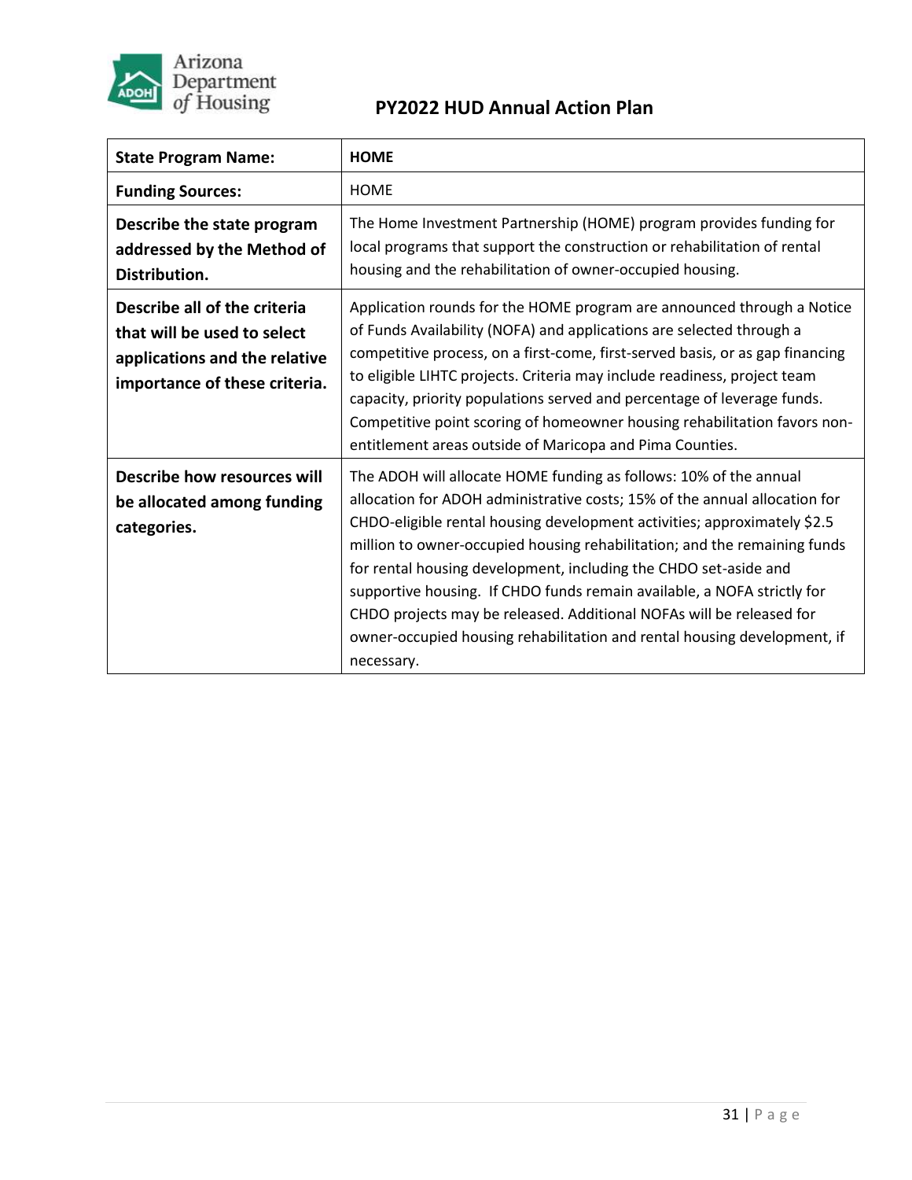| State Program Name: | HOME |
| --- | --- |
| **Funding Sources:** | HOME |
| **Describe the state program addressed by the Method of Distribution.** | The Home Investment Partnership (HOME) program provides funding for local programs that support the construction or rehabilitation of rental housing and the rehabilitation of owner-occupied housing. |
| **Describe all of the criteria that will be used to select applications and the relative importance of these criteria.** | Application rounds for the HOME program are announced through a Notice of Funds Availability (NOFA) and applications are selected through a competitive process, on a first-come, first-served basis, or as gap financing to eligible LIHTC projects. Criteria may include readiness, project team capacity, priority populations served and percentage of leverage funds. Competitive point scoring of homeowner housing rehabilitation favors non-entitlement areas outside of Maricopa and Pima Counties. |
| **Describe how resources will be allocated among funding categories.** | The ADOH will allocate HOME funding as follows: 10% of the annual allocation for ADOH administrative costs; 15% of the annual allocation for CHDO-eligible rental housing development activities; approximately $2.5 million to owner-occupied housing rehabilitation; and the remaining funds for rental housing development, including the CHDO set-aside and supportive housing. If CHDO funds remain available, a NOFA strictly for CHDO projects may be released. Additional NOFAs will be released for owner-occupied housing rehabilitation and rental housing development, if necessary. |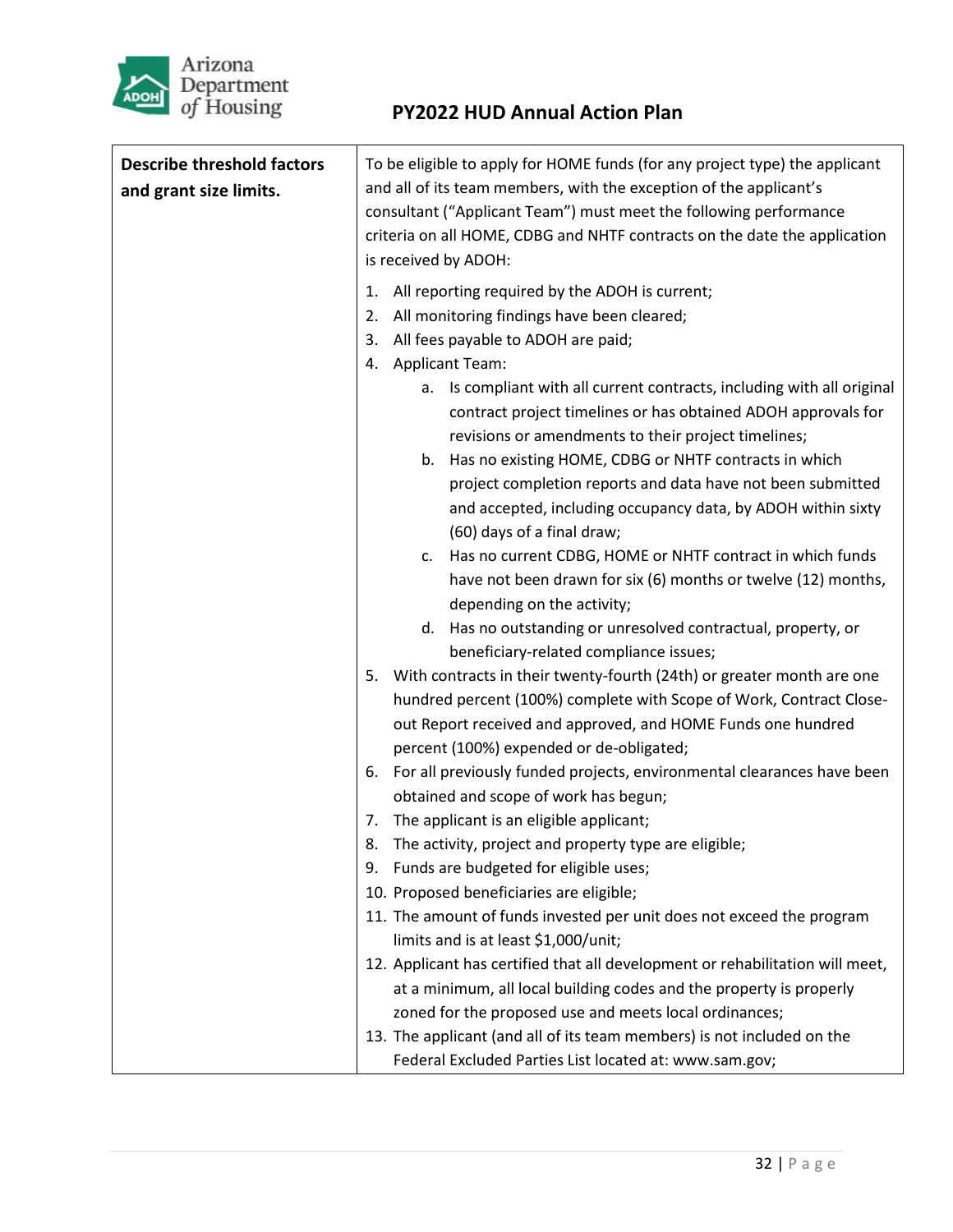| Describe threshold factors and grant size limits. | To be eligible to apply for HOME funds (for any project type) the applicant and all of its team members, with the exception of the applicant's consultant ("Applicant Team") must meet the following performance criteria on all HOME, CDBG and NHTF contracts on the date the application is received by ADOH:<br><br>1. All reporting required by the ADOH is current;<br>2. All monitoring findings have been cleared;<br>3. All fees payable to ADOH are paid;<br>4. Applicant Team:<br>&nbsp;&nbsp;&nbsp;&nbsp;a. Is compliant with all current contracts, including with all original contract project timelines or has obtained ADOH approvals for revisions or amendments to their project timelines;<br>&nbsp;&nbsp;&nbsp;&nbsp;b. Has no existing HOME, CDBG or NHTF contracts in which project completion reports and data have not been submitted and accepted, including occupancy data, by ADOH within sixty (60) days of a final draw;<br>&nbsp;&nbsp;&nbsp;&nbsp;c. Has no current CDBG, HOME or NHTF contract in which funds have not been drawn for six (6) months or twelve (12) months, depending on the activity;<br>&nbsp;&nbsp;&nbsp;&nbsp;d. Has no outstanding or unresolved contractual, property, or beneficiary-related compliance issues;<br>5. With contracts in their twenty-fourth (24th) or greater month are one hundred percent (100%) complete with Scope of Work, Contract Close-out Report received and approved, and HOME Funds one hundred percent (100%) expended or de-obligated;<br>6. For all previously funded projects, environmental clearances have been obtained and scope of work has begun;<br>7. The applicant is an eligible applicant;<br>8. The activity, project and property type are eligible;<br>9. Funds are budgeted for eligible uses;<br>10. Proposed beneficiaries are eligible;<br>11. The amount of funds invested per unit does not exceed the program limits and is at least $1,000/unit;<br>12. Applicant has certified that all development or rehabilitation will meet, at a minimum, all local building codes and the property is properly zoned for the proposed use and meets local ordinances;<br>13. The applicant (and all of its team members) is not included on the Federal Excluded Parties List located at: www.sam.gov; |
|---|---|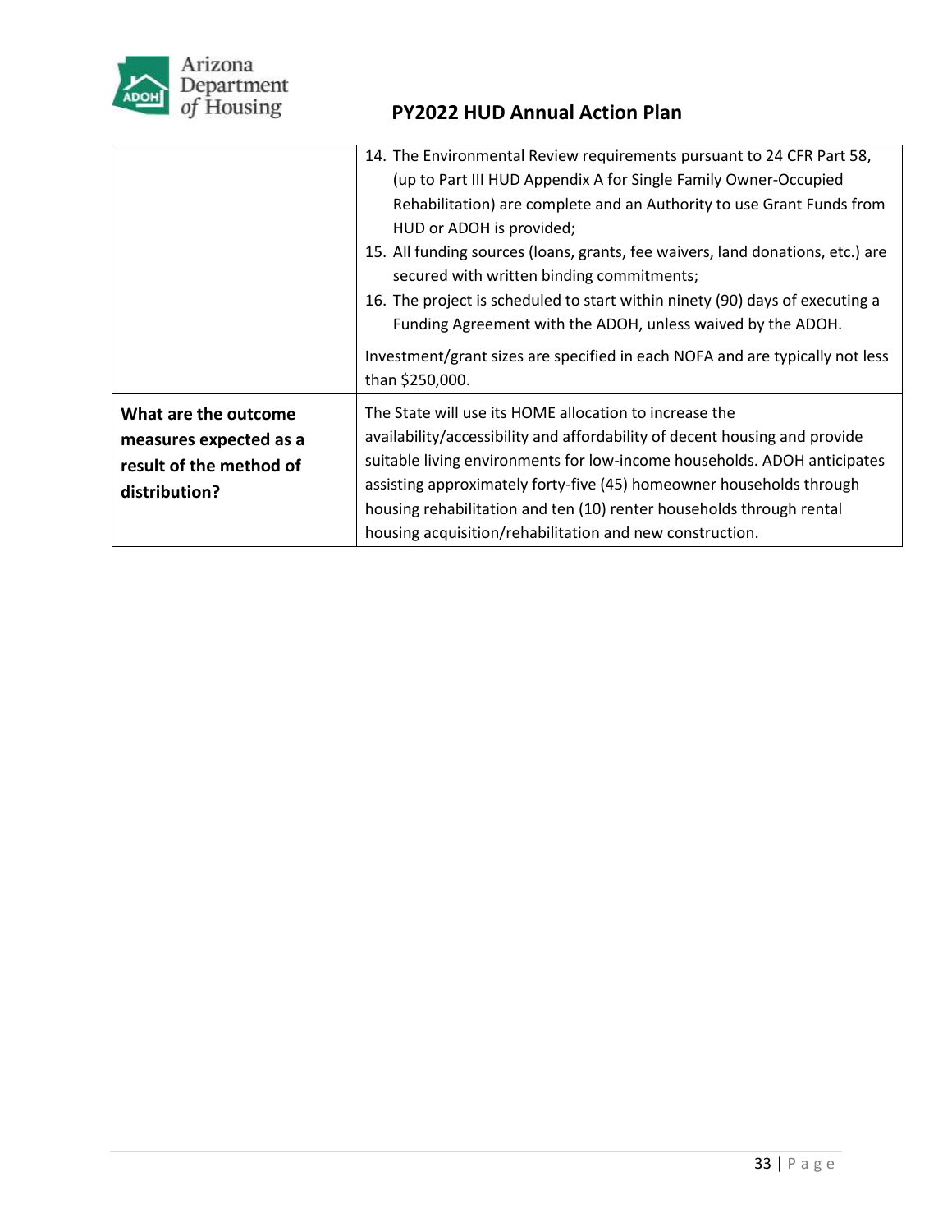| | |
|---|---|
| | 14. The Environmental Review requirements pursuant to 24 CFR Part 58, (up to Part III HUD Appendix A for Single Family Owner-Occupied Rehabilitation) are complete and an Authority to use Grant Funds from HUD or ADOH is provided;<br>15. All funding sources (loans, grants, fee waivers, land donations, etc.) are secured with written binding commitments;<br>16. The project is scheduled to start within ninety (90) days of executing a Funding Agreement with the ADOH, unless waived by the ADOH.<br><br>Investment/grant sizes are specified in each NOFA and are typically not less than $250,000. |
| **What are the outcome measures expected as a result of the method of distribution?** | The State will use its HOME allocation to increase the availability/accessibility and affordability of decent housing and provide suitable living environments for low-income households. ADOH anticipates assisting approximately forty-five (45) homeowner households through housing rehabilitation and ten (10) renter households through rental housing acquisition/rehabilitation and new construction. |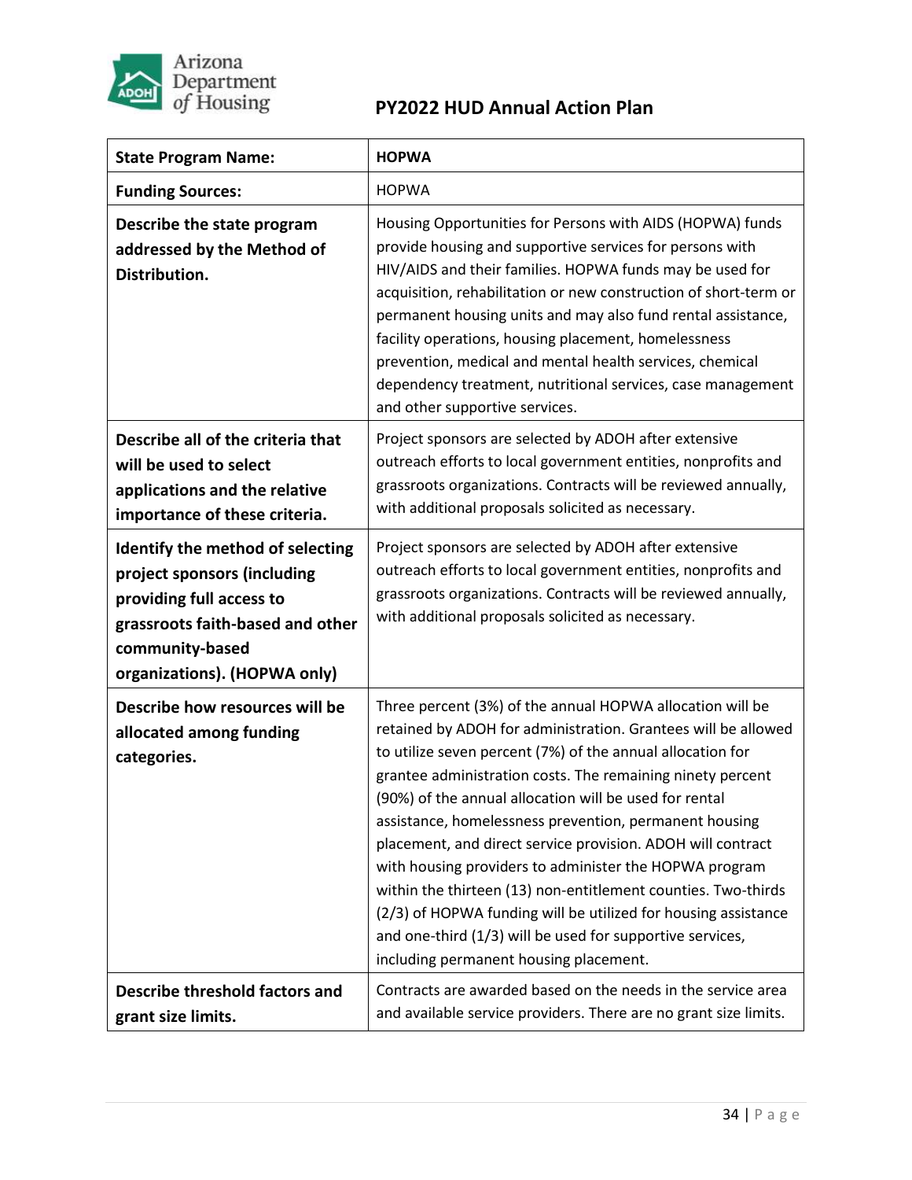| State Program Name: | HOPWA |
| --- | --- |
| **Funding Sources:** | HOPWA |
| **Describe the state program addressed by the Method of Distribution.** | Housing Opportunities for Persons with AIDS (HOPWA) funds provide housing and supportive services for persons with HIV/AIDS and their families. HOPWA funds may be used for acquisition, rehabilitation or new construction of short-term or permanent housing units and may also fund rental assistance, facility operations, housing placement, homelessness prevention, medical and mental health services, chemical dependency treatment, nutritional services, case management and other supportive services. |
| **Describe all of the criteria that will be used to select applications and the relative importance of these criteria.** | Project sponsors are selected by ADOH after extensive outreach efforts to local government entities, nonprofits and grassroots organizations. Contracts will be reviewed annually, with additional proposals solicited as necessary. |
| **Identify the method of selecting project sponsors (including providing full access to grassroots faith-based and other community-based organizations). (HOPWA only)** | Project sponsors are selected by ADOH after extensive outreach efforts to local government entities, nonprofits and grassroots organizations. Contracts will be reviewed annually, with additional proposals solicited as necessary. |
| **Describe how resources will be allocated among funding categories.** | Three percent (3%) of the annual HOPWA allocation will be retained by ADOH for administration. Grantees will be allowed to utilize seven percent (7%) of the annual allocation for grantee administration costs. The remaining ninety percent (90%) of the annual allocation will be used for rental assistance, homelessness prevention, permanent housing placement, and direct service provision. ADOH will contract with housing providers to administer the HOPWA program within the thirteen (13) non-entitlement counties. Two-thirds (2/3) of HOPWA funding will be utilized for housing assistance and one-third (1/3) will be used for supportive services, including permanent housing placement. |
| **Describe threshold factors and grant size limits.** | Contracts are awarded based on the needs in the service area and available service providers. There are no grant size limits. |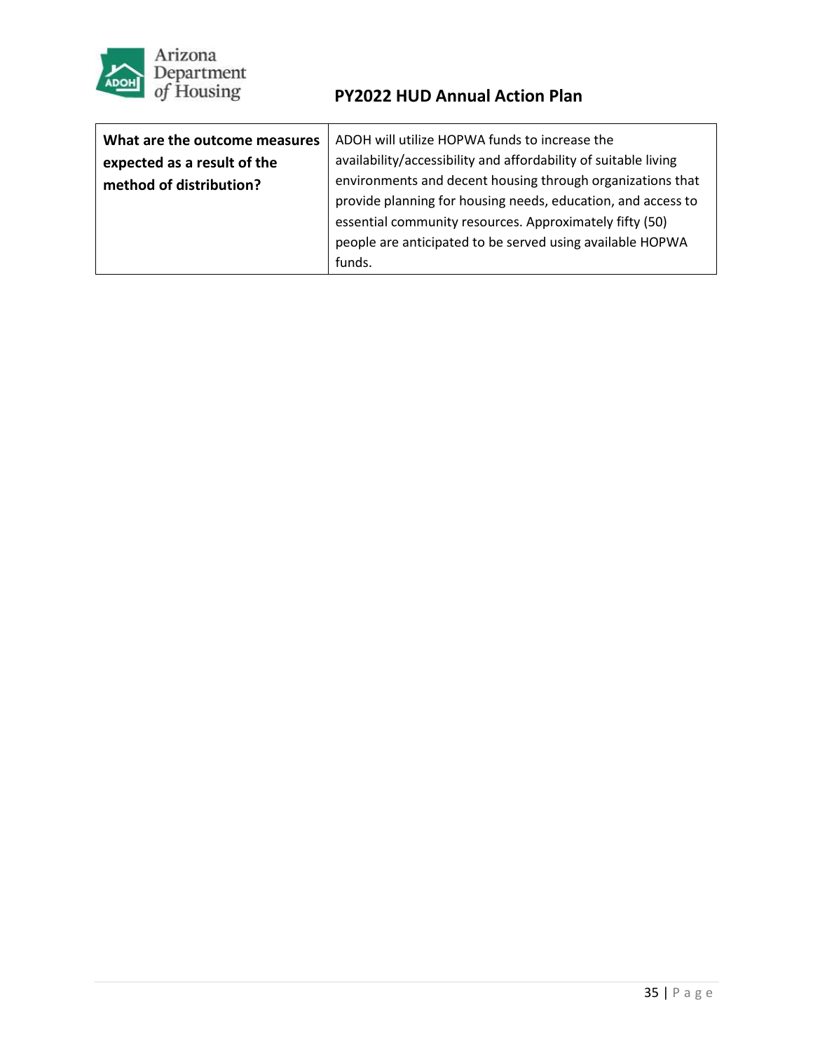| What are the outcome measures expected as a result of the method of distribution? | ADOH will utilize HOPWA funds to increase the availability/accessibility and affordability of suitable living environments and decent housing through organizations that provide planning for housing needs, education, and access to essential community resources. Approximately fifty (50) people are anticipated to be served using available HOPWA funds. |
|---|---|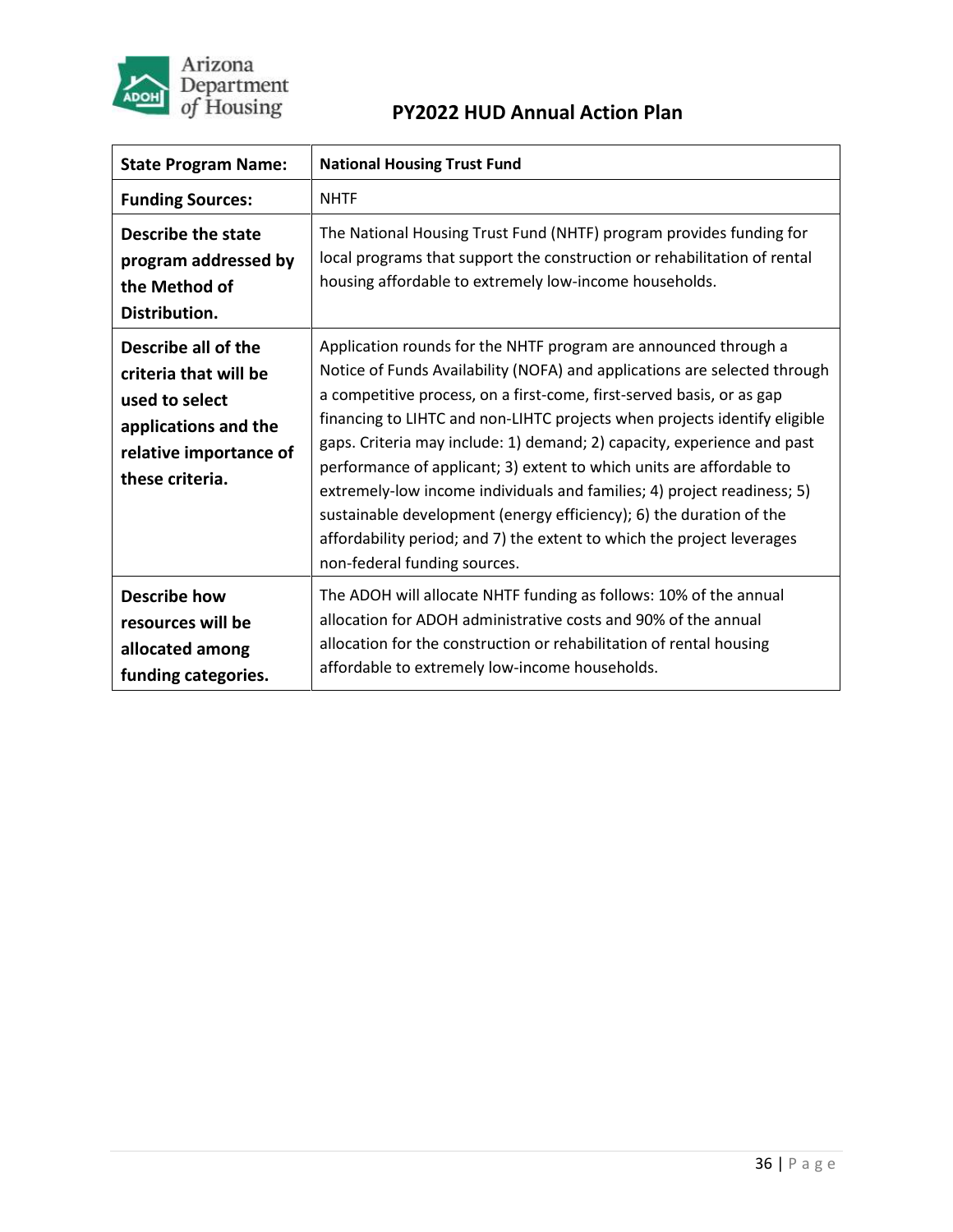| State Program Name: | National Housing Trust Fund |
|---|---|
| Funding Sources: | NHTF |
| Describe the state program addressed by the Method of Distribution. | The National Housing Trust Fund (NHTF) program provides funding for local programs that support the construction or rehabilitation of rental housing affordable to extremely low-income households. |
| Describe all of the criteria that will be used to select applications and the relative importance of these criteria. | Application rounds for the NHTF program are announced through a Notice of Funds Availability (NOFA) and applications are selected through a competitive process, on a first-come, first-served basis, or as gap financing to LIHTC and non-LIHTC projects when projects identify eligible gaps. Criteria may include: 1) demand; 2) capacity, experience and past performance of applicant; 3) extent to which units are affordable to extremely-low income individuals and families; 4) project readiness; 5) sustainable development (energy efficiency); 6) the duration of the affordability period; and 7) the extent to which the project leverages non-federal funding sources. |
| Describe how resources will be allocated among funding categories. | The ADOH will allocate NHTF funding as follows: 10% of the annual allocation for ADOH administrative costs and 90% of the annual allocation for the construction or rehabilitation of rental housing affordable to extremely low-income households. |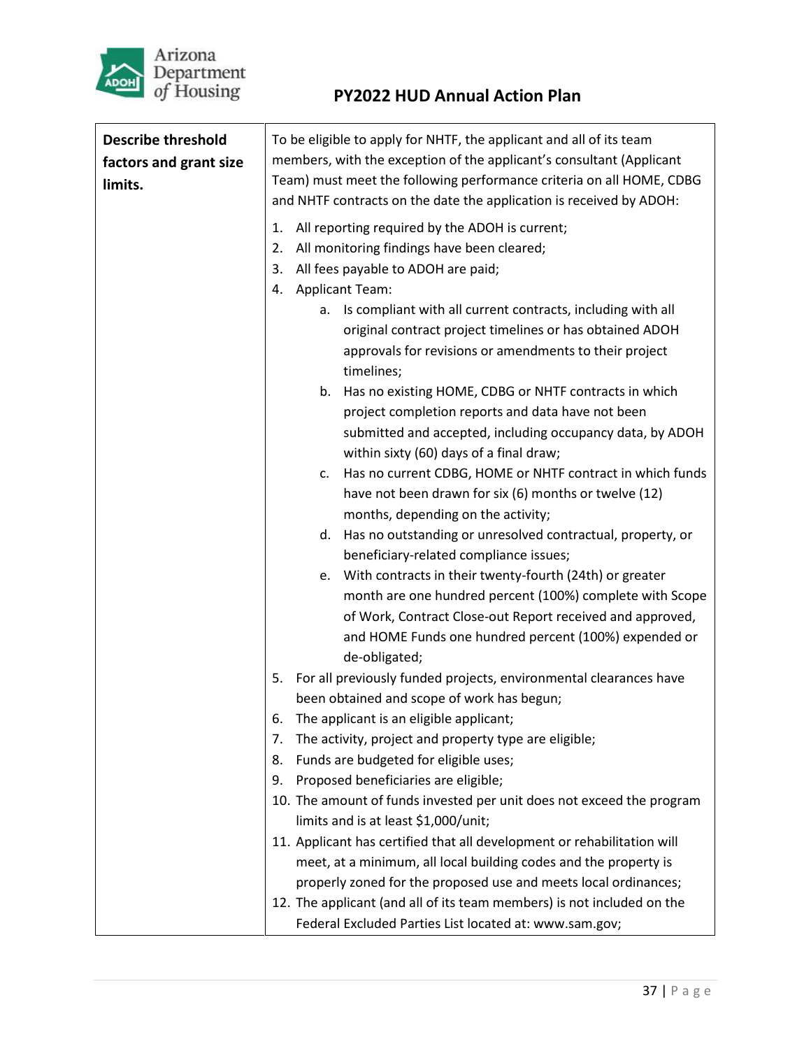| Describe threshold factors and grant size limits. | To be eligible to apply for NHTF, the applicant and all of its team members, with the exception of the applicant's consultant (Applicant Team) must meet the following performance criteria on all HOME, CDBG and NHTF contracts on the date the application is received by ADOH:<br><br>1. All reporting required by the ADOH is current;<br>2. All monitoring findings have been cleared;<br>3. All fees payable to ADOH are paid;<br>4. Applicant Team:<br>a. Is compliant with all current contracts, including with all original contract project timelines or has obtained ADOH approvals for revisions or amendments to their project timelines;<br>b. Has no existing HOME, CDBG or NHTF contracts in which project completion reports and data have not been submitted and accepted, including occupancy data, by ADOH within sixty (60) days of a final draw;<br>c. Has no current CDBG, HOME or NHTF contract in which funds have not been drawn for six (6) months or twelve (12) months, depending on the activity;<br>d. Has no outstanding or unresolved contractual, property, or beneficiary-related compliance issues;<br>e. With contracts in their twenty-fourth (24th) or greater month are one hundred percent (100%) complete with Scope of Work, Contract Close-out Report received and approved, and HOME Funds one hundred percent (100%) expended or de-obligated;<br>5. For all previously funded projects, environmental clearances have been obtained and scope of work has begun;<br>6. The applicant is an eligible applicant;<br>7. The activity, project and property type are eligible;<br>8. Funds are budgeted for eligible uses;<br>9. Proposed beneficiaries are eligible;<br>10. The amount of funds invested per unit does not exceed the program limits and is at least $1,000/unit;<br>11. Applicant has certified that all development or rehabilitation will meet, at a minimum, all local building codes and the property is properly zoned for the proposed use and meets local ordinances;<br>12. The applicant (and all of its team members) is not included on the Federal Excluded Parties List located at: www.sam.gov; |
|---|---|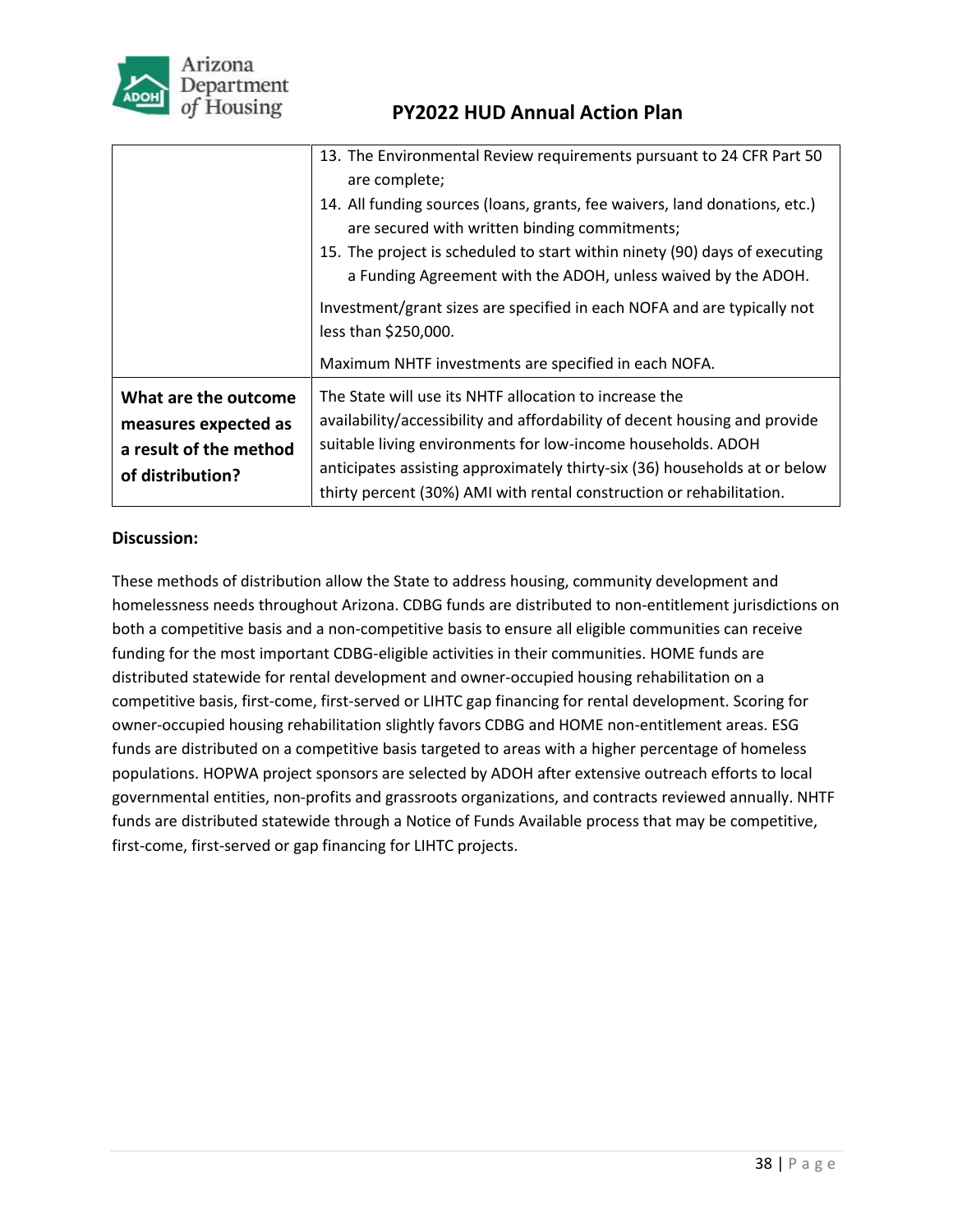|  |  |
|---|---|
|  | 13. The Environmental Review requirements pursuant to 24 CFR Part 50 are complete;<br>14. All funding sources (loans, grants, fee waivers, land donations, etc.) are secured with written binding commitments;<br>15. The project is scheduled to start within ninety (90) days of executing a Funding Agreement with the ADOH, unless waived by the ADOH.<br><br>Investment/grant sizes are specified in each NOFA and are typically not less than $250,000.<br><br>Maximum NHTF investments are specified in each NOFA. |
| **What are the outcome measures expected as a result of the method of distribution?** | The State will use its NHTF allocation to increase the availability/accessibility and affordability of decent housing and provide suitable living environments for low-income households. ADOH anticipates assisting approximately thirty-six (36) households at or below thirty percent (30%) AMI with rental construction or rehabilitation. |

**Discussion:**

These methods of distribution allow the State to address housing, community development and homelessness needs throughout Arizona. CDBG funds are distributed to non-entitlement jurisdictions on both a competitive basis and a non-competitive basis to ensure all eligible communities can receive funding for the most important CDBG-eligible activities in their communities. HOME funds are distributed statewide for rental development and owner-occupied housing rehabilitation on a competitive basis, first-come, first-served or LIHTC gap financing for rental development. Scoring for owner-occupied housing rehabilitation slightly favors CDBG and HOME non-entitlement areas. ESG funds are distributed on a competitive basis targeted to areas with a higher percentage of homeless populations. HOPWA project sponsors are selected by ADOH after extensive outreach efforts to local governmental entities, non-profits and grassroots organizations, and contracts reviewed annually. NHTF funds are distributed statewide through a Notice of Funds Available process that may be competitive, first-come, first-served or gap financing for LIHTC projects.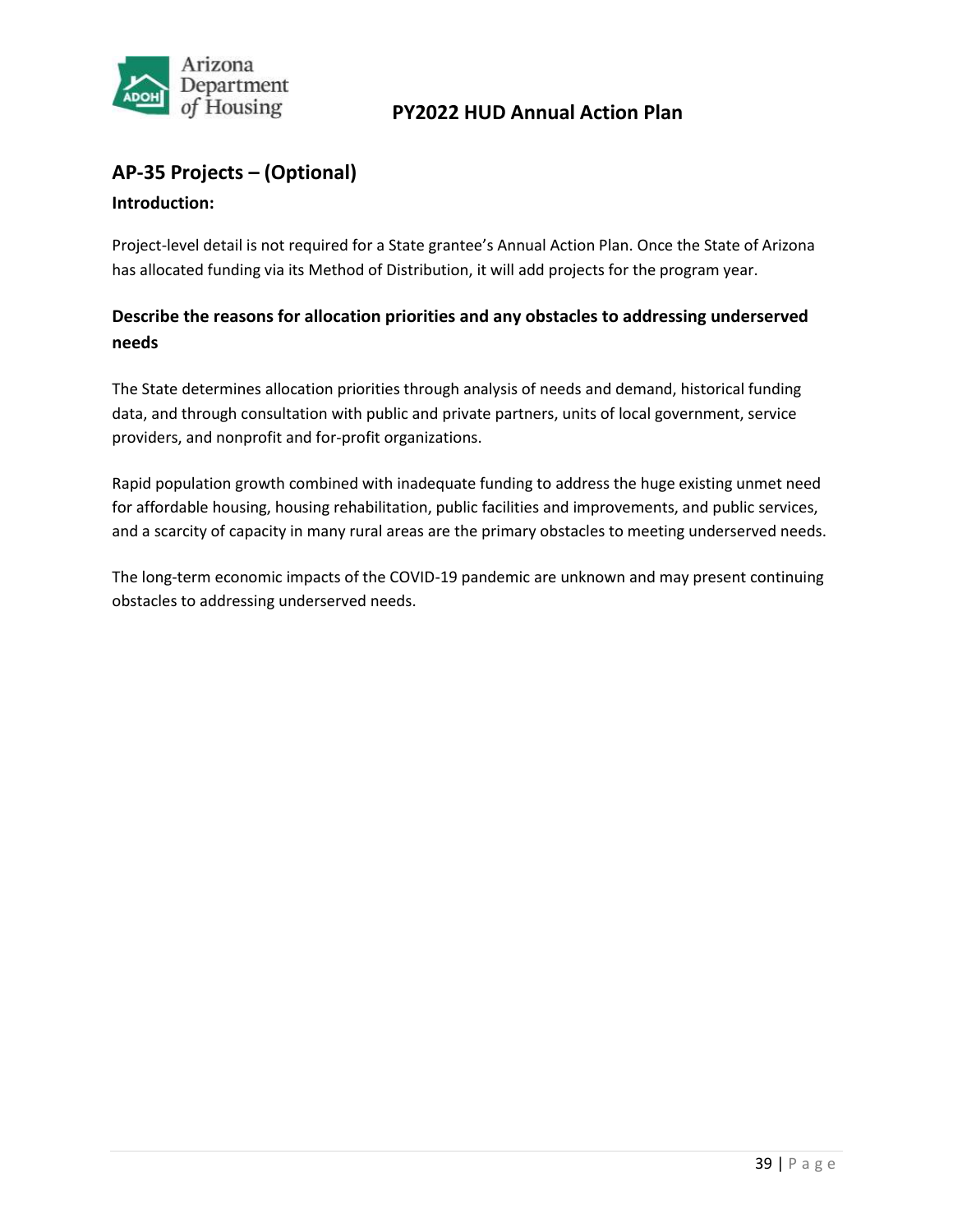## AP-35 Projects – (Optional)

### Introduction:

Project-level detail is not required for a State grantee's Annual Action Plan. Once the State of Arizona has allocated funding via its Method of Distribution, it will add projects for the program year.

### Describe the reasons for allocation priorities and any obstacles to addressing underserved needs

The State determines allocation priorities through analysis of needs and demand, historical funding data, and through consultation with public and private partners, units of local government, service providers, and nonprofit and for-profit organizations.

Rapid population growth combined with inadequate funding to address the huge existing unmet need for affordable housing, housing rehabilitation, public facilities and improvements, and public services, and a scarcity of capacity in many rural areas are the primary obstacles to meeting underserved needs.

The long-term economic impacts of the COVID-19 pandemic are unknown and may present continuing obstacles to addressing underserved needs.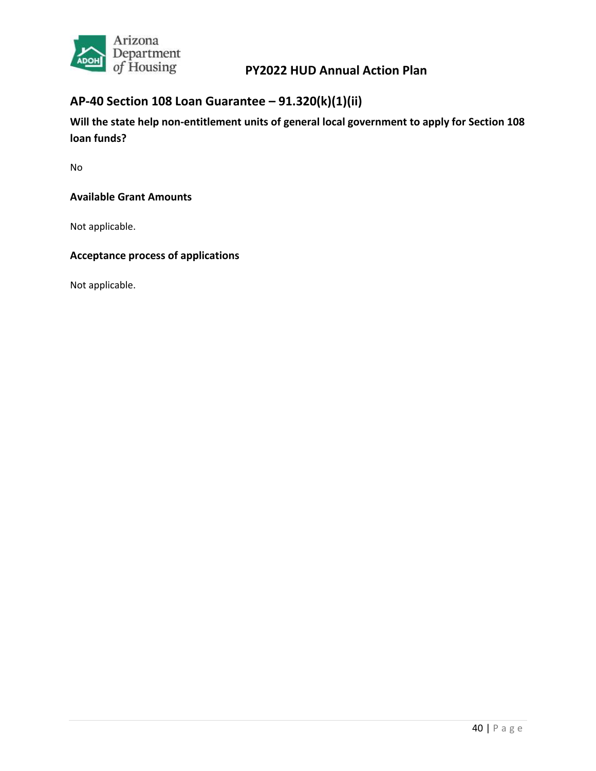## AP-40 Section 108 Loan Guarantee – 91.320(k)(1)(ii)

**Will the state help non-entitlement units of general local government to apply for Section 108 loan funds?**

No

**Available Grant Amounts**

Not applicable.

**Acceptance process of applications**

Not applicable.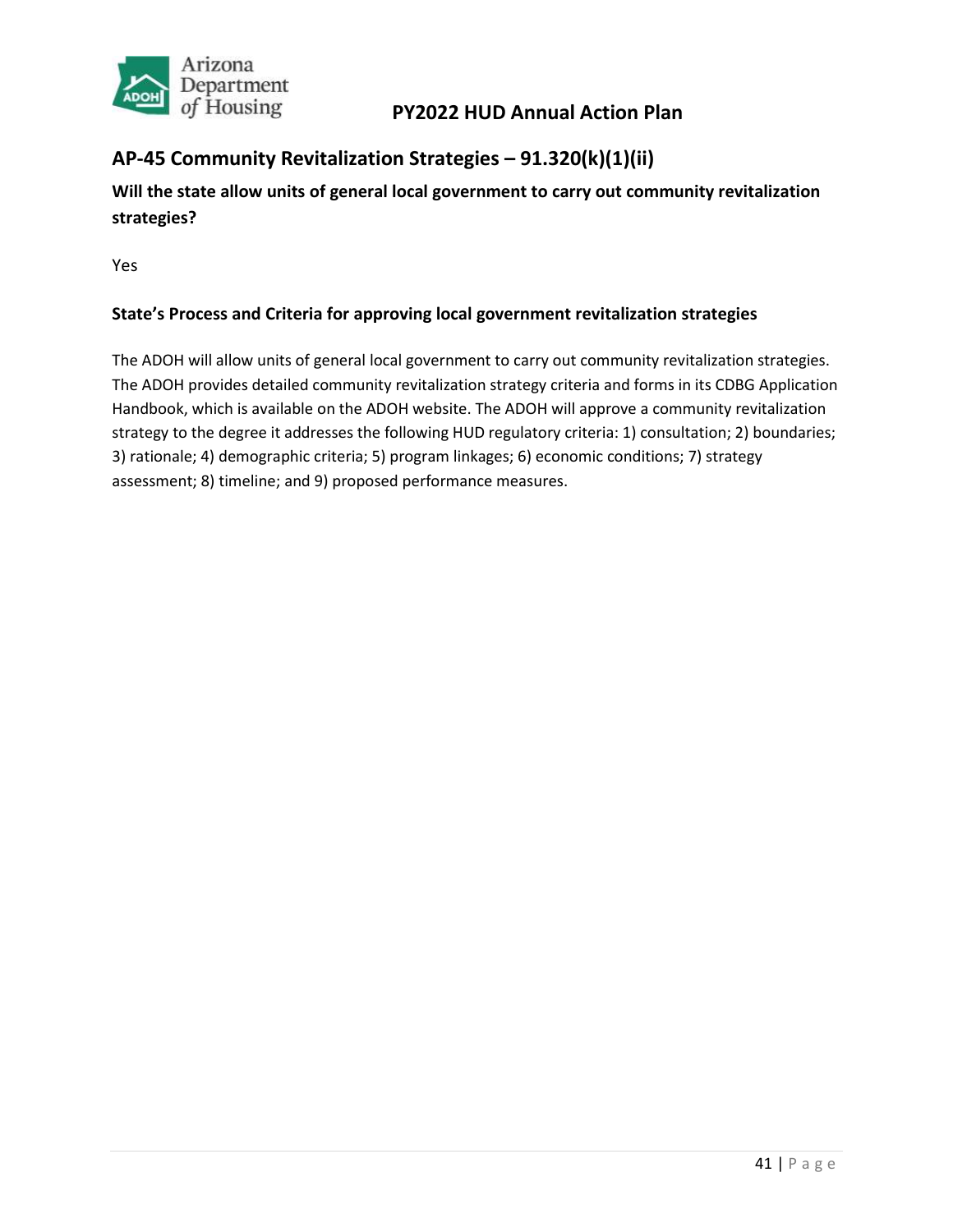## AP-45 Community Revitalization Strategies – 91.320(k)(1)(ii)

**Will the state allow units of general local government to carry out community revitalization strategies?**

Yes

**State's Process and Criteria for approving local government revitalization strategies**

The ADOH will allow units of general local government to carry out community revitalization strategies. The ADOH provides detailed community revitalization strategy criteria and forms in its CDBG Application Handbook, which is available on the ADOH website. The ADOH will approve a community revitalization strategy to the degree it addresses the following HUD regulatory criteria: 1) consultation; 2) boundaries; 3) rationale; 4) demographic criteria; 5) program linkages; 6) economic conditions; 7) strategy assessment; 8) timeline; and 9) proposed performance measures.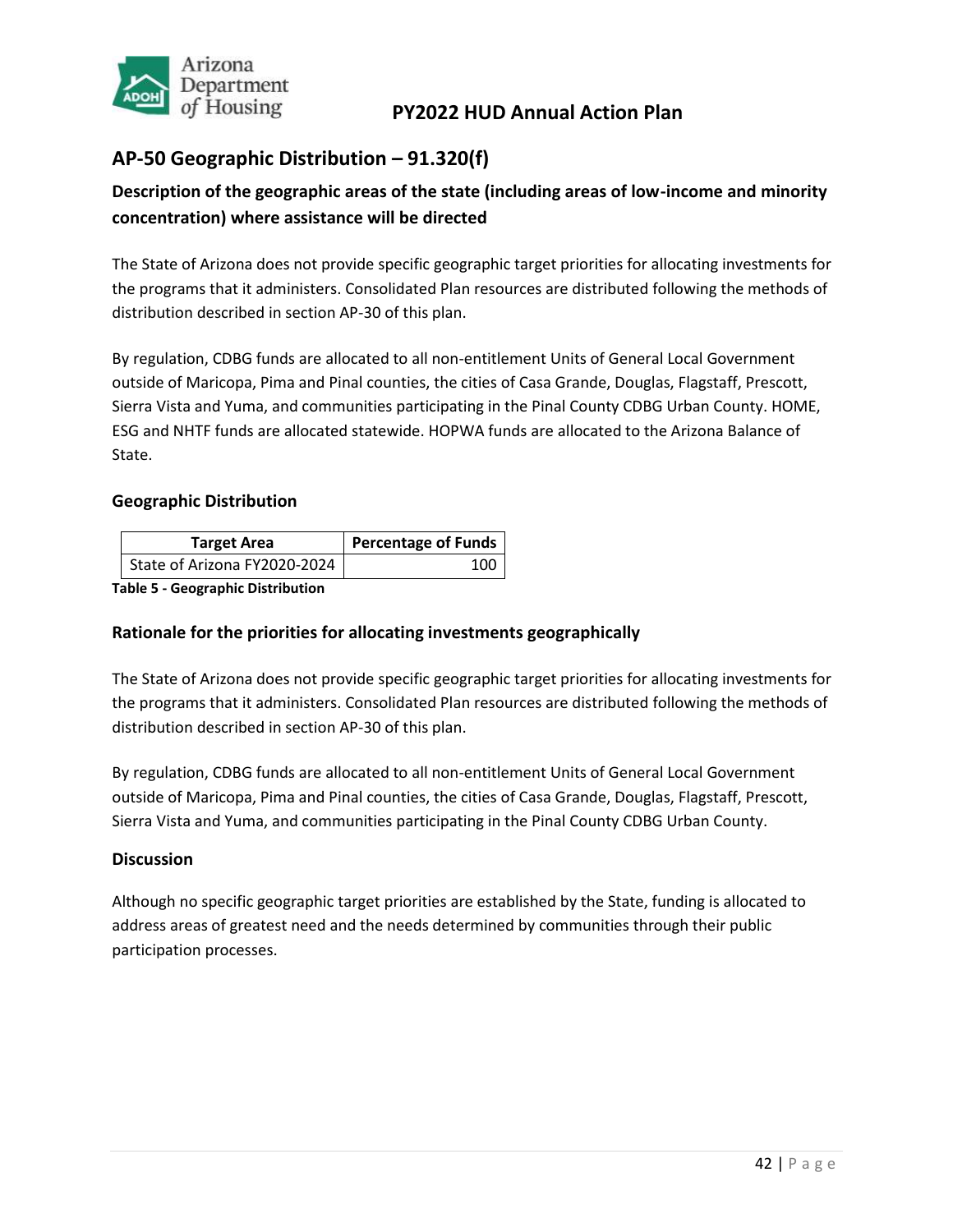## AP-50 Geographic Distribution – 91.320(f)

### Description of the geographic areas of the state (including areas of low-income and minority concentration) where assistance will be directed

The State of Arizona does not provide specific geographic target priorities for allocating investments for the programs that it administers. Consolidated Plan resources are distributed following the methods of distribution described in section AP-30 of this plan.

By regulation, CDBG funds are allocated to all non-entitlement Units of General Local Government outside of Maricopa, Pima and Pinal counties, the cities of Casa Grande, Douglas, Flagstaff, Prescott, Sierra Vista and Yuma, and communities participating in the Pinal County CDBG Urban County. HOME, ESG and NHTF funds are allocated statewide. HOPWA funds are allocated to the Arizona Balance of State.

### Geographic Distribution

| Target Area | Percentage of Funds |
|---|---|
| State of Arizona FY2020-2024 | 100 |

**Table 5 - Geographic Distribution**

### Rationale for the priorities for allocating investments geographically

The State of Arizona does not provide specific geographic target priorities for allocating investments for the programs that it administers. Consolidated Plan resources are distributed following the methods of distribution described in section AP-30 of this plan.

By regulation, CDBG funds are allocated to all non-entitlement Units of General Local Government outside of Maricopa, Pima and Pinal counties, the cities of Casa Grande, Douglas, Flagstaff, Prescott, Sierra Vista and Yuma, and communities participating in the Pinal County CDBG Urban County.

### Discussion

Although no specific geographic target priorities are established by the State, funding is allocated to address areas of greatest need and the needs determined by communities through their public participation processes.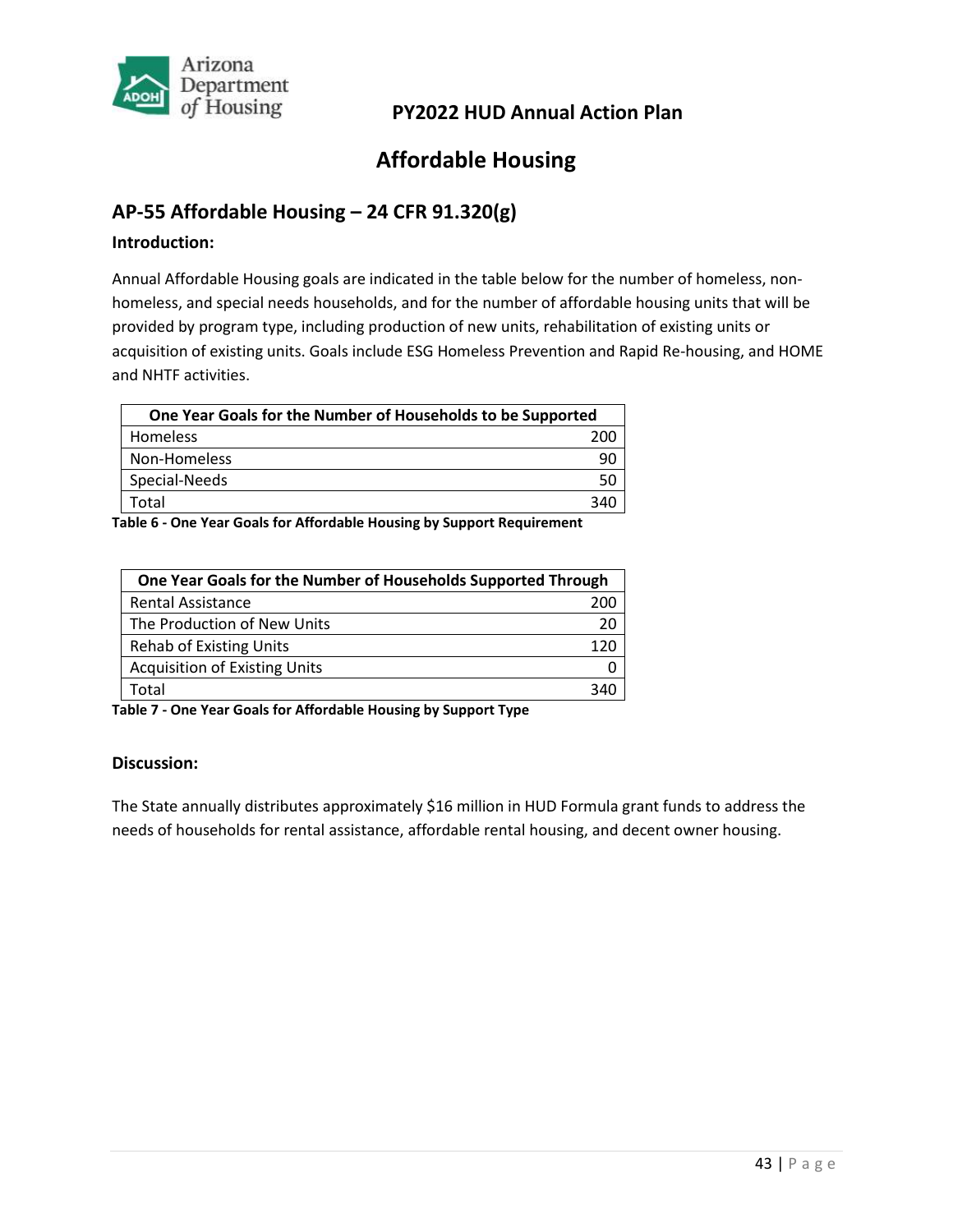# Affordable Housing

## AP-55 Affordable Housing – 24 CFR 91.320(g)

### Introduction:

Annual Affordable Housing goals are indicated in the table below for the number of homeless, non-homeless, and special needs households, and for the number of affordable housing units that will be provided by program type, including production of new units, rehabilitation of existing units or acquisition of existing units. Goals include ESG Homeless Prevention and Rapid Re-housing, and HOME and NHTF activities.

| One Year Goals for the Number of Households to be Supported | |
|---|---|
| Homeless | 200 |
| Non-Homeless | 90 |
| Special-Needs | 50 |
| Total | 340 |

**Table 6 - One Year Goals for Affordable Housing by Support Requirement**

| One Year Goals for the Number of Households Supported Through | |
|---|---|
| Rental Assistance | 200 |
| The Production of New Units | 20 |
| Rehab of Existing Units | 120 |
| Acquisition of Existing Units | 0 |
| Total | 340 |

**Table 7 - One Year Goals for Affordable Housing by Support Type**

### Discussion:

The State annually distributes approximately $16 million in HUD Formula grant funds to address the needs of households for rental assistance, affordable rental housing, and decent owner housing.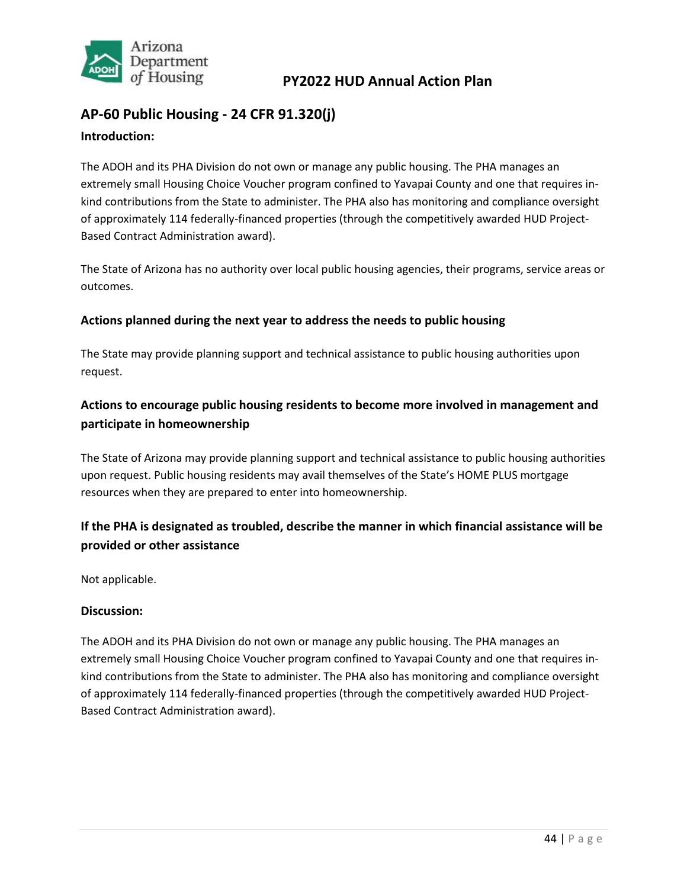## AP-60 Public Housing - 24 CFR 91.320(j)

### Introduction:

The ADOH and its PHA Division do not own or manage any public housing. The PHA manages an extremely small Housing Choice Voucher program confined to Yavapai County and one that requires in-kind contributions from the State to administer. The PHA also has monitoring and compliance oversight of approximately 114 federally-financed properties (through the competitively awarded HUD Project-Based Contract Administration award).

The State of Arizona has no authority over local public housing agencies, their programs, service areas or outcomes.

### Actions planned during the next year to address the needs to public housing

The State may provide planning support and technical assistance to public housing authorities upon request.

### Actions to encourage public housing residents to become more involved in management and participate in homeownership

The State of Arizona may provide planning support and technical assistance to public housing authorities upon request. Public housing residents may avail themselves of the State's HOME PLUS mortgage resources when they are prepared to enter into homeownership.

### If the PHA is designated as troubled, describe the manner in which financial assistance will be provided or other assistance

Not applicable.

### Discussion:

The ADOH and its PHA Division do not own or manage any public housing. The PHA manages an extremely small Housing Choice Voucher program confined to Yavapai County and one that requires in-kind contributions from the State to administer. The PHA also has monitoring and compliance oversight of approximately 114 federally-financed properties (through the competitively awarded HUD Project-Based Contract Administration award).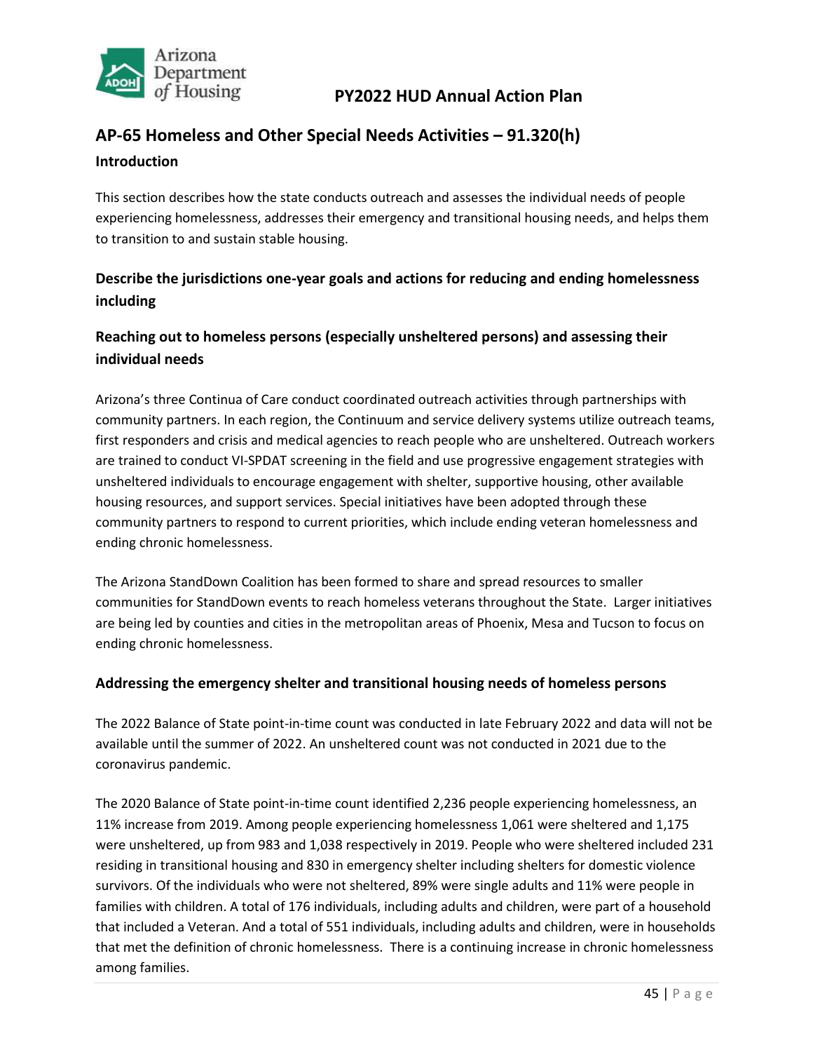## AP-65 Homeless and Other Special Needs Activities – 91.320(h)

### Introduction

This section describes how the state conducts outreach and assesses the individual needs of people experiencing homelessness, addresses their emergency and transitional housing needs, and helps them to transition to and sustain stable housing.

### Describe the jurisdictions one-year goals and actions for reducing and ending homelessness including

### Reaching out to homeless persons (especially unsheltered persons) and assessing their individual needs

Arizona's three Continua of Care conduct coordinated outreach activities through partnerships with community partners. In each region, the Continuum and service delivery systems utilize outreach teams, first responders and crisis and medical agencies to reach people who are unsheltered. Outreach workers are trained to conduct VI-SPDAT screening in the field and use progressive engagement strategies with unsheltered individuals to encourage engagement with shelter, supportive housing, other available housing resources, and support services. Special initiatives have been adopted through these community partners to respond to current priorities, which include ending veteran homelessness and ending chronic homelessness.

The Arizona StandDown Coalition has been formed to share and spread resources to smaller communities for StandDown events to reach homeless veterans throughout the State. Larger initiatives are being led by counties and cities in the metropolitan areas of Phoenix, Mesa and Tucson to focus on ending chronic homelessness.

### Addressing the emergency shelter and transitional housing needs of homeless persons

The 2022 Balance of State point-in-time count was conducted in late February 2022 and data will not be available until the summer of 2022. An unsheltered count was not conducted in 2021 due to the coronavirus pandemic.

The 2020 Balance of State point-in-time count identified 2,236 people experiencing homelessness, an 11% increase from 2019. Among people experiencing homelessness 1,061 were sheltered and 1,175 were unsheltered, up from 983 and 1,038 respectively in 2019. People who were sheltered included 231 residing in transitional housing and 830 in emergency shelter including shelters for domestic violence survivors. Of the individuals who were not sheltered, 89% were single adults and 11% were people in families with children. A total of 176 individuals, including adults and children, were part of a household that included a Veteran. And a total of 551 individuals, including adults and children, were in households that met the definition of chronic homelessness. There is a continuing increase in chronic homelessness among families.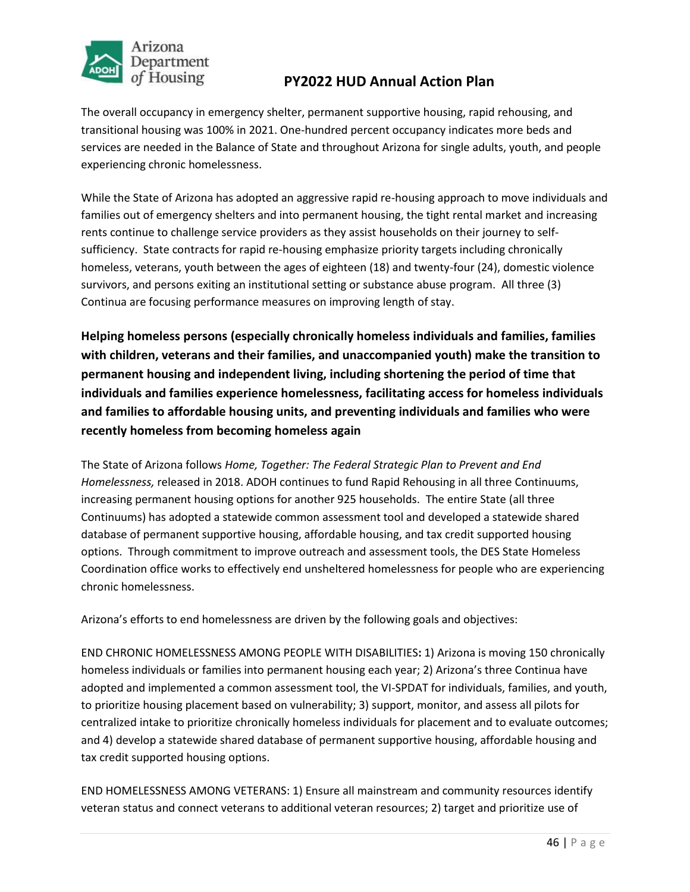The overall occupancy in emergency shelter, permanent supportive housing, rapid rehousing, and transitional housing was 100% in 2021. One-hundred percent occupancy indicates more beds and services are needed in the Balance of State and throughout Arizona for single adults, youth, and people experiencing chronic homelessness.

While the State of Arizona has adopted an aggressive rapid re-housing approach to move individuals and families out of emergency shelters and into permanent housing, the tight rental market and increasing rents continue to challenge service providers as they assist households on their journey to self-sufficiency. State contracts for rapid re-housing emphasize priority targets including chronically homeless, veterans, youth between the ages of eighteen (18) and twenty-four (24), domestic violence survivors, and persons exiting an institutional setting or substance abuse program. All three (3) Continua are focusing performance measures on improving length of stay.

### Helping homeless persons (especially chronically homeless individuals and families, families with children, veterans and their families, and unaccompanied youth) make the transition to permanent housing and independent living, including shortening the period of time that individuals and families experience homelessness, facilitating access for homeless individuals and families to affordable housing units, and preventing individuals and families who were recently homeless from becoming homeless again

The State of Arizona follows *Home, Together: The Federal Strategic Plan to Prevent and End Homelessness,* released in 2018. ADOH continues to fund Rapid Rehousing in all three Continuums, increasing permanent housing options for another 925 households. The entire State (all three Continuums) has adopted a statewide common assessment tool and developed a statewide shared database of permanent supportive housing, affordable housing, and tax credit supported housing options. Through commitment to improve outreach and assessment tools, the DES State Homeless Coordination office works to effectively end unsheltered homelessness for people who are experiencing chronic homelessness.

Arizona's efforts to end homelessness are driven by the following goals and objectives:

END CHRONIC HOMELESSNESS AMONG PEOPLE WITH DISABILITIES**:** 1) Arizona is moving 150 chronically homeless individuals or families into permanent housing each year; 2) Arizona's three Continua have adopted and implemented a common assessment tool, the VI-SPDAT for individuals, families, and youth, to prioritize housing placement based on vulnerability; 3) support, monitor, and assess all pilots for centralized intake to prioritize chronically homeless individuals for placement and to evaluate outcomes; and 4) develop a statewide shared database of permanent supportive housing, affordable housing and tax credit supported housing options.

END HOMELESSNESS AMONG VETERANS: 1) Ensure all mainstream and community resources identify veteran status and connect veterans to additional veteran resources; 2) target and prioritize use of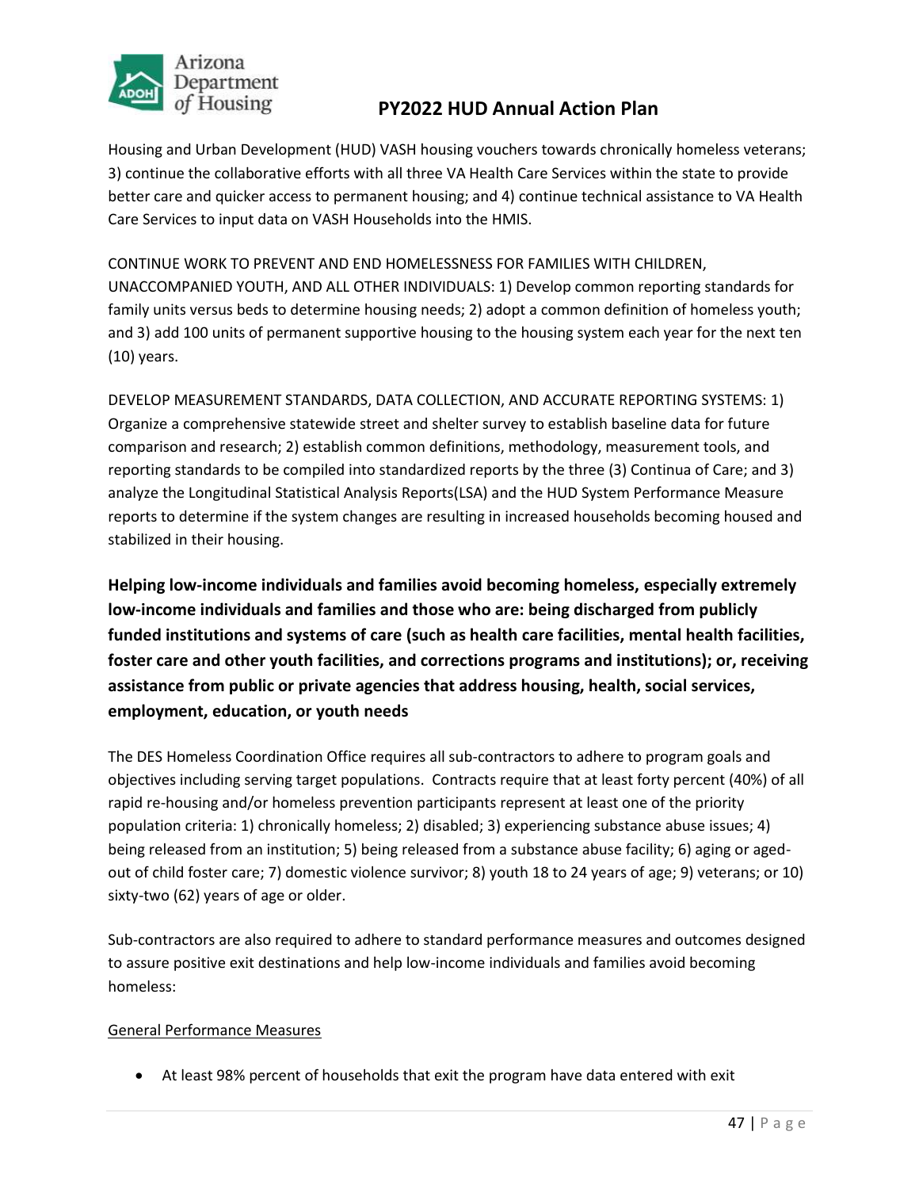Housing and Urban Development (HUD) VASH housing vouchers towards chronically homeless veterans; 3) continue the collaborative efforts with all three VA Health Care Services within the state to provide better care and quicker access to permanent housing; and 4) continue technical assistance to VA Health Care Services to input data on VASH Households into the HMIS.

CONTINUE WORK TO PREVENT AND END HOMELESSNESS FOR FAMILIES WITH CHILDREN, UNACCOMPANIED YOUTH, AND ALL OTHER INDIVIDUALS: 1) Develop common reporting standards for family units versus beds to determine housing needs; 2) adopt a common definition of homeless youth; and 3) add 100 units of permanent supportive housing to the housing system each year for the next ten (10) years.

DEVELOP MEASUREMENT STANDARDS, DATA COLLECTION, AND ACCURATE REPORTING SYSTEMS: 1) Organize a comprehensive statewide street and shelter survey to establish baseline data for future comparison and research; 2) establish common definitions, methodology, measurement tools, and reporting standards to be compiled into standardized reports by the three (3) Continua of Care; and 3) analyze the Longitudinal Statistical Analysis Reports(LSA) and the HUD System Performance Measure reports to determine if the system changes are resulting in increased households becoming housed and stabilized in their housing.

**Helping low-income individuals and families avoid becoming homeless, especially extremely low-income individuals and families and those who are: being discharged from publicly funded institutions and systems of care (such as health care facilities, mental health facilities, foster care and other youth facilities, and corrections programs and institutions); or, receiving assistance from public or private agencies that address housing, health, social services, employment, education, or youth needs**

The DES Homeless Coordination Office requires all sub-contractors to adhere to program goals and objectives including serving target populations. Contracts require that at least forty percent (40%) of all rapid re-housing and/or homeless prevention participants represent at least one of the priority population criteria: 1) chronically homeless; 2) disabled; 3) experiencing substance abuse issues; 4) being released from an institution; 5) being released from a substance abuse facility; 6) aging or aged-out of child foster care; 7) domestic violence survivor; 8) youth 18 to 24 years of age; 9) veterans; or 10) sixty-two (62) years of age or older.

Sub-contractors are also required to adhere to standard performance measures and outcomes designed to assure positive exit destinations and help low-income individuals and families avoid becoming homeless:

<u>General Performance Measures</u>

- At least 98% percent of households that exit the program have data entered with exit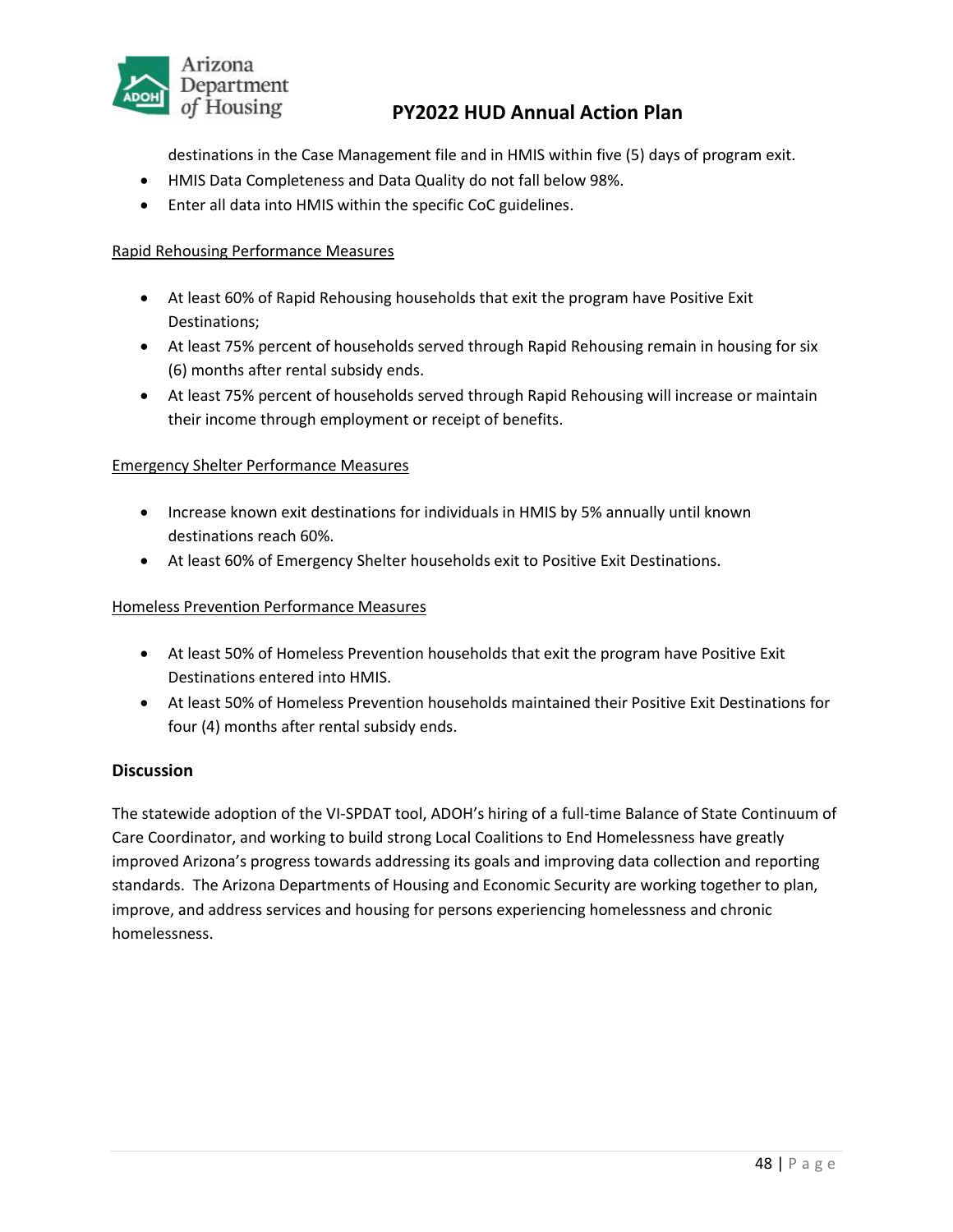destinations in the Case Management file and in HMIS within five (5) days of program exit.

- HMIS Data Completeness and Data Quality do not fall below 98%.
- Enter all data into HMIS within the specific CoC guidelines.

<u>Rapid Rehousing Performance Measures</u>

- At least 60% of Rapid Rehousing households that exit the program have Positive Exit Destinations;
- At least 75% percent of households served through Rapid Rehousing remain in housing for six (6) months after rental subsidy ends.
- At least 75% percent of households served through Rapid Rehousing will increase or maintain their income through employment or receipt of benefits.

<u>Emergency Shelter Performance Measures</u>

- Increase known exit destinations for individuals in HMIS by 5% annually until known destinations reach 60%.
- At least 60% of Emergency Shelter households exit to Positive Exit Destinations.

<u>Homeless Prevention Performance Measures</u>

- At least 50% of Homeless Prevention households that exit the program have Positive Exit Destinations entered into HMIS.
- At least 50% of Homeless Prevention households maintained their Positive Exit Destinations for four (4) months after rental subsidy ends.

### Discussion

The statewide adoption of the VI-SPDAT tool, ADOH's hiring of a full-time Balance of State Continuum of Care Coordinator, and working to build strong Local Coalitions to End Homelessness have greatly improved Arizona's progress towards addressing its goals and improving data collection and reporting standards. The Arizona Departments of Housing and Economic Security are working together to plan, improve, and address services and housing for persons experiencing homelessness and chronic homelessness.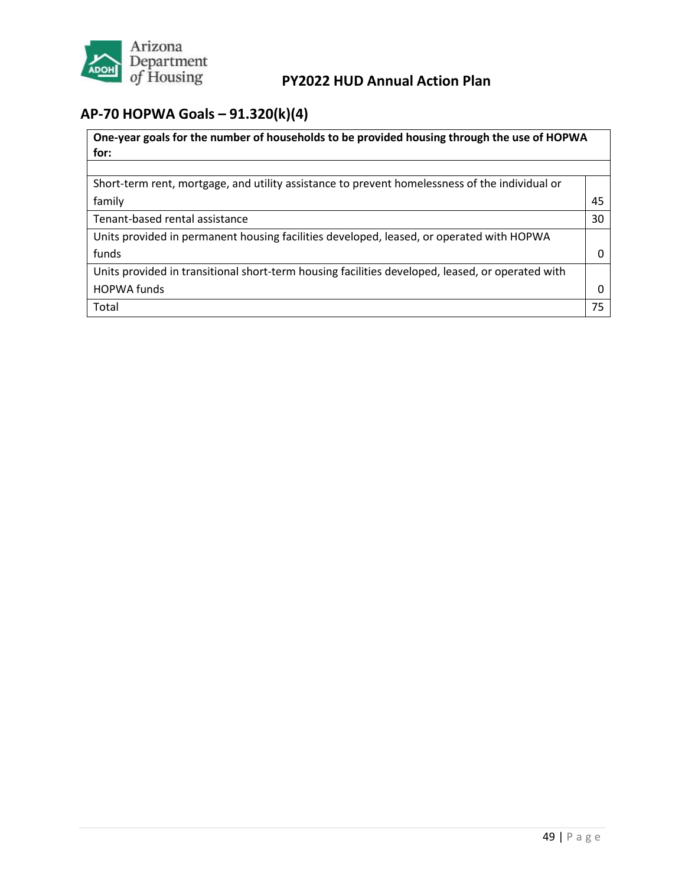## AP-70 HOPWA Goals – 91.320(k)(4)

| One-year goals for the number of households to be provided housing through the use of HOPWA for: | |
|---|---|
| Short-term rent, mortgage, and utility assistance to prevent homelessness of the individual or family | 45 |
| Tenant-based rental assistance | 30 |
| Units provided in permanent housing facilities developed, leased, or operated with HOPWA funds | 0 |
| Units provided in transitional short-term housing facilities developed, leased, or operated with HOPWA funds | 0 |
| Total | 75 |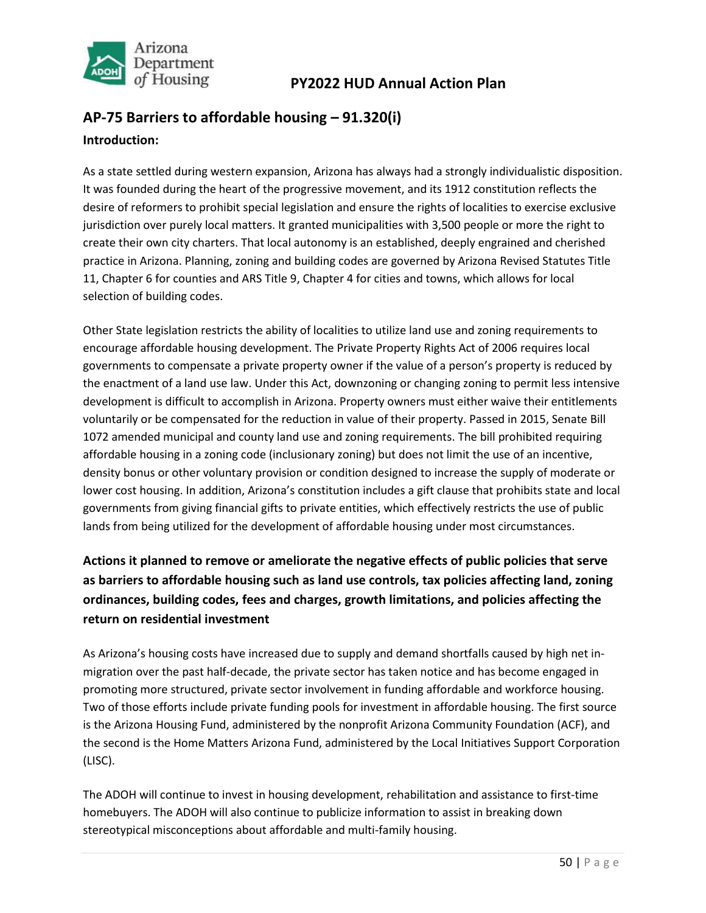## AP-75 Barriers to affordable housing – 91.320(i)

### Introduction:

As a state settled during western expansion, Arizona has always had a strongly individualistic disposition. It was founded during the heart of the progressive movement, and its 1912 constitution reflects the desire of reformers to prohibit special legislation and ensure the rights of localities to exercise exclusive jurisdiction over purely local matters. It granted municipalities with 3,500 people or more the right to create their own city charters. That local autonomy is an established, deeply engrained and cherished practice in Arizona. Planning, zoning and building codes are governed by Arizona Revised Statutes Title 11, Chapter 6 for counties and ARS Title 9, Chapter 4 for cities and towns, which allows for local selection of building codes.

Other State legislation restricts the ability of localities to utilize land use and zoning requirements to encourage affordable housing development. The Private Property Rights Act of 2006 requires local governments to compensate a private property owner if the value of a person's property is reduced by the enactment of a land use law. Under this Act, downzoning or changing zoning to permit less intensive development is difficult to accomplish in Arizona. Property owners must either waive their entitlements voluntarily or be compensated for the reduction in value of their property. Passed in 2015, Senate Bill 1072 amended municipal and county land use and zoning requirements. The bill prohibited requiring affordable housing in a zoning code (inclusionary zoning) but does not limit the use of an incentive, density bonus or other voluntary provision or condition designed to increase the supply of moderate or lower cost housing. In addition, Arizona's constitution includes a gift clause that prohibits state and local governments from giving financial gifts to private entities, which effectively restricts the use of public lands from being utilized for the development of affordable housing under most circumstances.

### Actions it planned to remove or ameliorate the negative effects of public policies that serve as barriers to affordable housing such as land use controls, tax policies affecting land, zoning ordinances, building codes, fees and charges, growth limitations, and policies affecting the return on residential investment

As Arizona's housing costs have increased due to supply and demand shortfalls caused by high net in-migration over the past half-decade, the private sector has taken notice and has become engaged in promoting more structured, private sector involvement in funding affordable and workforce housing. Two of those efforts include private funding pools for investment in affordable housing. The first source is the Arizona Housing Fund, administered by the nonprofit Arizona Community Foundation (ACF), and the second is the Home Matters Arizona Fund, administered by the Local Initiatives Support Corporation (LISC).

The ADOH will continue to invest in housing development, rehabilitation and assistance to first-time homebuyers. The ADOH will also continue to publicize information to assist in breaking down stereotypical misconceptions about affordable and multi-family housing.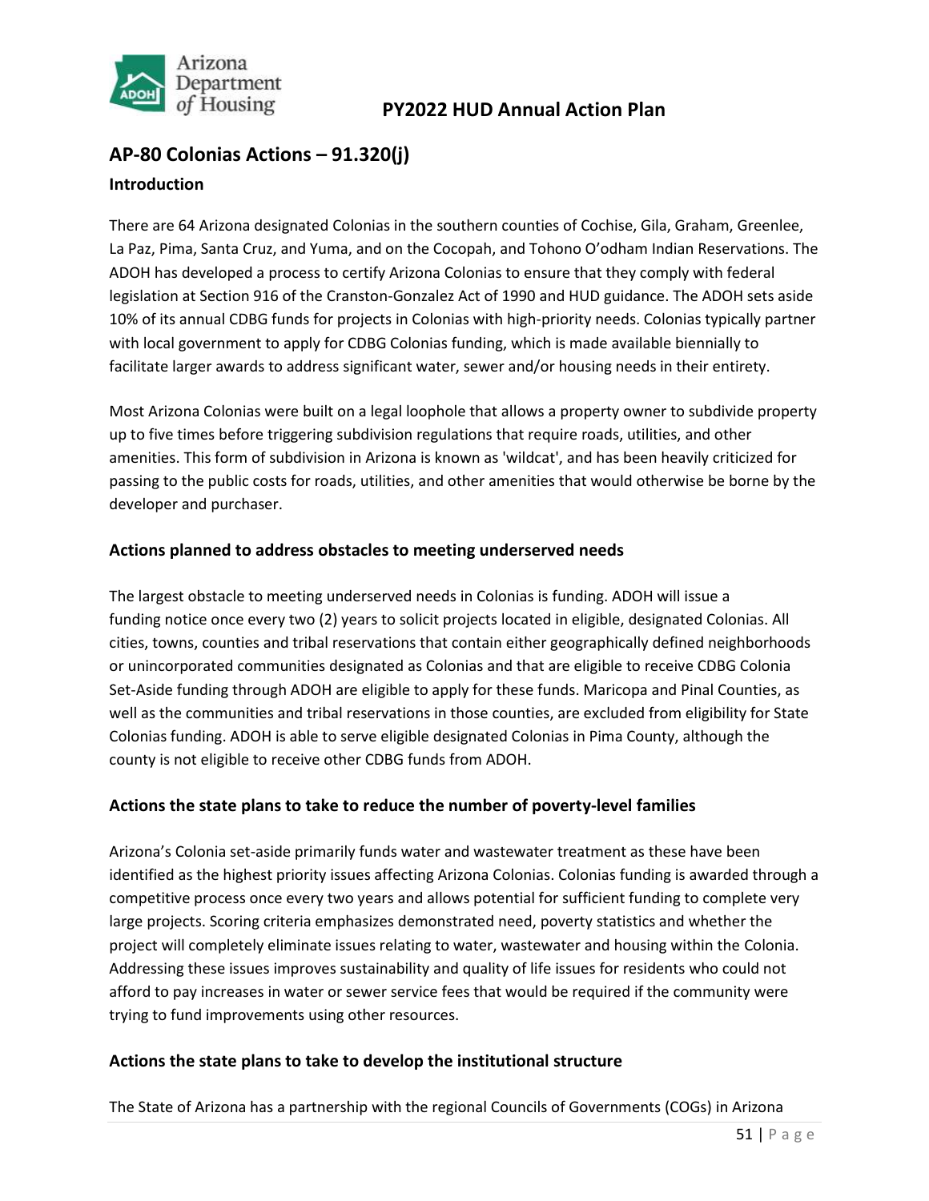## AP-80 Colonias Actions – 91.320(j)

### Introduction

There are 64 Arizona designated Colonias in the southern counties of Cochise, Gila, Graham, Greenlee, La Paz, Pima, Santa Cruz, and Yuma, and on the Cocopah, and Tohono O'odham Indian Reservations. The ADOH has developed a process to certify Arizona Colonias to ensure that they comply with federal legislation at Section 916 of the Cranston-Gonzalez Act of 1990 and HUD guidance. The ADOH sets aside 10% of its annual CDBG funds for projects in Colonias with high-priority needs. Colonias typically partner with local government to apply for CDBG Colonias funding, which is made available biennially to facilitate larger awards to address significant water, sewer and/or housing needs in their entirety.

Most Arizona Colonias were built on a legal loophole that allows a property owner to subdivide property up to five times before triggering subdivision regulations that require roads, utilities, and other amenities. This form of subdivision in Arizona is known as 'wildcat', and has been heavily criticized for passing to the public costs for roads, utilities, and other amenities that would otherwise be borne by the developer and purchaser.

### Actions planned to address obstacles to meeting underserved needs

The largest obstacle to meeting underserved needs in Colonias is funding. ADOH will issue a funding notice once every two (2) years to solicit projects located in eligible, designated Colonias. All cities, towns, counties and tribal reservations that contain either geographically defined neighborhoods or unincorporated communities designated as Colonias and that are eligible to receive CDBG Colonia Set-Aside funding through ADOH are eligible to apply for these funds. Maricopa and Pinal Counties, as well as the communities and tribal reservations in those counties, are excluded from eligibility for State Colonias funding. ADOH is able to serve eligible designated Colonias in Pima County, although the county is not eligible to receive other CDBG funds from ADOH.

### Actions the state plans to take to reduce the number of poverty-level families

Arizona's Colonia set-aside primarily funds water and wastewater treatment as these have been identified as the highest priority issues affecting Arizona Colonias. Colonias funding is awarded through a competitive process once every two years and allows potential for sufficient funding to complete very large projects. Scoring criteria emphasizes demonstrated need, poverty statistics and whether the project will completely eliminate issues relating to water, wastewater and housing within the Colonia. Addressing these issues improves sustainability and quality of life issues for residents who could not afford to pay increases in water or sewer service fees that would be required if the community were trying to fund improvements using other resources.

### Actions the state plans to take to develop the institutional structure

The State of Arizona has a partnership with the regional Councils of Governments (COGs) in Arizona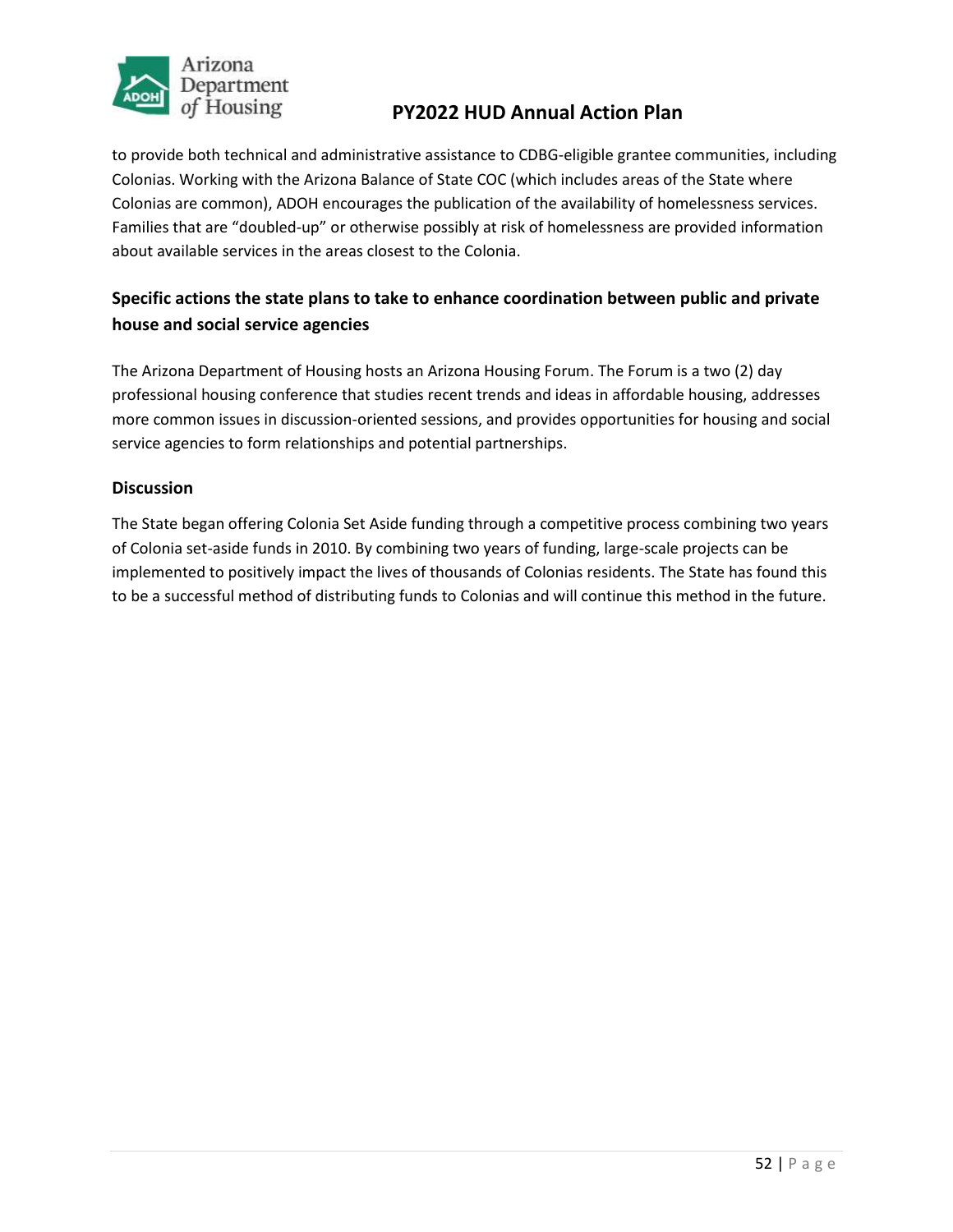to provide both technical and administrative assistance to CDBG-eligible grantee communities, including Colonias. Working with the Arizona Balance of State COC (which includes areas of the State where Colonias are common), ADOH encourages the publication of the availability of homelessness services. Families that are "doubled-up" or otherwise possibly at risk of homelessness are provided information about available services in the areas closest to the Colonia.

### Specific actions the state plans to take to enhance coordination between public and private house and social service agencies

The Arizona Department of Housing hosts an Arizona Housing Forum. The Forum is a two (2) day professional housing conference that studies recent trends and ideas in affordable housing, addresses more common issues in discussion-oriented sessions, and provides opportunities for housing and social service agencies to form relationships and potential partnerships.

### Discussion

The State began offering Colonia Set Aside funding through a competitive process combining two years of Colonia set-aside funds in 2010. By combining two years of funding, large-scale projects can be implemented to positively impact the lives of thousands of Colonias residents. The State has found this to be a successful method of distributing funds to Colonias and will continue this method in the future.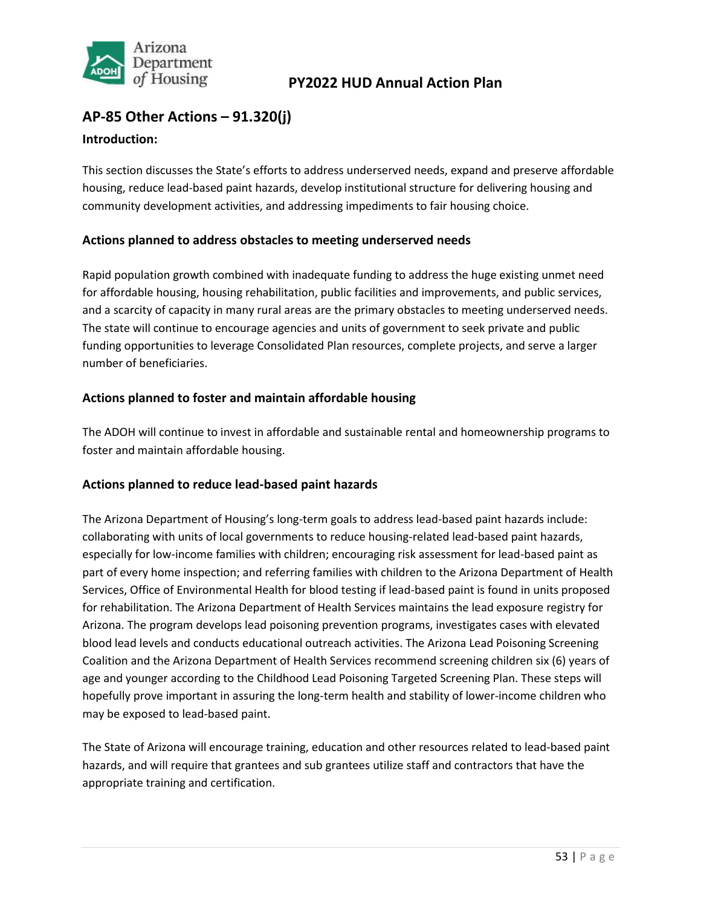## AP-85 Other Actions – 91.320(j)

### Introduction:

This section discusses the State's efforts to address underserved needs, expand and preserve affordable housing, reduce lead-based paint hazards, develop institutional structure for delivering housing and community development activities, and addressing impediments to fair housing choice.

### Actions planned to address obstacles to meeting underserved needs

Rapid population growth combined with inadequate funding to address the huge existing unmet need for affordable housing, housing rehabilitation, public facilities and improvements, and public services, and a scarcity of capacity in many rural areas are the primary obstacles to meeting underserved needs. The state will continue to encourage agencies and units of government to seek private and public funding opportunities to leverage Consolidated Plan resources, complete projects, and serve a larger number of beneficiaries.

### Actions planned to foster and maintain affordable housing

The ADOH will continue to invest in affordable and sustainable rental and homeownership programs to foster and maintain affordable housing.

### Actions planned to reduce lead-based paint hazards

The Arizona Department of Housing's long-term goals to address lead-based paint hazards include: collaborating with units of local governments to reduce housing-related lead-based paint hazards, especially for low-income families with children; encouraging risk assessment for lead-based paint as part of every home inspection; and referring families with children to the Arizona Department of Health Services, Office of Environmental Health for blood testing if lead-based paint is found in units proposed for rehabilitation. The Arizona Department of Health Services maintains the lead exposure registry for Arizona. The program develops lead poisoning prevention programs, investigates cases with elevated blood lead levels and conducts educational outreach activities. The Arizona Lead Poisoning Screening Coalition and the Arizona Department of Health Services recommend screening children six (6) years of age and younger according to the Childhood Lead Poisoning Targeted Screening Plan. These steps will hopefully prove important in assuring the long-term health and stability of lower-income children who may be exposed to lead-based paint.

The State of Arizona will encourage training, education and other resources related to lead-based paint hazards, and will require that grantees and sub grantees utilize staff and contractors that have the appropriate training and certification.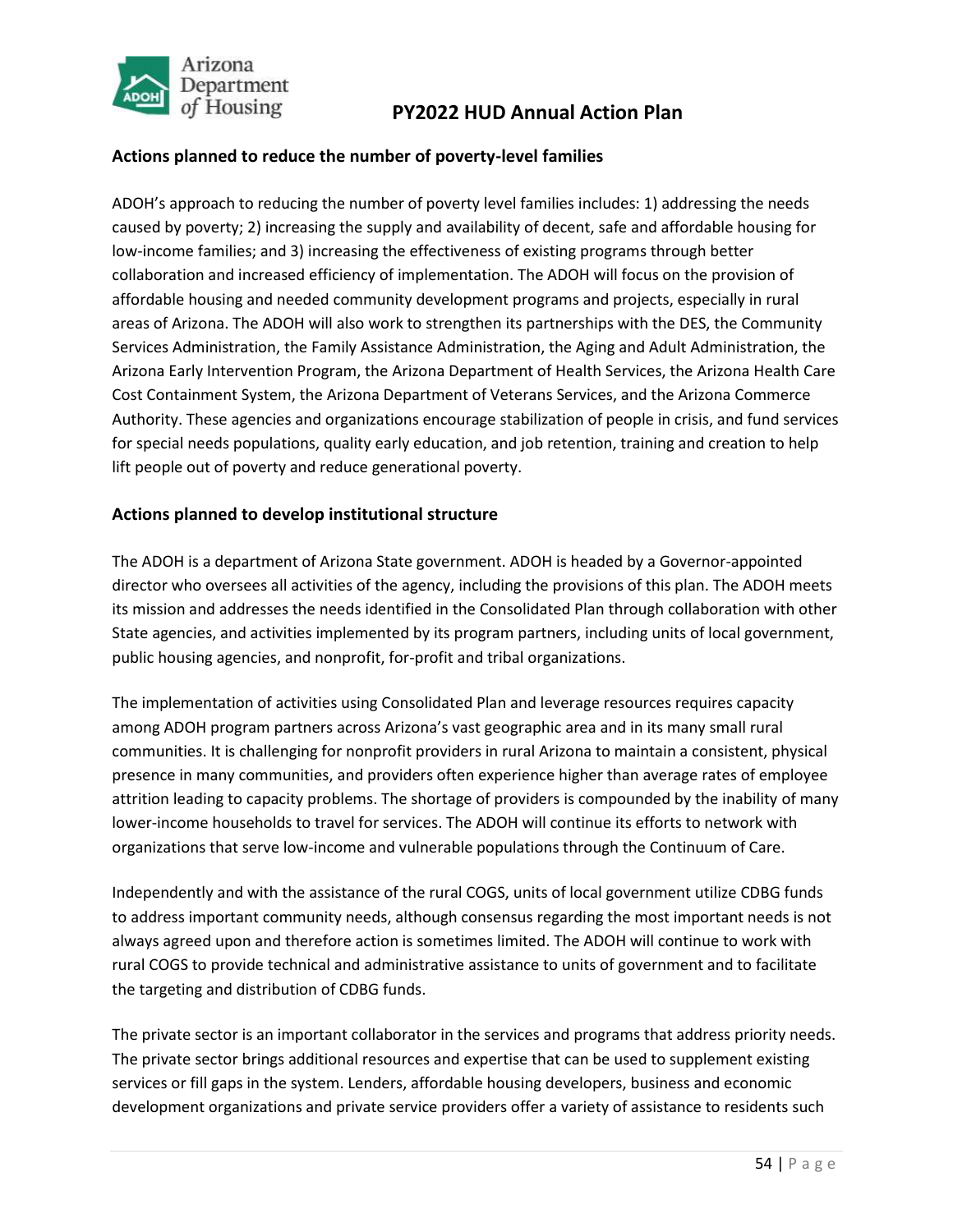### Actions planned to reduce the number of poverty-level families

ADOH's approach to reducing the number of poverty level families includes: 1) addressing the needs caused by poverty; 2) increasing the supply and availability of decent, safe and affordable housing for low-income families; and 3) increasing the effectiveness of existing programs through better collaboration and increased efficiency of implementation. The ADOH will focus on the provision of affordable housing and needed community development programs and projects, especially in rural areas of Arizona. The ADOH will also work to strengthen its partnerships with the DES, the Community Services Administration, the Family Assistance Administration, the Aging and Adult Administration, the Arizona Early Intervention Program, the Arizona Department of Health Services, the Arizona Health Care Cost Containment System, the Arizona Department of Veterans Services, and the Arizona Commerce Authority. These agencies and organizations encourage stabilization of people in crisis, and fund services for special needs populations, quality early education, and job retention, training and creation to help lift people out of poverty and reduce generational poverty.

### Actions planned to develop institutional structure

The ADOH is a department of Arizona State government. ADOH is headed by a Governor-appointed director who oversees all activities of the agency, including the provisions of this plan. The ADOH meets its mission and addresses the needs identified in the Consolidated Plan through collaboration with other State agencies, and activities implemented by its program partners, including units of local government, public housing agencies, and nonprofit, for-profit and tribal organizations.

The implementation of activities using Consolidated Plan and leverage resources requires capacity among ADOH program partners across Arizona's vast geographic area and in its many small rural communities. It is challenging for nonprofit providers in rural Arizona to maintain a consistent, physical presence in many communities, and providers often experience higher than average rates of employee attrition leading to capacity problems. The shortage of providers is compounded by the inability of many lower-income households to travel for services. The ADOH will continue its efforts to network with organizations that serve low-income and vulnerable populations through the Continuum of Care.

Independently and with the assistance of the rural COGS, units of local government utilize CDBG funds to address important community needs, although consensus regarding the most important needs is not always agreed upon and therefore action is sometimes limited. The ADOH will continue to work with rural COGS to provide technical and administrative assistance to units of government and to facilitate the targeting and distribution of CDBG funds.

The private sector is an important collaborator in the services and programs that address priority needs. The private sector brings additional resources and expertise that can be used to supplement existing services or fill gaps in the system. Lenders, affordable housing developers, business and economic development organizations and private service providers offer a variety of assistance to residents such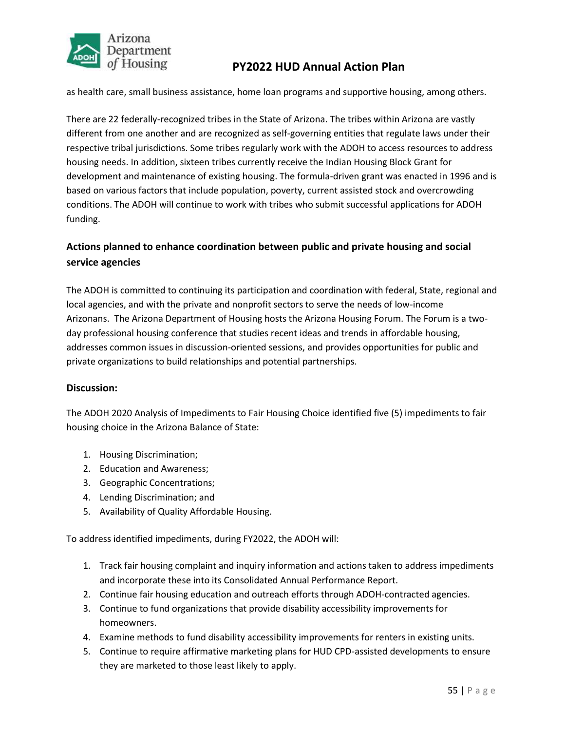as health care, small business assistance, home loan programs and supportive housing, among others.

There are 22 federally-recognized tribes in the State of Arizona. The tribes within Arizona are vastly different from one another and are recognized as self-governing entities that regulate laws under their respective tribal jurisdictions. Some tribes regularly work with the ADOH to access resources to address housing needs. In addition, sixteen tribes currently receive the Indian Housing Block Grant for development and maintenance of existing housing. The formula-driven grant was enacted in 1996 and is based on various factors that include population, poverty, current assisted stock and overcrowding conditions. The ADOH will continue to work with tribes who submit successful applications for ADOH funding.

### Actions planned to enhance coordination between public and private housing and social service agencies

The ADOH is committed to continuing its participation and coordination with federal, State, regional and local agencies, and with the private and nonprofit sectors to serve the needs of low-income Arizonans. The Arizona Department of Housing hosts the Arizona Housing Forum. The Forum is a two-day professional housing conference that studies recent ideas and trends in affordable housing, addresses common issues in discussion-oriented sessions, and provides opportunities for public and private organizations to build relationships and potential partnerships.

### Discussion:

The ADOH 2020 Analysis of Impediments to Fair Housing Choice identified five (5) impediments to fair housing choice in the Arizona Balance of State:

1. Housing Discrimination;
2. Education and Awareness;
3. Geographic Concentrations;
4. Lending Discrimination; and
5. Availability of Quality Affordable Housing.

To address identified impediments, during FY2022, the ADOH will:

1. Track fair housing complaint and inquiry information and actions taken to address impediments and incorporate these into its Consolidated Annual Performance Report.
2. Continue fair housing education and outreach efforts through ADOH-contracted agencies.
3. Continue to fund organizations that provide disability accessibility improvements for homeowners.
4. Examine methods to fund disability accessibility improvements for renters in existing units.
5. Continue to require affirmative marketing plans for HUD CPD-assisted developments to ensure they are marketed to those least likely to apply.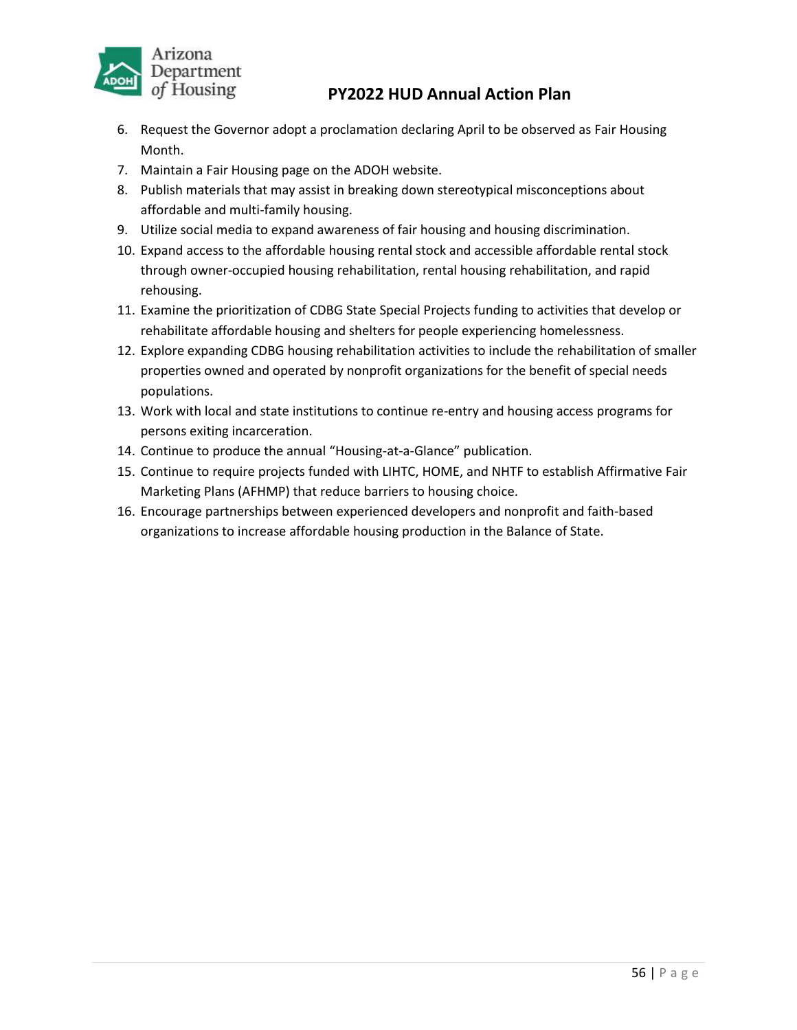6. Request the Governor adopt a proclamation declaring April to be observed as Fair Housing Month.
7. Maintain a Fair Housing page on the ADOH website.
8. Publish materials that may assist in breaking down stereotypical misconceptions about affordable and multi-family housing.
9. Utilize social media to expand awareness of fair housing and housing discrimination.
10. Expand access to the affordable housing rental stock and accessible affordable rental stock through owner-occupied housing rehabilitation, rental housing rehabilitation, and rapid rehousing.
11. Examine the prioritization of CDBG State Special Projects funding to activities that develop or rehabilitate affordable housing and shelters for people experiencing homelessness.
12. Explore expanding CDBG housing rehabilitation activities to include the rehabilitation of smaller properties owned and operated by nonprofit organizations for the benefit of special needs populations.
13. Work with local and state institutions to continue re-entry and housing access programs for persons exiting incarceration.
14. Continue to produce the annual "Housing-at-a-Glance" publication.
15. Continue to require projects funded with LIHTC, HOME, and NHTF to establish Affirmative Fair Marketing Plans (AFHMP) that reduce barriers to housing choice.
16. Encourage partnerships between experienced developers and nonprofit and faith-based organizations to increase affordable housing production in the Balance of State.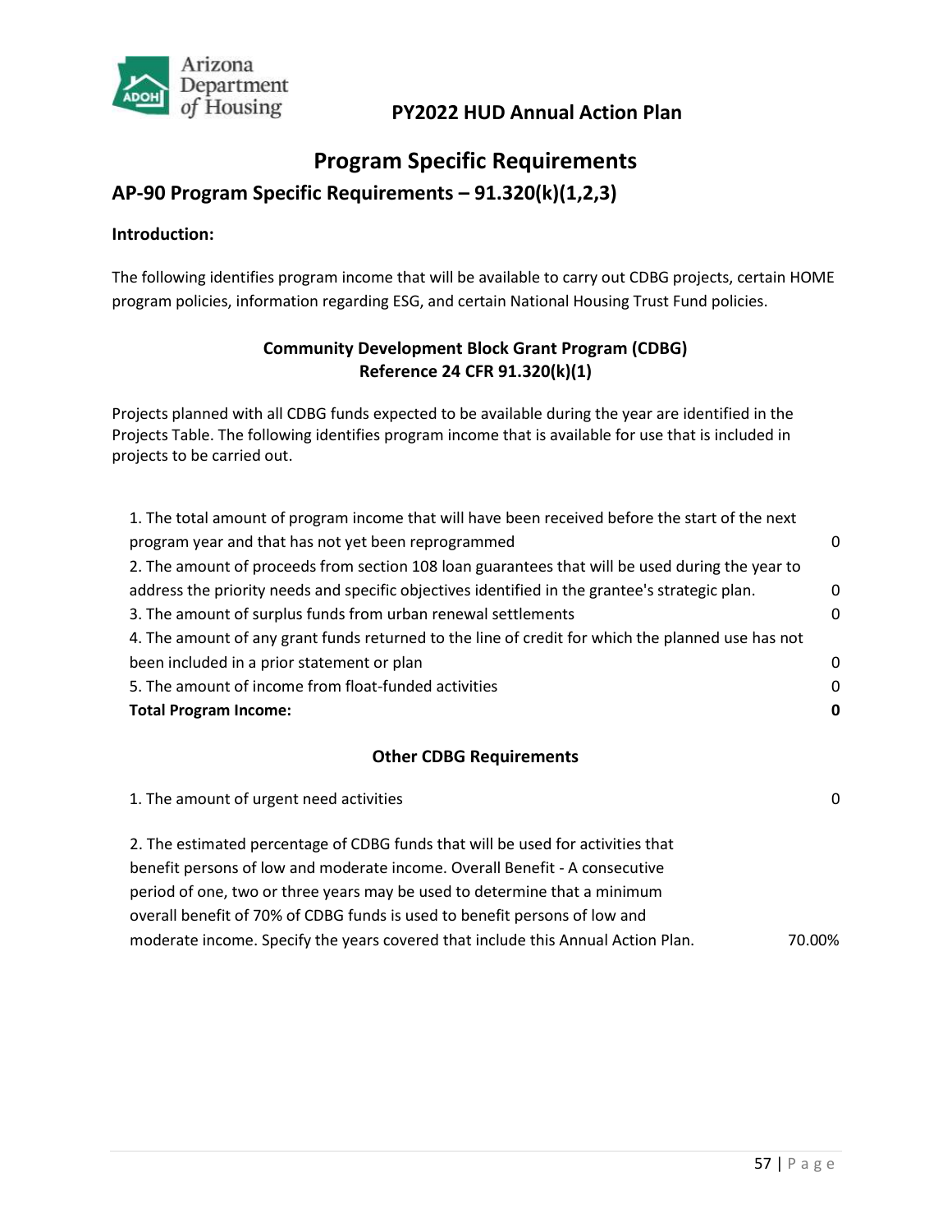# Program Specific Requirements

## AP-90 Program Specific Requirements – 91.320(k)(1,2,3)

**Introduction:**

The following identifies program income that will be available to carry out CDBG projects, certain HOME program policies, information regarding ESG, and certain National Housing Trust Fund policies.

### Community Development Block Grant Program (CDBG) Reference 24 CFR 91.320(k)(1)

Projects planned with all CDBG funds expected to be available during the year are identified in the Projects Table. The following identifies program income that is available for use that is included in projects to be carried out.

| | |
|---|---|
| 1. The total amount of program income that will have been received before the start of the next program year and that has not yet been reprogrammed | 0 |
| 2. The amount of proceeds from section 108 loan guarantees that will be used during the year to address the priority needs and specific objectives identified in the grantee's strategic plan. | 0 |
| 3. The amount of surplus funds from urban renewal settlements | 0 |
| 4. The amount of any grant funds returned to the line of credit for which the planned use has not been included in a prior statement or plan | 0 |
| 5. The amount of income from float-funded activities | 0 |
| **Total Program Income:** | **0** |

### Other CDBG Requirements

| | |
|---|---|
| 1. The amount of urgent need activities | 0 |
| 2. The estimated percentage of CDBG funds that will be used for activities that benefit persons of low and moderate income. Overall Benefit - A consecutive period of one, two or three years may be used to determine that a minimum overall benefit of 70% of CDBG funds is used to benefit persons of low and moderate income. Specify the years covered that include this Annual Action Plan. | 70.00% |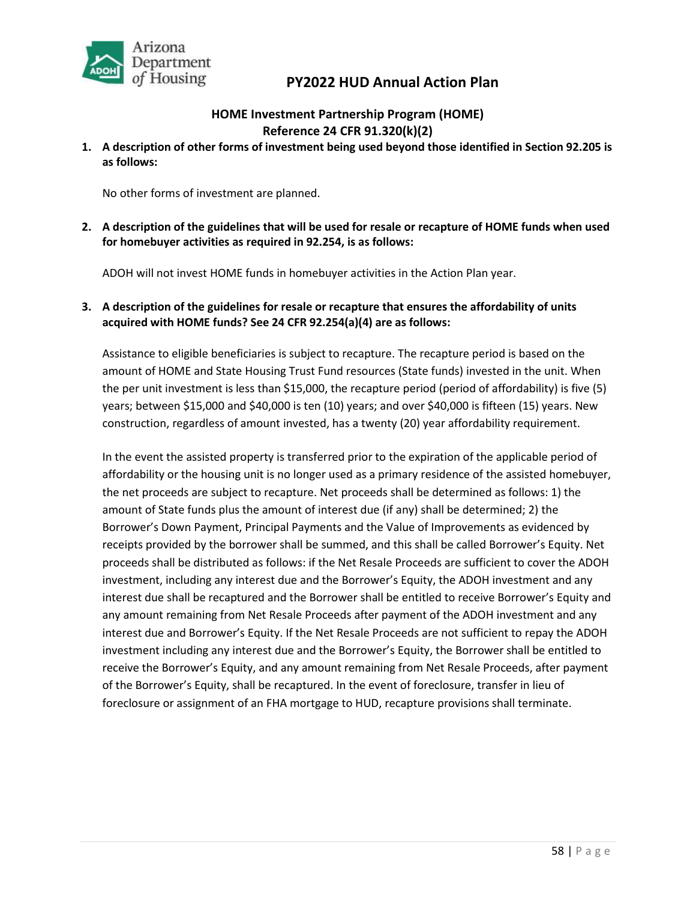## HOME Investment Partnership Program (HOME)
## Reference 24 CFR 91.320(k)(2)

1. **A description of other forms of investment being used beyond those identified in Section 92.205 is as follows:**

   No other forms of investment are planned.

2. **A description of the guidelines that will be used for resale or recapture of HOME funds when used for homebuyer activities as required in 92.254, is as follows:**

   ADOH will not invest HOME funds in homebuyer activities in the Action Plan year.

3. **A description of the guidelines for resale or recapture that ensures the affordability of units acquired with HOME funds? See 24 CFR 92.254(a)(4) are as follows:**

   Assistance to eligible beneficiaries is subject to recapture. The recapture period is based on the amount of HOME and State Housing Trust Fund resources (State funds) invested in the unit. When the per unit investment is less than $15,000, the recapture period (period of affordability) is five (5) years; between $15,000 and $40,000 is ten (10) years; and over $40,000 is fifteen (15) years. New construction, regardless of amount invested, has a twenty (20) year affordability requirement.

   In the event the assisted property is transferred prior to the expiration of the applicable period of affordability or the housing unit is no longer used as a primary residence of the assisted homebuyer, the net proceeds are subject to recapture. Net proceeds shall be determined as follows: 1) the amount of State funds plus the amount of interest due (if any) shall be determined; 2) the Borrower's Down Payment, Principal Payments and the Value of Improvements as evidenced by receipts provided by the borrower shall be summed, and this shall be called Borrower's Equity. Net proceeds shall be distributed as follows: if the Net Resale Proceeds are sufficient to cover the ADOH investment, including any interest due and the Borrower's Equity, the ADOH investment and any interest due shall be recaptured and the Borrower shall be entitled to receive Borrower's Equity and any amount remaining from Net Resale Proceeds after payment of the ADOH investment and any interest due and Borrower's Equity. If the Net Resale Proceeds are not sufficient to repay the ADOH investment including any interest due and the Borrower's Equity, the Borrower shall be entitled to receive the Borrower's Equity, and any amount remaining from Net Resale Proceeds, after payment of the Borrower's Equity, shall be recaptured. In the event of foreclosure, transfer in lieu of foreclosure or assignment of an FHA mortgage to HUD, recapture provisions shall terminate.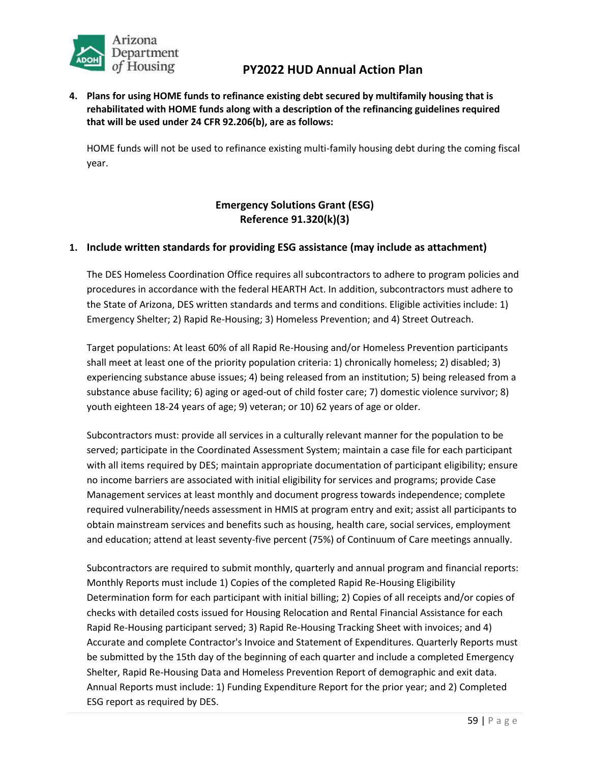**4. Plans for using HOME funds to refinance existing debt secured by multifamily housing that is rehabilitated with HOME funds along with a description of the refinancing guidelines required that will be used under 24 CFR 92.206(b), are as follows:**

HOME funds will not be used to refinance existing multi-family housing debt during the coming fiscal year.

## Emergency Solutions Grant (ESG)
## Reference 91.320(k)(3)

### 1. Include written standards for providing ESG assistance (may include as attachment)

The DES Homeless Coordination Office requires all subcontractors to adhere to program policies and procedures in accordance with the federal HEARTH Act. In addition, subcontractors must adhere to the State of Arizona, DES written standards and terms and conditions. Eligible activities include: 1) Emergency Shelter; 2) Rapid Re-Housing; 3) Homeless Prevention; and 4) Street Outreach.

Target populations: At least 60% of all Rapid Re-Housing and/or Homeless Prevention participants shall meet at least one of the priority population criteria: 1) chronically homeless; 2) disabled; 3) experiencing substance abuse issues; 4) being released from an institution; 5) being released from a substance abuse facility; 6) aging or aged-out of child foster care; 7) domestic violence survivor; 8) youth eighteen 18-24 years of age; 9) veteran; or 10) 62 years of age or older.

Subcontractors must: provide all services in a culturally relevant manner for the population to be served; participate in the Coordinated Assessment System; maintain a case file for each participant with all items required by DES; maintain appropriate documentation of participant eligibility; ensure no income barriers are associated with initial eligibility for services and programs; provide Case Management services at least monthly and document progress towards independence; complete required vulnerability/needs assessment in HMIS at program entry and exit; assist all participants to obtain mainstream services and benefits such as housing, health care, social services, employment and education; attend at least seventy-five percent (75%) of Continuum of Care meetings annually.

Subcontractors are required to submit monthly, quarterly and annual program and financial reports: Monthly Reports must include 1) Copies of the completed Rapid Re-Housing Eligibility Determination form for each participant with initial billing; 2) Copies of all receipts and/or copies of checks with detailed costs issued for Housing Relocation and Rental Financial Assistance for each Rapid Re-Housing participant served; 3) Rapid Re-Housing Tracking Sheet with invoices; and 4) Accurate and complete Contractor's Invoice and Statement of Expenditures. Quarterly Reports must be submitted by the 15th day of the beginning of each quarter and include a completed Emergency Shelter, Rapid Re-Housing Data and Homeless Prevention Report of demographic and exit data. Annual Reports must include: 1) Funding Expenditure Report for the prior year; and 2) Completed ESG report as required by DES.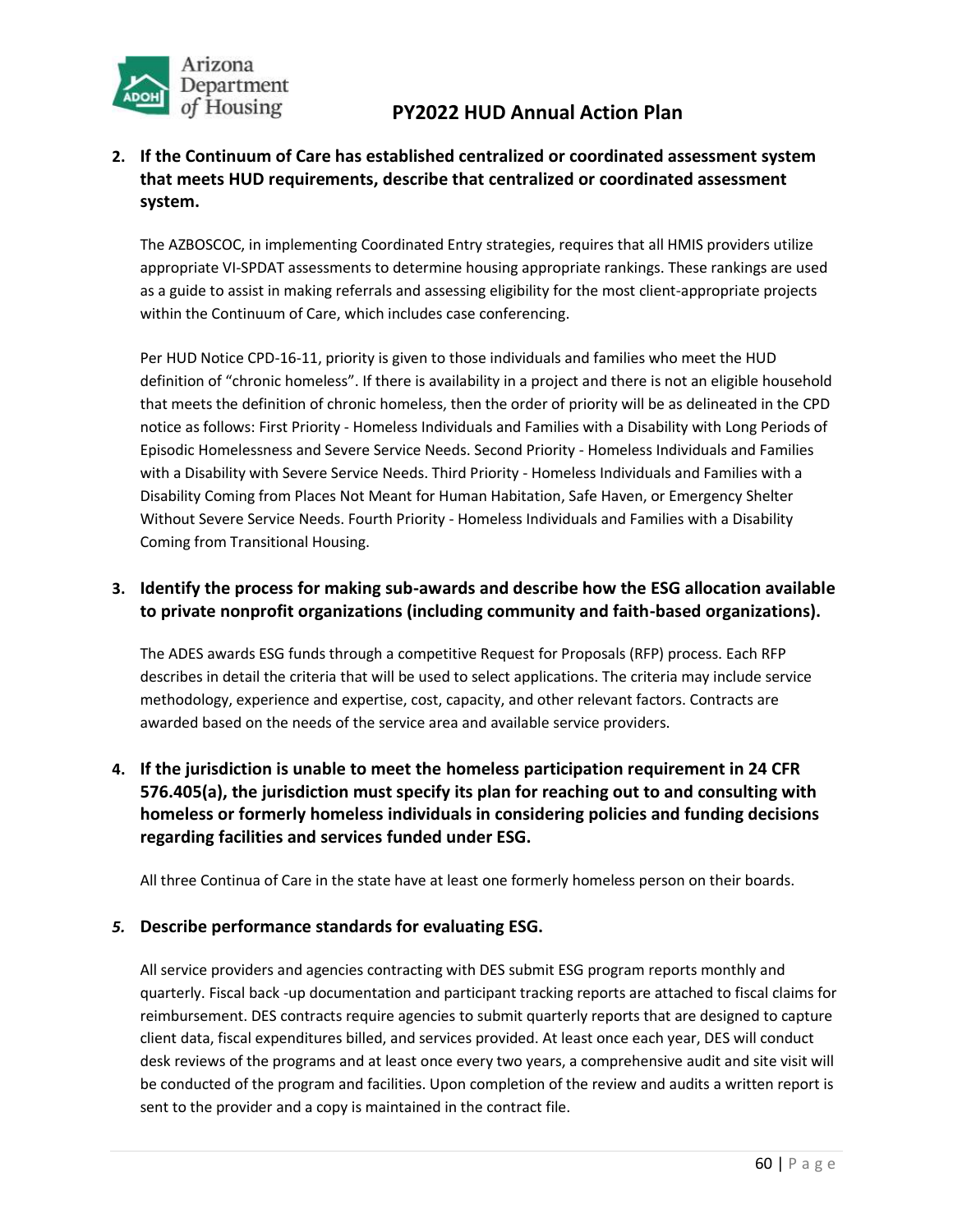2. **If the Continuum of Care has established centralized or coordinated assessment system that meets HUD requirements, describe that centralized or coordinated assessment system.**

   The AZBOSCOC, in implementing Coordinated Entry strategies, requires that all HMIS providers utilize appropriate VI-SPDAT assessments to determine housing appropriate rankings. These rankings are used as a guide to assist in making referrals and assessing eligibility for the most client-appropriate projects within the Continuum of Care, which includes case conferencing.

   Per HUD Notice CPD-16-11, priority is given to those individuals and families who meet the HUD definition of "chronic homeless". If there is availability in a project and there is not an eligible household that meets the definition of chronic homeless, then the order of priority will be as delineated in the CPD notice as follows: First Priority - Homeless Individuals and Families with a Disability with Long Periods of Episodic Homelessness and Severe Service Needs. Second Priority - Homeless Individuals and Families with a Disability with Severe Service Needs. Third Priority - Homeless Individuals and Families with a Disability Coming from Places Not Meant for Human Habitation, Safe Haven, or Emergency Shelter Without Severe Service Needs. Fourth Priority - Homeless Individuals and Families with a Disability Coming from Transitional Housing.

3. **Identify the process for making sub-awards and describe how the ESG allocation available to private nonprofit organizations (including community and faith-based organizations).**

   The ADES awards ESG funds through a competitive Request for Proposals (RFP) process. Each RFP describes in detail the criteria that will be used to select applications. The criteria may include service methodology, experience and expertise, cost, capacity, and other relevant factors. Contracts are awarded based on the needs of the service area and available service providers.

4. **If the jurisdiction is unable to meet the homeless participation requirement in 24 CFR 576.405(a), the jurisdiction must specify its plan for reaching out to and consulting with homeless or formerly homeless individuals in considering policies and funding decisions regarding facilities and services funded under ESG.**

   All three Continua of Care in the state have at least one formerly homeless person on their boards.

5. **Describe performance standards for evaluating ESG.**

   All service providers and agencies contracting with DES submit ESG program reports monthly and quarterly. Fiscal back -up documentation and participant tracking reports are attached to fiscal claims for reimbursement. DES contracts require agencies to submit quarterly reports that are designed to capture client data, fiscal expenditures billed, and services provided. At least once each year, DES will conduct desk reviews of the programs and at least once every two years, a comprehensive audit and site visit will be conducted of the program and facilities. Upon completion of the review and audits a written report is sent to the provider and a copy is maintained in the contract file.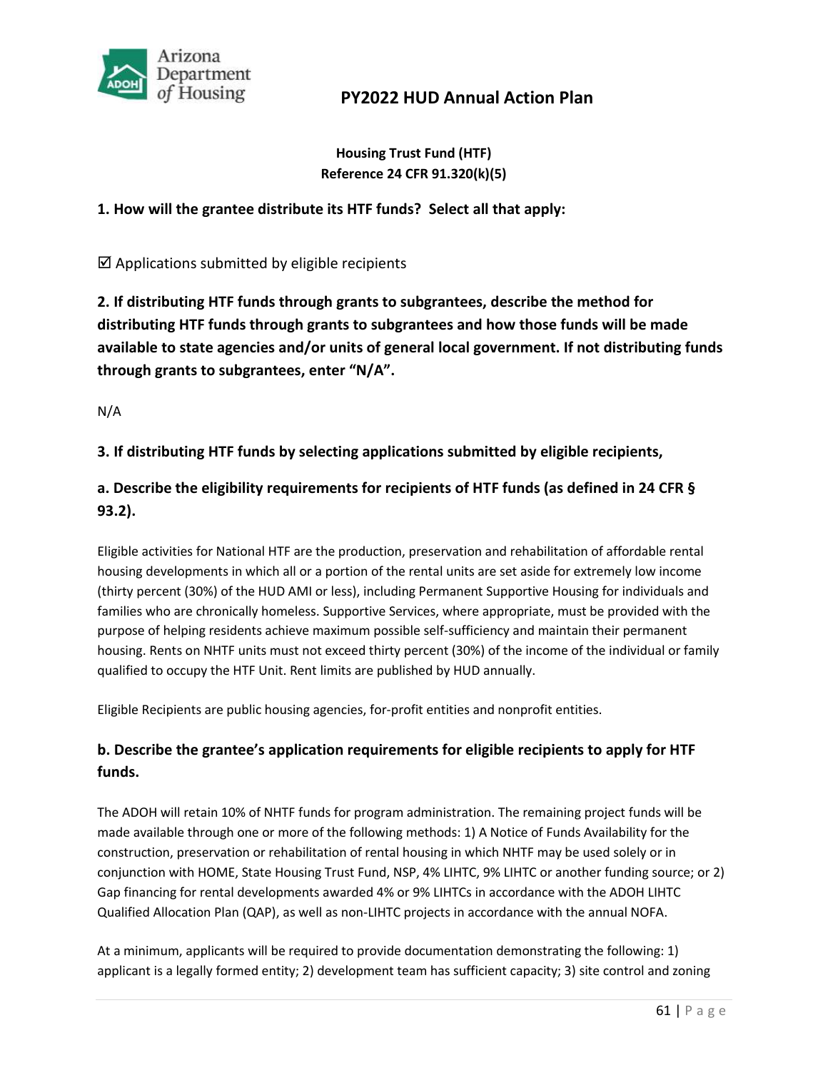## Housing Trust Fund (HTF)
## Reference 24 CFR 91.320(k)(5)

**1. How will the grantee distribute its HTF funds? Select all that apply:**

☑ Applications submitted by eligible recipients

**2. If distributing HTF funds through grants to subgrantees, describe the method for distributing HTF funds through grants to subgrantees and how those funds will be made available to state agencies and/or units of general local government. If not distributing funds through grants to subgrantees, enter "N/A".**

N/A

**3. If distributing HTF funds by selecting applications submitted by eligible recipients,**

**a. Describe the eligibility requirements for recipients of HTF funds (as defined in 24 CFR § 93.2).**

Eligible activities for National HTF are the production, preservation and rehabilitation of affordable rental housing developments in which all or a portion of the rental units are set aside for extremely low income (thirty percent (30%) of the HUD AMI or less), including Permanent Supportive Housing for individuals and families who are chronically homeless. Supportive Services, where appropriate, must be provided with the purpose of helping residents achieve maximum possible self-sufficiency and maintain their permanent housing. Rents on NHTF units must not exceed thirty percent (30%) of the income of the individual or family qualified to occupy the HTF Unit. Rent limits are published by HUD annually.

Eligible Recipients are public housing agencies, for-profit entities and nonprofit entities.

**b. Describe the grantee's application requirements for eligible recipients to apply for HTF funds.**

The ADOH will retain 10% of NHTF funds for program administration. The remaining project funds will be made available through one or more of the following methods: 1) A Notice of Funds Availability for the construction, preservation or rehabilitation of rental housing in which NHTF may be used solely or in conjunction with HOME, State Housing Trust Fund, NSP, 4% LIHTC, 9% LIHTC or another funding source; or 2) Gap financing for rental developments awarded 4% or 9% LIHTCs in accordance with the ADOH LIHTC Qualified Allocation Plan (QAP), as well as non-LIHTC projects in accordance with the annual NOFA.

At a minimum, applicants will be required to provide documentation demonstrating the following: 1) applicant is a legally formed entity; 2) development team has sufficient capacity; 3) site control and zoning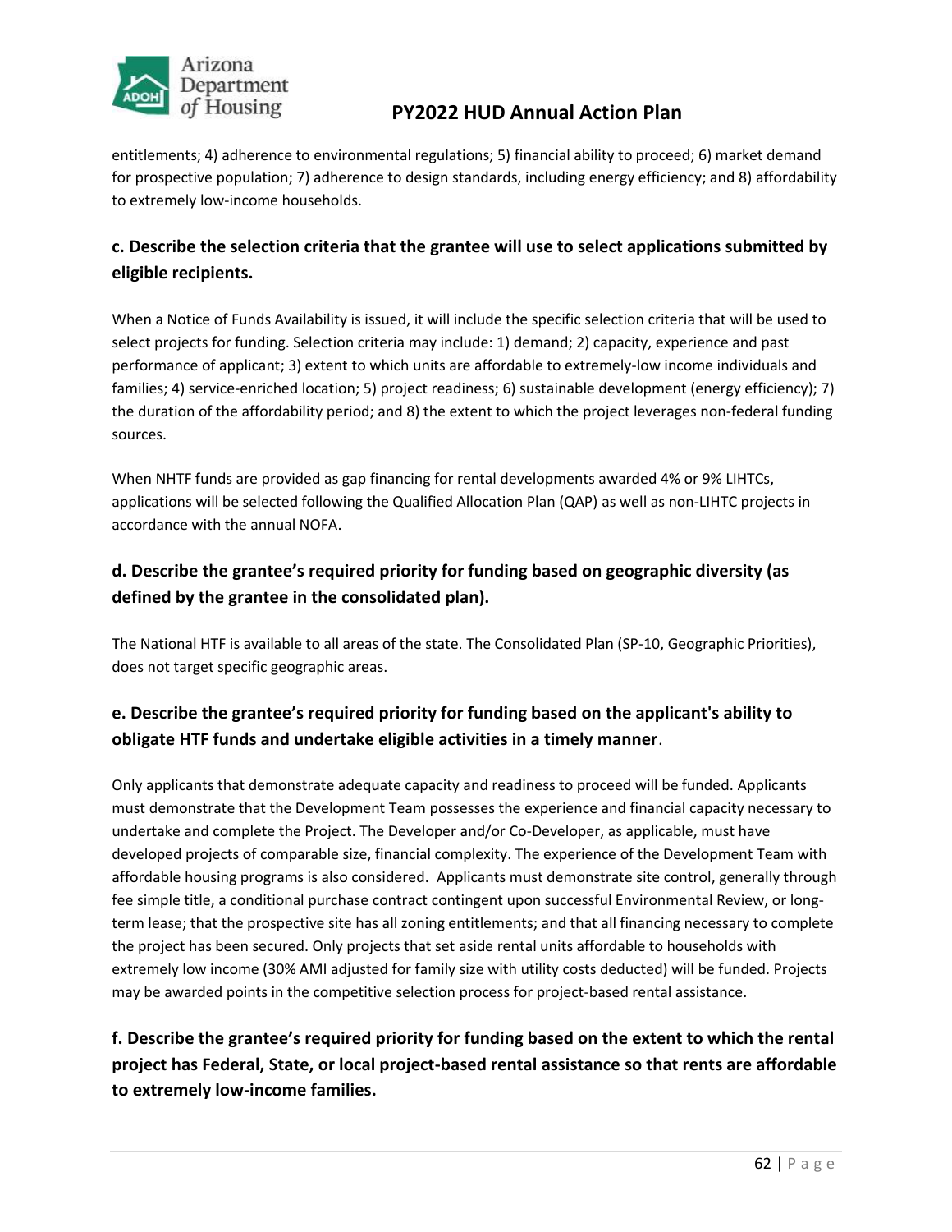entitlements; 4) adherence to environmental regulations; 5) financial ability to proceed; 6) market demand for prospective population; 7) adherence to design standards, including energy efficiency; and 8) affordability to extremely low-income households.

**c. Describe the selection criteria that the grantee will use to select applications submitted by eligible recipients.**

When a Notice of Funds Availability is issued, it will include the specific selection criteria that will be used to select projects for funding. Selection criteria may include: 1) demand; 2) capacity, experience and past performance of applicant; 3) extent to which units are affordable to extremely-low income individuals and families; 4) service-enriched location; 5) project readiness; 6) sustainable development (energy efficiency); 7) the duration of the affordability period; and 8) the extent to which the project leverages non-federal funding sources.

When NHTF funds are provided as gap financing for rental developments awarded 4% or 9% LIHTCs, applications will be selected following the Qualified Allocation Plan (QAP) as well as non-LIHTC projects in accordance with the annual NOFA.

**d. Describe the grantee's required priority for funding based on geographic diversity (as defined by the grantee in the consolidated plan).**

The National HTF is available to all areas of the state. The Consolidated Plan (SP-10, Geographic Priorities), does not target specific geographic areas.

**e. Describe the grantee's required priority for funding based on the applicant's ability to obligate HTF funds and undertake eligible activities in a timely manner**.

Only applicants that demonstrate adequate capacity and readiness to proceed will be funded. Applicants must demonstrate that the Development Team possesses the experience and financial capacity necessary to undertake and complete the Project. The Developer and/or Co-Developer, as applicable, must have developed projects of comparable size, financial complexity. The experience of the Development Team with affordable housing programs is also considered. Applicants must demonstrate site control, generally through fee simple title, a conditional purchase contract contingent upon successful Environmental Review, or long-term lease; that the prospective site has all zoning entitlements; and that all financing necessary to complete the project has been secured. Only projects that set aside rental units affordable to households with extremely low income (30% AMI adjusted for family size with utility costs deducted) will be funded. Projects may be awarded points in the competitive selection process for project-based rental assistance.

**f. Describe the grantee's required priority for funding based on the extent to which the rental project has Federal, State, or local project-based rental assistance so that rents are affordable to extremely low-income families.**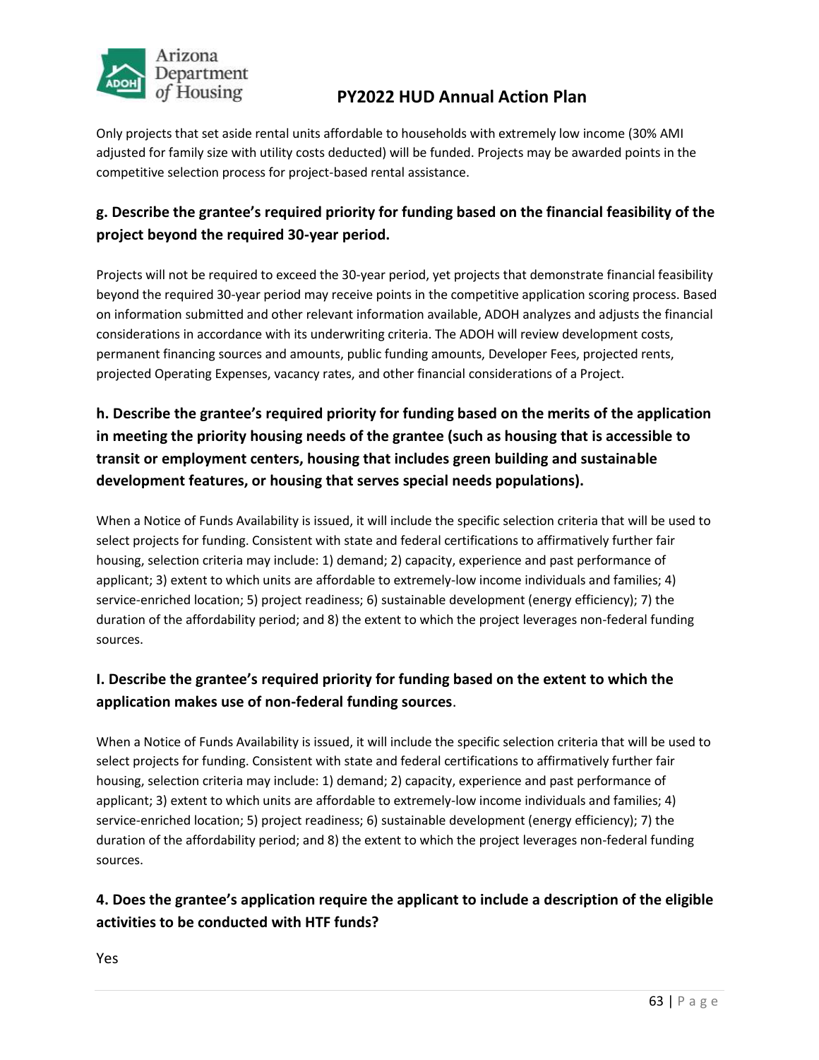Only projects that set aside rental units affordable to households with extremely low income (30% AMI adjusted for family size with utility costs deducted) will be funded. Projects may be awarded points in the competitive selection process for project-based rental assistance.

### g. Describe the grantee's required priority for funding based on the financial feasibility of the project beyond the required 30-year period.

Projects will not be required to exceed the 30-year period, yet projects that demonstrate financial feasibility beyond the required 30-year period may receive points in the competitive application scoring process. Based on information submitted and other relevant information available, ADOH analyzes and adjusts the financial considerations in accordance with its underwriting criteria. The ADOH will review development costs, permanent financing sources and amounts, public funding amounts, Developer Fees, projected rents, projected Operating Expenses, vacancy rates, and other financial considerations of a Project.

### h. Describe the grantee's required priority for funding based on the merits of the application in meeting the priority housing needs of the grantee (such as housing that is accessible to transit or employment centers, housing that includes green building and sustainable development features, or housing that serves special needs populations).

When a Notice of Funds Availability is issued, it will include the specific selection criteria that will be used to select projects for funding. Consistent with state and federal certifications to affirmatively further fair housing, selection criteria may include: 1) demand; 2) capacity, experience and past performance of applicant; 3) extent to which units are affordable to extremely-low income individuals and families; 4) service-enriched location; 5) project readiness; 6) sustainable development (energy efficiency); 7) the duration of the affordability period; and 8) the extent to which the project leverages non-federal funding sources.

### I. Describe the grantee's required priority for funding based on the extent to which the application makes use of non-federal funding sources.

When a Notice of Funds Availability is issued, it will include the specific selection criteria that will be used to select projects for funding. Consistent with state and federal certifications to affirmatively further fair housing, selection criteria may include: 1) demand; 2) capacity, experience and past performance of applicant; 3) extent to which units are affordable to extremely-low income individuals and families; 4) service-enriched location; 5) project readiness; 6) sustainable development (energy efficiency); 7) the duration of the affordability period; and 8) the extent to which the project leverages non-federal funding sources.

### 4. Does the grantee's application require the applicant to include a description of the eligible activities to be conducted with HTF funds?

Yes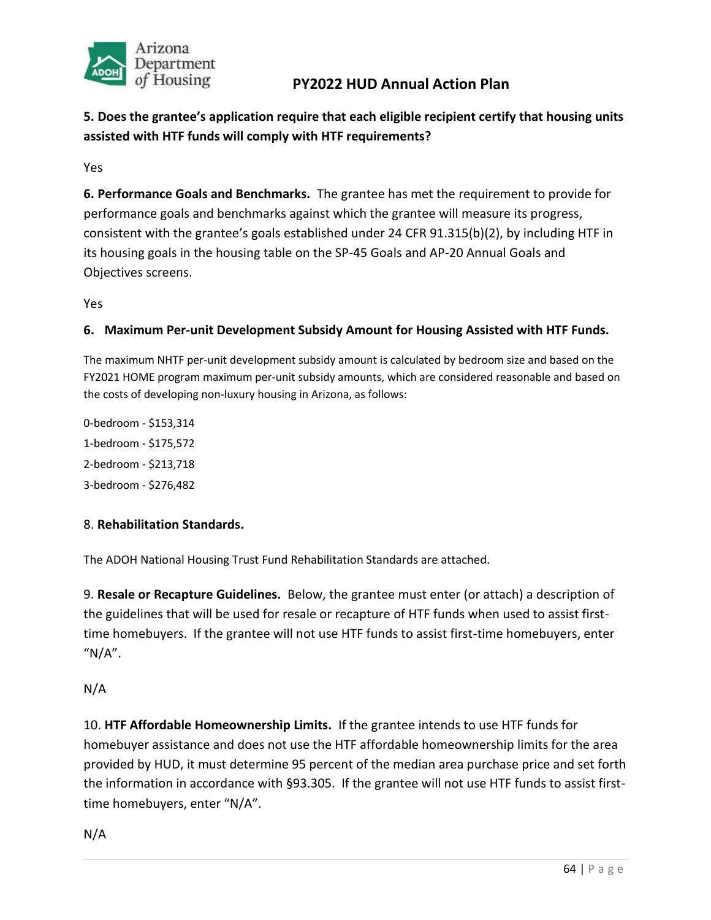**5. Does the grantee's application require that each eligible recipient certify that housing units assisted with HTF funds will comply with HTF requirements?**

Yes

**6. Performance Goals and Benchmarks.** The grantee has met the requirement to provide for performance goals and benchmarks against which the grantee will measure its progress, consistent with the grantee's goals established under 24 CFR 91.315(b)(2), by including HTF in its housing goals in the housing table on the SP-45 Goals and AP-20 Annual Goals and Objectives screens.

Yes

**6. Maximum Per-unit Development Subsidy Amount for Housing Assisted with HTF Funds.**

The maximum NHTF per-unit development subsidy amount is calculated by bedroom size and based on the FY2021 HOME program maximum per-unit subsidy amounts, which are considered reasonable and based on the costs of developing non-luxury housing in Arizona, as follows:

0-bedroom - $153,314

1-bedroom - $175,572

2-bedroom - $213,718

3-bedroom - $276,482

8. **Rehabilitation Standards.**

The ADOH National Housing Trust Fund Rehabilitation Standards are attached.

9. **Resale or Recapture Guidelines.** Below, the grantee must enter (or attach) a description of the guidelines that will be used for resale or recapture of HTF funds when used to assist first-time homebuyers. If the grantee will not use HTF funds to assist first-time homebuyers, enter "N/A".

N/A

10. **HTF Affordable Homeownership Limits.** If the grantee intends to use HTF funds for homebuyer assistance and does not use the HTF affordable homeownership limits for the area provided by HUD, it must determine 95 percent of the median area purchase price and set forth the information in accordance with §93.305. If the grantee will not use HTF funds to assist first-time homebuyers, enter "N/A".

N/A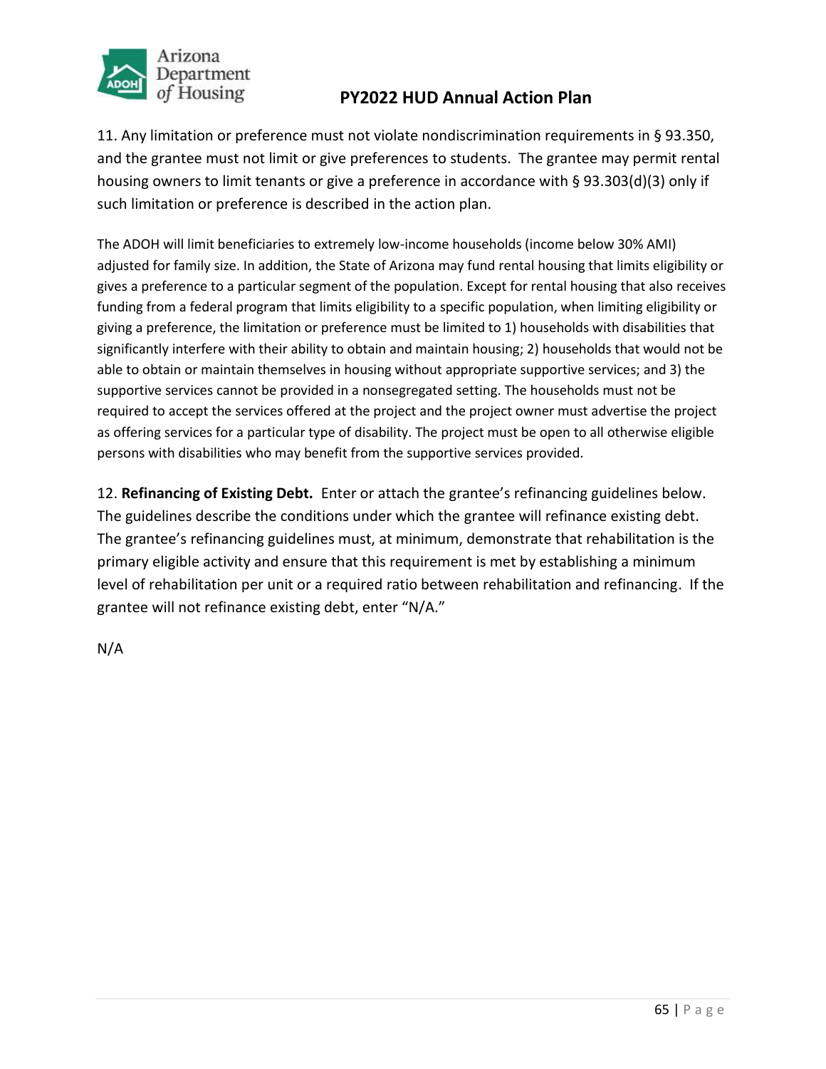11. Any limitation or preference must not violate nondiscrimination requirements in § 93.350, and the grantee must not limit or give preferences to students. The grantee may permit rental housing owners to limit tenants or give a preference in accordance with § 93.303(d)(3) only if such limitation or preference is described in the action plan.

The ADOH will limit beneficiaries to extremely low-income households (income below 30% AMI) adjusted for family size. In addition, the State of Arizona may fund rental housing that limits eligibility or gives a preference to a particular segment of the population. Except for rental housing that also receives funding from a federal program that limits eligibility to a specific population, when limiting eligibility or giving a preference, the limitation or preference must be limited to 1) households with disabilities that significantly interfere with their ability to obtain and maintain housing; 2) households that would not be able to obtain or maintain themselves in housing without appropriate supportive services; and 3) the supportive services cannot be provided in a nonsegregated setting. The households must not be required to accept the services offered at the project and the project owner must advertise the project as offering services for a particular type of disability. The project must be open to all otherwise eligible persons with disabilities who may benefit from the supportive services provided.

12. **Refinancing of Existing Debt.** Enter or attach the grantee's refinancing guidelines below. The guidelines describe the conditions under which the grantee will refinance existing debt. The grantee's refinancing guidelines must, at minimum, demonstrate that rehabilitation is the primary eligible activity and ensure that this requirement is met by establishing a minimum level of rehabilitation per unit or a required ratio between rehabilitation and refinancing. If the grantee will not refinance existing debt, enter "N/A."

N/A